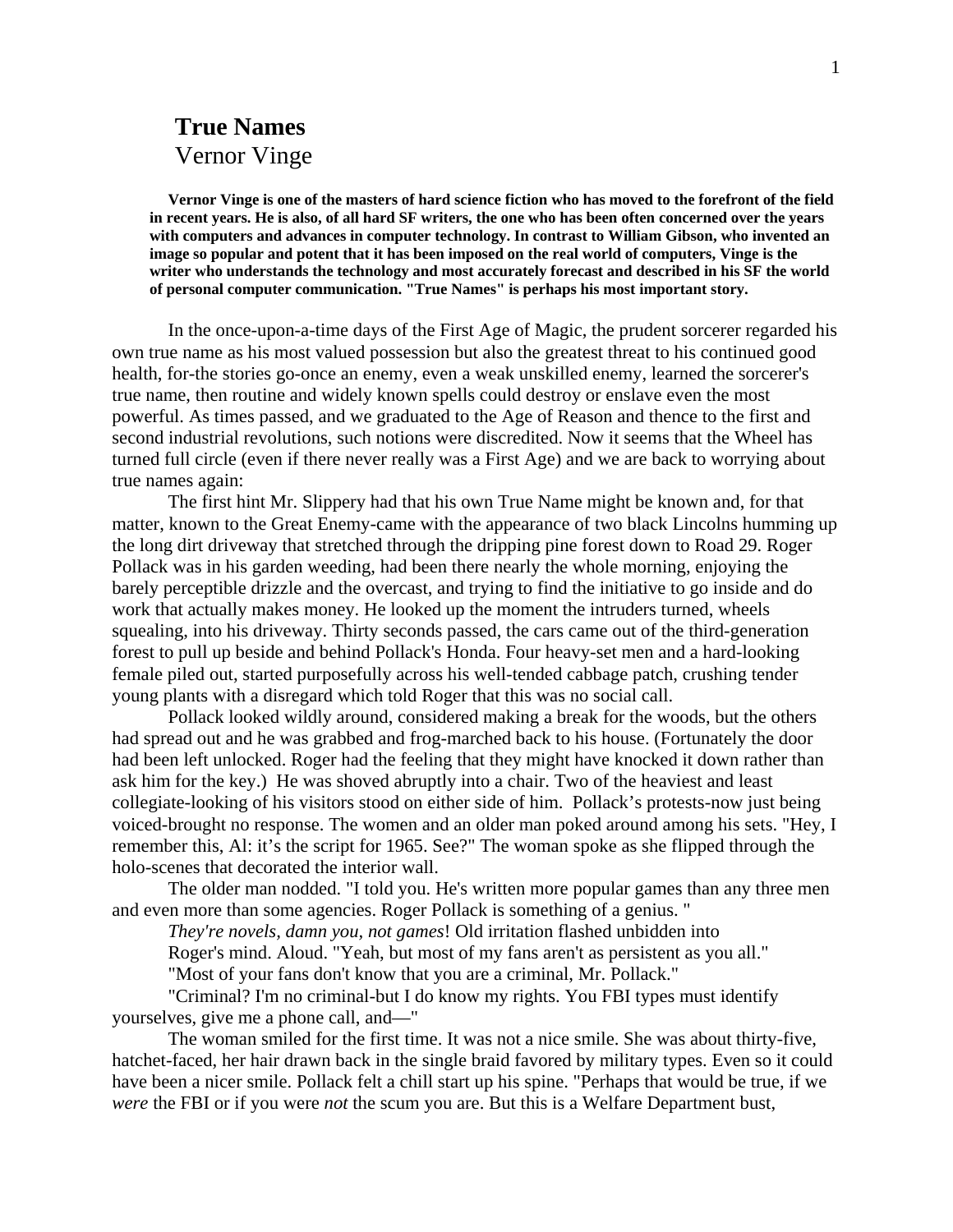# True Names

Vernor Vinge

**Vernor Vinge is one of the masters of hard science fiction who has moved to the forefront of the field in recent years. He is also, of all hard SF writers, the one who has been often concerned over the years with computers and advances in computer technology. In contrast to William Gibson, who invented an image so popular and potent that it has been imposed on the real world of computers, Vinge is the writer who understands the technology and most accurately forecast and described in his SF the world of personal computer communication. "True Names" is perhaps his most important story.**

In the once-upon-a-time days of the First Age of Magic, the prudent sorcerer regarded his own true name as his most valued possession but also the greatest threat to his continued good health, for-the stories go-once an enemy, even a weak unskilled enemy, learned the sorcerer's true name, then routine and widely known spells could destroy or enslave even the most powerful. As times passed, and we graduated to the Age of Reason and thence to the first and second industrial revolutions, such notions were discredited. Now it seems that the Wheel has turned full circle (even if there never really was a First Age) and we are back to worrying about true names again:

The first hint Mr. Slippery had that his own True Name might be known and, for that matter, known to the Great Enemy-came with the appearance of two black Lincolns humming up the long dirt driveway that stretched through the dripping pine forest down to Road 29. Roger Pollack was in his garden weeding, had been there nearly the whole morning, enjoying the barely perceptible drizzle and the overcast, and trying to find the initiative to go inside and do work that actually makes money. He looked up the moment the intruders turned, wheels squealing, into his driveway. Thirty seconds passed, the cars came out of the third-generation forest to pull up beside and behind Pollack's Honda. Four heavy-set men and a hard-looking female piled out, started purposefully across his well-tended cabbage patch, crushing tender young plants with a disregard which told Roger that this was no social call.

Pollack looked wildly around, considered making a break for the woods, but the others had spread out and he was grabbed and frog-marched back to his house. (Fortunately the door had been left unlocked. Roger had the feeling that they might have knocked it down rather than ask him for the key.) He was shoved abruptly into a chair. Two of the heaviest and least collegiate-looking of his visitors stood on either side of him. Pollack's protests-now just being voiced-brought no response. The women and an older man poked around among his sets. "Hey, I remember this, Al: it's the script for 1965. See?" The woman spoke as she flipped through the holo-scenes that decorated the interior wall.

The older man nodded. "I told you. He's written more popular games than any three men and even more than some agencies. Roger Pollack is something of a genius. "

*They're novels, damn you, not games*! Old irritation flashed unbidden into Roger's mind. Aloud. "Yeah, but most of my fans aren't as persistent as you all."

"Most of your fans don't know that you are a criminal, Mr. Pollack."

"Criminal? I'm no criminal-but I do know my rights. You FBI types must identify yourselves, give me a phone call, and—"

The woman smiled for the first time. It was not a nice smile. She was about thirty-five, hatchet-faced, her hair drawn back in the single braid favored by military types. Even so it could have been a nicer smile. Pollack felt a chill start up his spine. "Perhaps that would be true, if we *were* the FBI or if you were *not* the scum you are. But this is a Welfare Department bust,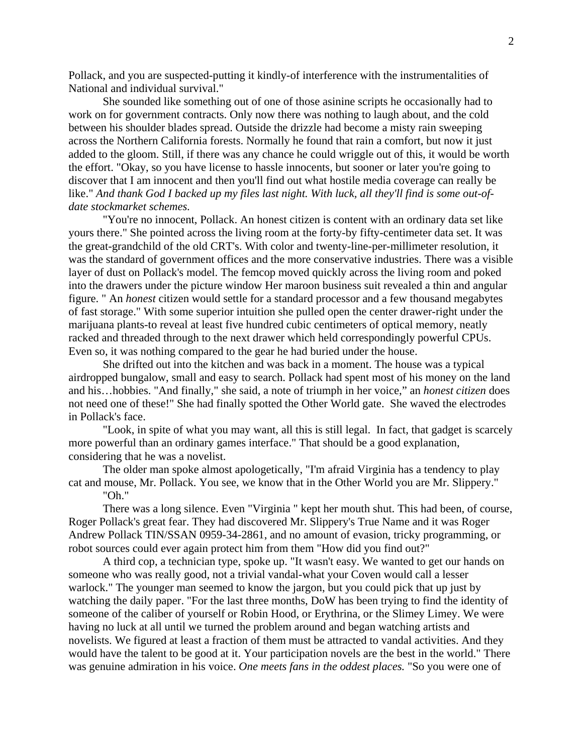Pollack, and you are suspected-putting it kindly-of interference with the instrumentalities of National and individual survival."

She sounded like something out of one of those asinine scripts he occasionally had to work on for government contracts. Only now there was nothing to laugh about, and the cold between his shoulder blades spread. Outside the drizzle had become a misty rain sweeping across the Northern California forests. Normally he found that rain a comfort, but now it just added to the gloom. Still, if there was any chance he could wriggle out of this, it would be worth the effort. "Okay, so you have license to hassle innocents, but sooner or later you're going to discover that I am innocent and then you'll find out what hostile media coverage can really be like." *And thank God I backed up my files last night. With luck, all they'll find is some out-of-date stockmarket schemes.*

"You're no innocent, Pollack. An honest citizen is content with an ordinary data set like yours there." She pointed across the living room at the forty-by fifty-centimeter data set. It was the great-grandchild of the old CRT's. With color and twenty-line-per-millimeter resolution, it was the standard of government offices and the more conservative industries. There was a visible layer of dust on Pollack's model. The femcop moved quickly across the living room and poked into the drawers under the picture window Her maroon business suit revealed a thin and angular figure. " An *honest* citizen would settle for a standard processor and a few thousand megabytes of fast storage." With some superior intuition she pulled open the center drawer-right under the marijuana plants-to reveal at least five hundred cubic centimeters of optical memory, neatly racked and threaded through to the next drawer which held correspondingly powerful CPUs. Even so, it was nothing compared to the gear he had buried under the house.

She drifted out into the kitchen and was back in a moment. The house was a typical airdropped bungalow, small and easy to search. Pollack had spent most of his money on the land and his…hobbies. "And finally," she said, a note of triumph in her voice," an *honest citizen* does not need one of these!" She had finally spotted the Other World gate. She waved the electrodes in Pollack's face.

"Look, in spite of what you may want, all this is still legal. In fact, that gadget is scarcely more powerful than an ordinary games interface." That should be a good explanation, considering that he was a novelist.

The older man spoke almost apologetically, "I'm afraid Virginia has a tendency to play cat and mouse, Mr. Pollack. You see, we know that in the Other World you are Mr. Slippery."

"Oh."

There was a long silence. Even "Virginia " kept her mouth shut. This had been, of course, Roger Pollack's great fear. They had discovered Mr. Slippery's True Name and it was Roger Andrew Pollack TIN/SSAN 0959-34-2861, and no amount of evasion, tricky programming, or robot sources could ever again protect him from them "How did you find out?"

A third cop, a technician type, spoke up. "It wasn't easy. We wanted to get our hands on someone who was really good, not a trivial vandal-what your Coven would call a lesser warlock." The younger man seemed to know the jargon, but you could pick that up just by watching the daily paper. "For the last three months, DoW has been trying to find the identity of someone of the caliber of yourself or Robin Hood, or Erythrina, or the Slimey Limey. We were having no luck at all until we turned the problem around and began watching artists and novelists. We figured at least a fraction of them must be attracted to vandal activities. And they would have the talent to be good at it. Your participation novels are the best in the world." There was genuine admiration in his voice. *One meets fans in the oddest places.* "So you were one of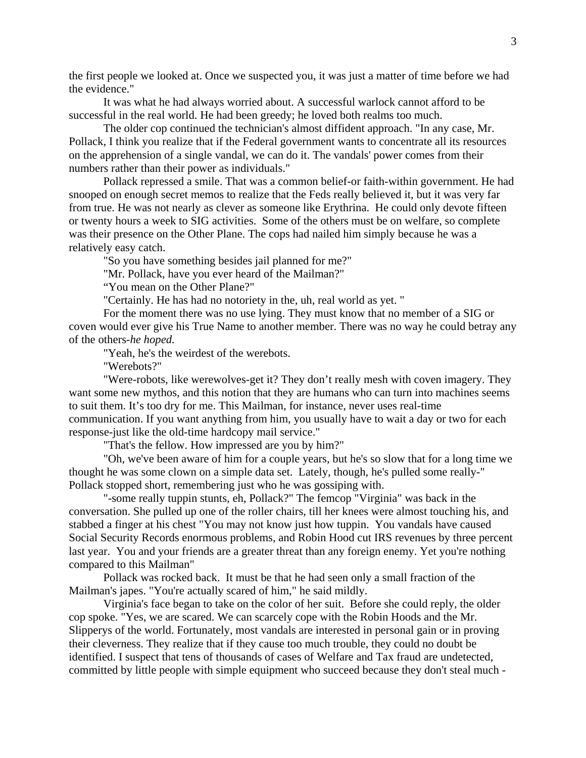the first people we looked at. Once we suspected you, it was just a matter of time before we had the evidence."

It was what he had always worried about. A successful warlock cannot afford to be successful in the real world. He had been greedy; he loved both realms too much.

The older cop continued the technician's almost diffident approach. "In any case, Mr. Pollack, I think you realize that if the Federal government wants to concentrate all its resources on the apprehension of a single vandal, we can do it. The vandals' power comes from their numbers rather than their power as individuals."

Pollack repressed a smile. That was a common belief-or faith-within government. He had snooped on enough secret memos to realize that the Feds really believed it, but it was very far from true. He was not nearly as clever as someone like Erythrina. He could only devote fifteen or twenty hours a week to SIG activities. Some of the others must be on welfare, so complete was their presence on the Other Plane. The cops had nailed him simply because he was a relatively easy catch.

"So you have something besides jail planned for me?"

"Mr. Pollack, have you ever heard of the Mailman?"

"You mean on the Other Plane?"

"Certainly. He has had no notoriety in the, uh, real world as yet. "

For the moment there was no use lying. They must know that no member of a SIG or coven would ever give his True Name to another member. There was no way he could betray any of the others-*he hoped.*

"Yeah, he's the weirdest of the werebots.

"Werebots?"

"Were-robots, like werewolves-get it? They don't really mesh with coven imagery. They want some new mythos, and this notion that they are humans who can turn into machines seems to suit them. It's too dry for me. This Mailman, for instance, never uses real-time communication. If you want anything from him, you usually have to wait a day or two for each response-just like the old-time hardcopy mail service."

"That's the fellow. How impressed are you by him?"

"Oh, we've been aware of him for a couple years, but he's so slow that for a long time we thought he was some clown on a simple data set. Lately, though, he's pulled some really-" Pollack stopped short, remembering just who he was gossiping with.

"-some really tuppin stunts, eh, Pollack?" The femcop "Virginia" was back in the conversation. She pulled up one of the roller chairs, till her knees were almost touching his, and stabbed a finger at his chest "You may not know just how tuppin. You vandals have caused Social Security Records enormous problems, and Robin Hood cut IRS revenues by three percent last year. You and your friends are a greater threat than any foreign enemy. Yet you're nothing compared to this Mailman"

Pollack was rocked back. It must be that he had seen only a small fraction of the Mailman's japes. "You're actually scared of him," he said mildly.

Virginia's face began to take on the color of her suit. Before she could reply, the older cop spoke. "Yes, we are scared. We can scarcely cope with the Robin Hoods and the Mr. Slipperys of the world. Fortunately, most vandals are interested in personal gain or in proving their cleverness. They realize that if they cause too much trouble, they could no doubt be identified. I suspect that tens of thousands of cases of Welfare and Tax fraud are undetected, committed by little people with simple equipment who succeed because they don't steal much -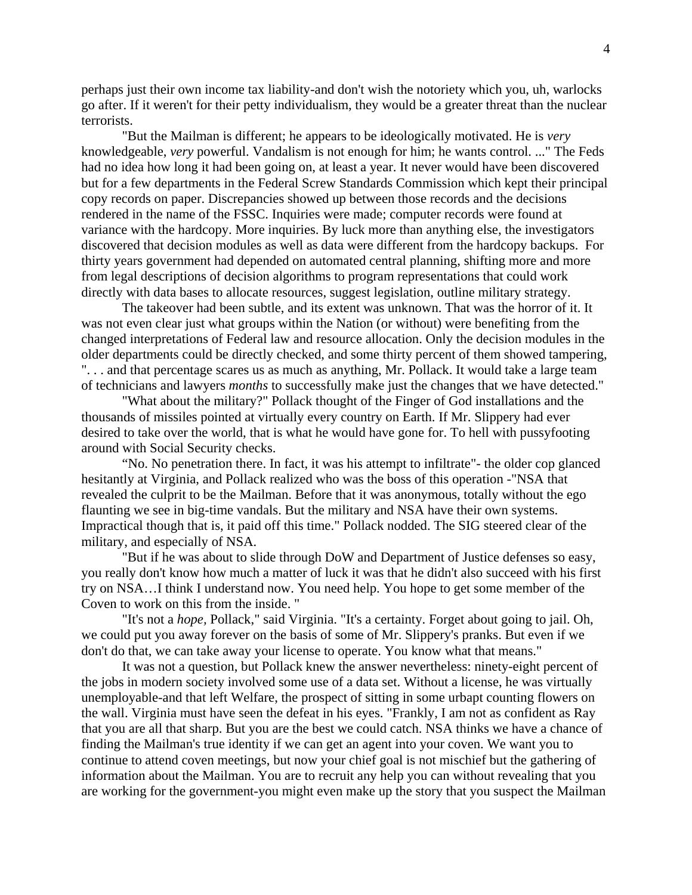perhaps just their own income tax liability-and don't wish the notoriety which you, uh, warlocks go after. If it weren't for their petty individualism, they would be a greater threat than the nuclear terrorists.

"But the Mailman is different; he appears to be ideologically motivated. He is *very* knowledgeable, *very* powerful. Vandalism is not enough for him; he wants control. ..." The Feds had no idea how long it had been going on, at least a year. It never would have been discovered but for a few departments in the Federal Screw Standards Commission which kept their principal copy records on paper. Discrepancies showed up between those records and the decisions rendered in the name of the FSSC. Inquiries were made; computer records were found at variance with the hardcopy. More inquiries. By luck more than anything else, the investigators discovered that decision modules as well as data were different from the hardcopy backups. For thirty years government had depended on automated central planning, shifting more and more from legal descriptions of decision algorithms to program representations that could work directly with data bases to allocate resources, suggest legislation, outline military strategy.

The takeover had been subtle, and its extent was unknown. That was the horror of it. It was not even clear just what groups within the Nation (or without) were benefiting from the changed interpretations of Federal law and resource allocation. Only the decision modules in the older departments could be directly checked, and some thirty percent of them showed tampering, ". . . and that percentage scares us as much as anything, Mr. Pollack. It would take a large team of technicians and lawyers *months* to successfully make just the changes that we have detected."

"What about the military?" Pollack thought of the Finger of God installations and the thousands of missiles pointed at virtually every country on Earth. If Mr. Slippery had ever desired to take over the world, that is what he would have gone for. To hell with pussyfooting around with Social Security checks.

"No. No penetration there. In fact, it was his attempt to infiltrate"- the older cop glanced hesitantly at Virginia, and Pollack realized who was the boss of this operation -"NSA that revealed the culprit to be the Mailman. Before that it was anonymous, totally without the ego flaunting we see in big-time vandals. But the military and NSA have their own systems. Impractical though that is, it paid off this time." Pollack nodded. The SIG steered clear of the military, and especially of NSA.

"But if he was about to slide through DoW and Department of Justice defenses so easy, you really don't know how much a matter of luck it was that he didn't also succeed with his first try on NSA…I think I understand now. You need help. You hope to get some member of the Coven to work on this from the inside. "

"It's not a *hope,* Pollack," said Virginia. "It's a certainty. Forget about going to jail. Oh, we could put you away forever on the basis of some of Mr. Slippery's pranks. But even if we don't do that, we can take away your license to operate. You know what that means."

It was not a question, but Pollack knew the answer nevertheless: ninety-eight percent of the jobs in modern society involved some use of a data set. Without a license, he was virtually unemployable-and that left Welfare, the prospect of sitting in some urbapt counting flowers on the wall. Virginia must have seen the defeat in his eyes. "Frankly, I am not as confident as Ray that you are all that sharp. But you are the best we could catch. NSA thinks we have a chance of finding the Mailman's true identity if we can get an agent into your coven. We want you to continue to attend coven meetings, but now your chief goal is not mischief but the gathering of information about the Mailman. You are to recruit any help you can without revealing that you are working for the government-you might even make up the story that you suspect the Mailman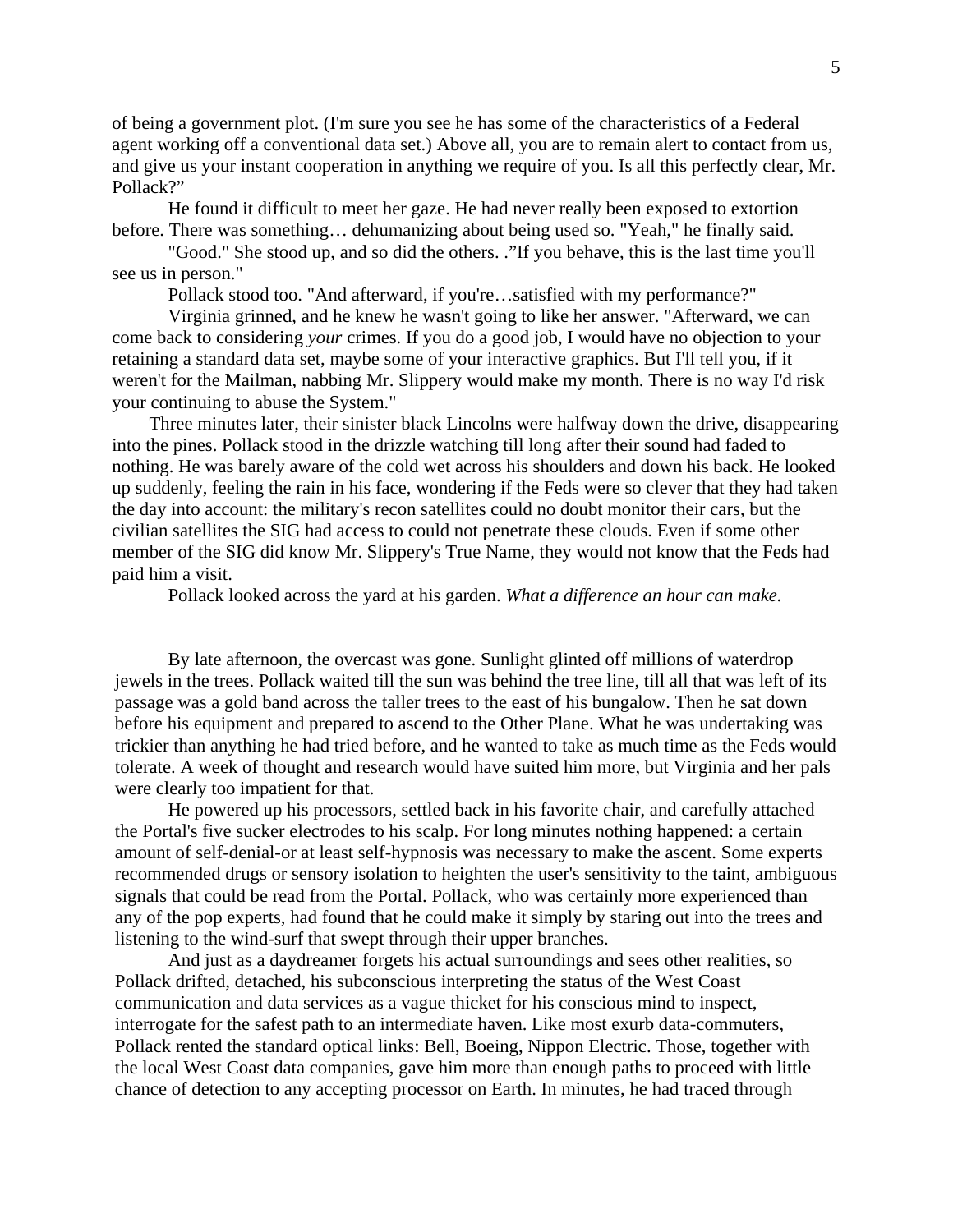of being a government plot. (I'm sure you see he has some of the characteristics of a Federal agent working off a conventional data set.) Above all, you are to remain alert to contact from us, and give us your instant cooperation in anything we require of you. Is all this perfectly clear, Mr. Pollack?"

He found it difficult to meet her gaze. He had never really been exposed to extortion before. There was something… dehumanizing about being used so. "Yeah," he finally said.

"Good." She stood up, and so did the others. ."If you behave, this is the last time you'll see us in person."

Pollack stood too. "And afterward, if you're…satisfied with my performance?"

Virginia grinned, and he knew he wasn't going to like her answer. "Afterward, we can come back to considering *your* crimes. If you do a good job, I would have no objection to your retaining a standard data set, maybe some of your interactive graphics. But I'll tell you, if it weren't for the Mailman, nabbing Mr. Slippery would make my month. There is no way I'd risk your continuing to abuse the System."

Three minutes later, their sinister black Lincolns were halfway down the drive, disappearing into the pines. Pollack stood in the drizzle watching till long after their sound had faded to nothing. He was barely aware of the cold wet across his shoulders and down his back. He looked up suddenly, feeling the rain in his face, wondering if the Feds were so clever that they had taken the day into account: the military's recon satellites could no doubt monitor their cars, but the civilian satellites the SIG had access to could not penetrate these clouds. Even if some other member of the SIG did know Mr. Slippery's True Name, they would not know that the Feds had paid him a visit.

Pollack looked across the yard at his garden. *What a difference an hour can make.*

By late afternoon, the overcast was gone. Sunlight glinted off millions of waterdrop jewels in the trees. Pollack waited till the sun was behind the tree line, till all that was left of its passage was a gold band across the taller trees to the east of his bungalow. Then he sat down before his equipment and prepared to ascend to the Other Plane. What he was undertaking was trickier than anything he had tried before, and he wanted to take as much time as the Feds would tolerate. A week of thought and research would have suited him more, but Virginia and her pals were clearly too impatient for that.

He powered up his processors, settled back in his favorite chair, and carefully attached the Portal's five sucker electrodes to his scalp. For long minutes nothing happened: a certain amount of self-denial-or at least self-hypnosis was necessary to make the ascent. Some experts recommended drugs or sensory isolation to heighten the user's sensitivity to the taint, ambiguous signals that could be read from the Portal. Pollack, who was certainly more experienced than any of the pop experts, had found that he could make it simply by staring out into the trees and listening to the wind-surf that swept through their upper branches.

And just as a daydreamer forgets his actual surroundings and sees other realities, so Pollack drifted, detached, his subconscious interpreting the status of the West Coast communication and data services as a vague thicket for his conscious mind to inspect, interrogate for the safest path to an intermediate haven. Like most exurb data-commuters, Pollack rented the standard optical links: Bell, Boeing, Nippon Electric. Those, together with the local West Coast data companies, gave him more than enough paths to proceed with little chance of detection to any accepting processor on Earth. In minutes, he had traced through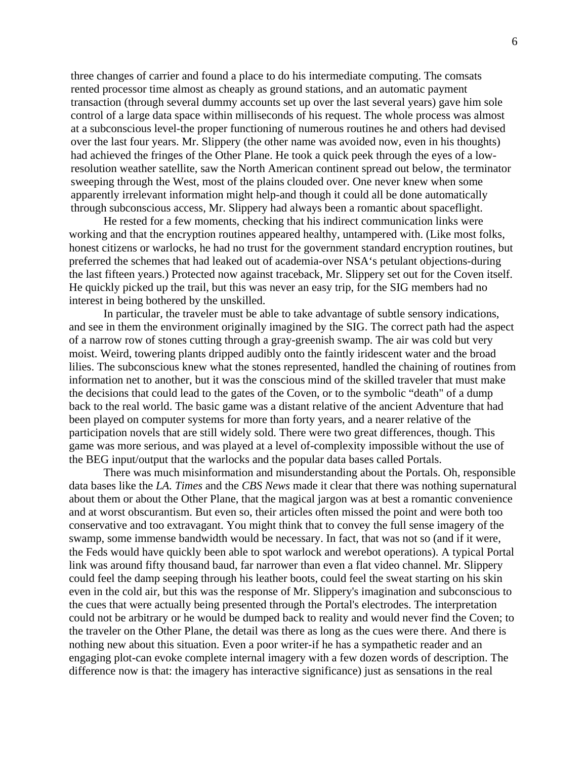three changes of carrier and found a place to do his intermediate computing. The comsats rented processor time almost as cheaply as ground stations, and an automatic payment transaction (through several dummy accounts set up over the last several years) gave him sole control of a large data space within milliseconds of his request. The whole process was almost at a subconscious level-the proper functioning of numerous routines he and others had devised over the last four years. Mr. Slippery (the other name was avoided now, even in his thoughts) had achieved the fringes of the Other Plane. He took a quick peek through the eyes of a low-resolution weather satellite, saw the North American continent spread out below, the terminator sweeping through the West, most of the plains clouded over. One never knew when some apparently irrelevant information might help-and though it could all be done automatically through subconscious access, Mr. Slippery had always been a romantic about spaceflight.

He rested for a few moments, checking that his indirect communication links were working and that the encryption routines appeared healthy, untampered with. (Like most folks, honest citizens or warlocks, he had no trust for the government standard encryption routines, but preferred the schemes that had leaked out of academia-over NSA's petulant objections-during the last fifteen years.) Protected now against traceback, Mr. Slippery set out for the Coven itself. He quickly picked up the trail, but this was never an easy trip, for the SIG members had no interest in being bothered by the unskilled.

In particular, the traveler must be able to take advantage of subtle sensory indications, and see in them the environment originally imagined by the SIG. The correct path had the aspect of a narrow row of stones cutting through a gray-greenish swamp. The air was cold but very moist. Weird, towering plants dripped audibly onto the faintly iridescent water and the broad lilies. The subconscious knew what the stones represented, handled the chaining of routines from information net to another, but it was the conscious mind of the skilled traveler that must make the decisions that could lead to the gates of the Coven, or to the symbolic "death" of a dump back to the real world. The basic game was a distant relative of the ancient Adventure that had been played on computer systems for more than forty years, and a nearer relative of the participation novels that are still widely sold. There were two great differences, though. This game was more serious, and was played at a level of-complexity impossible without the use of the BEG input/output that the warlocks and the popular data bases called Portals.

There was much misinformation and misunderstanding about the Portals. Oh, responsible data bases like the *LA. Times* and the *CBS News* made it clear that there was nothing supernatural about them or about the Other Plane, that the magical jargon was at best a romantic convenience and at worst obscurantism. But even so, their articles often missed the point and were both too conservative and too extravagant. You might think that to convey the full sense imagery of the swamp, some immense bandwidth would be necessary. In fact, that was not so (and if it were, the Feds would have quickly been able to spot warlock and werebot operations). A typical Portal link was around fifty thousand baud, far narrower than even a flat video channel. Mr. Slippery could feel the damp seeping through his leather boots, could feel the sweat starting on his skin even in the cold air, but this was the response of Mr. Slippery's imagination and subconscious to the cues that were actually being presented through the Portal's electrodes. The interpretation could not be arbitrary or he would be dumped back to reality and would never find the Coven; to the traveler on the Other Plane, the detail was there as long as the cues were there. And there is nothing new about this situation. Even a poor writer-if he has a sympathetic reader and an engaging plot-can evoke complete internal imagery with a few dozen words of description. The difference now is that: the imagery has interactive significance) just as sensations in the real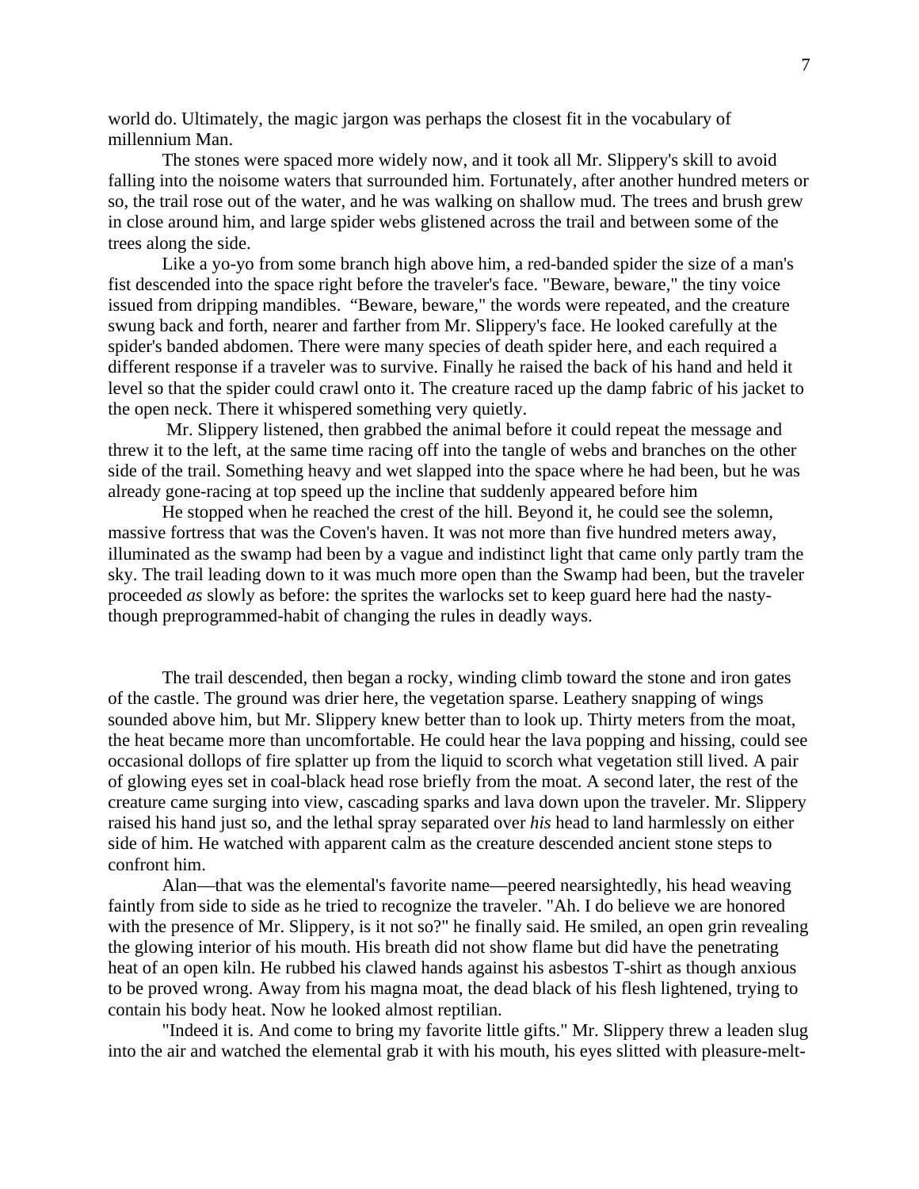world do. Ultimately, the magic jargon was perhaps the closest fit in the vocabulary of millennium Man.

The stones were spaced more widely now, and it took all Mr. Slippery's skill to avoid falling into the noisome waters that surrounded him. Fortunately, after another hundred meters or so, the trail rose out of the water, and he was walking on shallow mud. The trees and brush grew in close around him, and large spider webs glistened across the trail and between some of the trees along the side.

Like a yo-yo from some branch high above him, a red-banded spider the size of a man's fist descended into the space right before the traveler's face. "Beware, beware," the tiny voice issued from dripping mandibles. "Beware, beware," the words were repeated, and the creature swung back and forth, nearer and farther from Mr. Slippery's face. He looked carefully at the spider's banded abdomen. There were many species of death spider here, and each required a different response if a traveler was to survive. Finally he raised the back of his hand and held it level so that the spider could crawl onto it. The creature raced up the damp fabric of his jacket to the open neck. There it whispered something very quietly.

Mr. Slippery listened, then grabbed the animal before it could repeat the message and threw it to the left, at the same time racing off into the tangle of webs and branches on the other side of the trail. Something heavy and wet slapped into the space where he had been, but he was already gone-racing at top speed up the incline that suddenly appeared before him

He stopped when he reached the crest of the hill. Beyond it, he could see the solemn, massive fortress that was the Coven's haven. It was not more than five hundred meters away, illuminated as the swamp had been by a vague and indistinct light that came only partly tram the sky. The trail leading down to it was much more open than the Swamp had been, but the traveler proceeded *as* slowly as before: the sprites the warlocks set to keep guard here had the nasty-though preprogrammed-habit of changing the rules in deadly ways.

The trail descended, then began a rocky, winding climb toward the stone and iron gates of the castle. The ground was drier here, the vegetation sparse. Leathery snapping of wings sounded above him, but Mr. Slippery knew better than to look up. Thirty meters from the moat, the heat became more than uncomfortable. He could hear the lava popping and hissing, could see occasional dollops of fire splatter up from the liquid to scorch what vegetation still lived. A pair of glowing eyes set in coal-black head rose briefly from the moat. A second later, the rest of the creature came surging into view, cascading sparks and lava down upon the traveler. Mr. Slippery raised his hand just so, and the lethal spray separated over *his* head to land harmlessly on either side of him. He watched with apparent calm as the creature descended ancient stone steps to confront him.

Alan—that was the elemental's favorite name—peered nearsightedly, his head weaving faintly from side to side as he tried to recognize the traveler. "Ah. I do believe we are honored with the presence of Mr. Slippery, is it not so?" he finally said. He smiled, an open grin revealing the glowing interior of his mouth. His breath did not show flame but did have the penetrating heat of an open kiln. He rubbed his clawed hands against his asbestos T-shirt as though anxious to be proved wrong. Away from his magna moat, the dead black of his flesh lightened, trying to contain his body heat. Now he looked almost reptilian.

"Indeed it is. And come to bring my favorite little gifts." Mr. Slippery threw a leaden slug into the air and watched the elemental grab it with his mouth, his eyes slitted with pleasure-melt-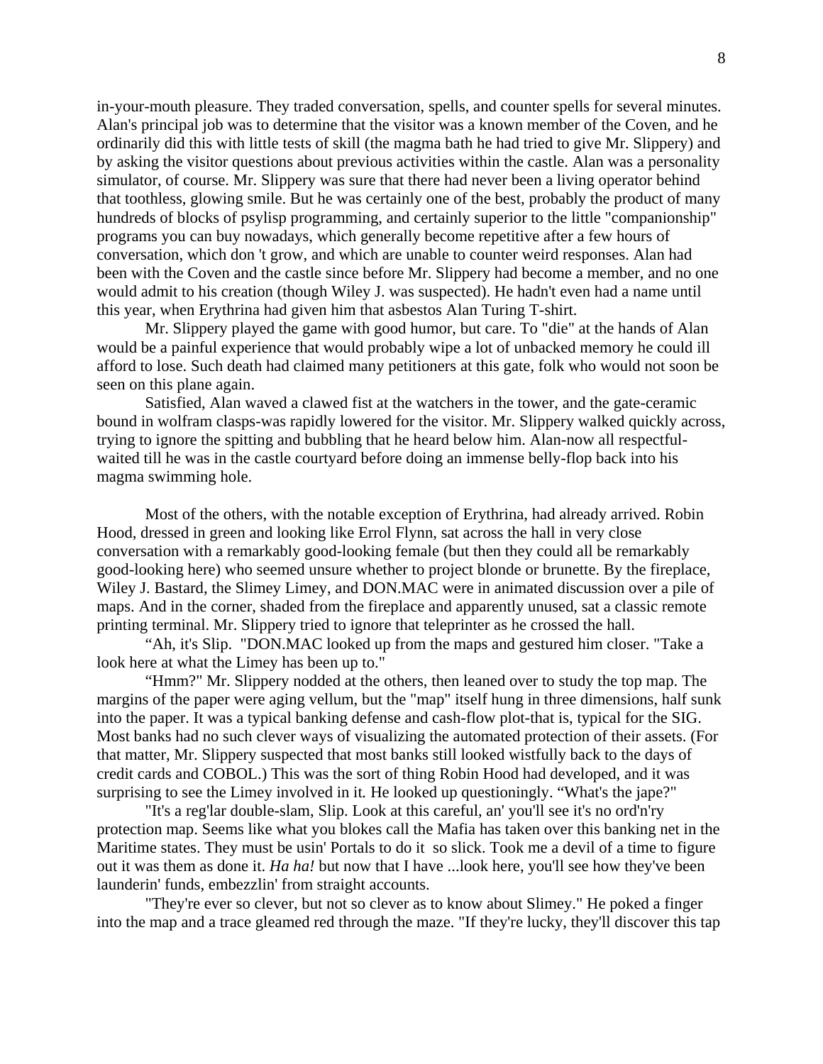in-your-mouth pleasure. They traded conversation, spells, and counter spells for several minutes. Alan's principal job was to determine that the visitor was a known member of the Coven, and he ordinarily did this with little tests of skill (the magma bath he had tried to give Mr. Slippery) and by asking the visitor questions about previous activities within the castle. Alan was a personality simulator, of course. Mr. Slippery was sure that there had never been a living operator behind that toothless, glowing smile. But he was certainly one of the best, probably the product of many hundreds of blocks of psylisp programming, and certainly superior to the little "companionship" programs you can buy nowadays, which generally become repetitive after a few hours of conversation, which don 't grow, and which are unable to counter weird responses. Alan had been with the Coven and the castle since before Mr. Slippery had become a member, and no one would admit to his creation (though Wiley J. was suspected). He hadn't even had a name until this year, when Erythrina had given him that asbestos Alan Turing T-shirt.

Mr. Slippery played the game with good humor, but care. To "die" at the hands of Alan would be a painful experience that would probably wipe a lot of unbacked memory he could ill afford to lose. Such death had claimed many petitioners at this gate, folk who would not soon be seen on this plane again.

Satisfied, Alan waved a clawed fist at the watchers in the tower, and the gate-ceramic bound in wolfram clasps-was rapidly lowered for the visitor. Mr. Slippery walked quickly across, trying to ignore the spitting and bubbling that he heard below him. Alan-now all respectful-waited till he was in the castle courtyard before doing an immense belly-flop back into his magma swimming hole.

Most of the others, with the notable exception of Erythrina, had already arrived. Robin Hood, dressed in green and looking like Errol Flynn, sat across the hall in very close conversation with a remarkably good-looking female (but then they could all be remarkably good-looking here) who seemed unsure whether to project blonde or brunette. By the fireplace, Wiley J. Bastard, the Slimey Limey, and DON.MAC were in animated discussion over a pile of maps. And in the corner, shaded from the fireplace and apparently unused, sat a classic remote printing terminal. Mr. Slippery tried to ignore that teleprinter as he crossed the hall.

"Ah, it's Slip. "DON.MAC looked up from the maps and gestured him closer. "Take a look here at what the Limey has been up to."

"Hmm?" Mr. Slippery nodded at the others, then leaned over to study the top map. The margins of the paper were aging vellum, but the "map" itself hung in three dimensions, half sunk into the paper. It was a typical banking defense and cash-flow plot-that is, typical for the SIG. Most banks had no such clever ways of visualizing the automated protection of their assets. (For that matter, Mr. Slippery suspected that most banks still looked wistfully back to the days of credit cards and COBOL.) This was the sort of thing Robin Hood had developed, and it was surprising to see the Limey involved in it. He looked up questioningly. "What's the jape?"

"It's a reg'lar double-slam, Slip. Look at this careful, an' you'll see it's no ord'n'ry protection map. Seems like what you blokes call the Mafia has taken over this banking net in the Maritime states. They must be usin' Portals to do it so slick. Took me a devil of a time to figure out it was them as done it. *Ha ha!* but now that I have ...look here, you'll see how they've been launderin' funds, embezzlin' from straight accounts.

"They're ever so clever, but not so clever as to know about Slimey." He poked a finger into the map and a trace gleamed red through the maze. "If they're lucky, they'll discover this tap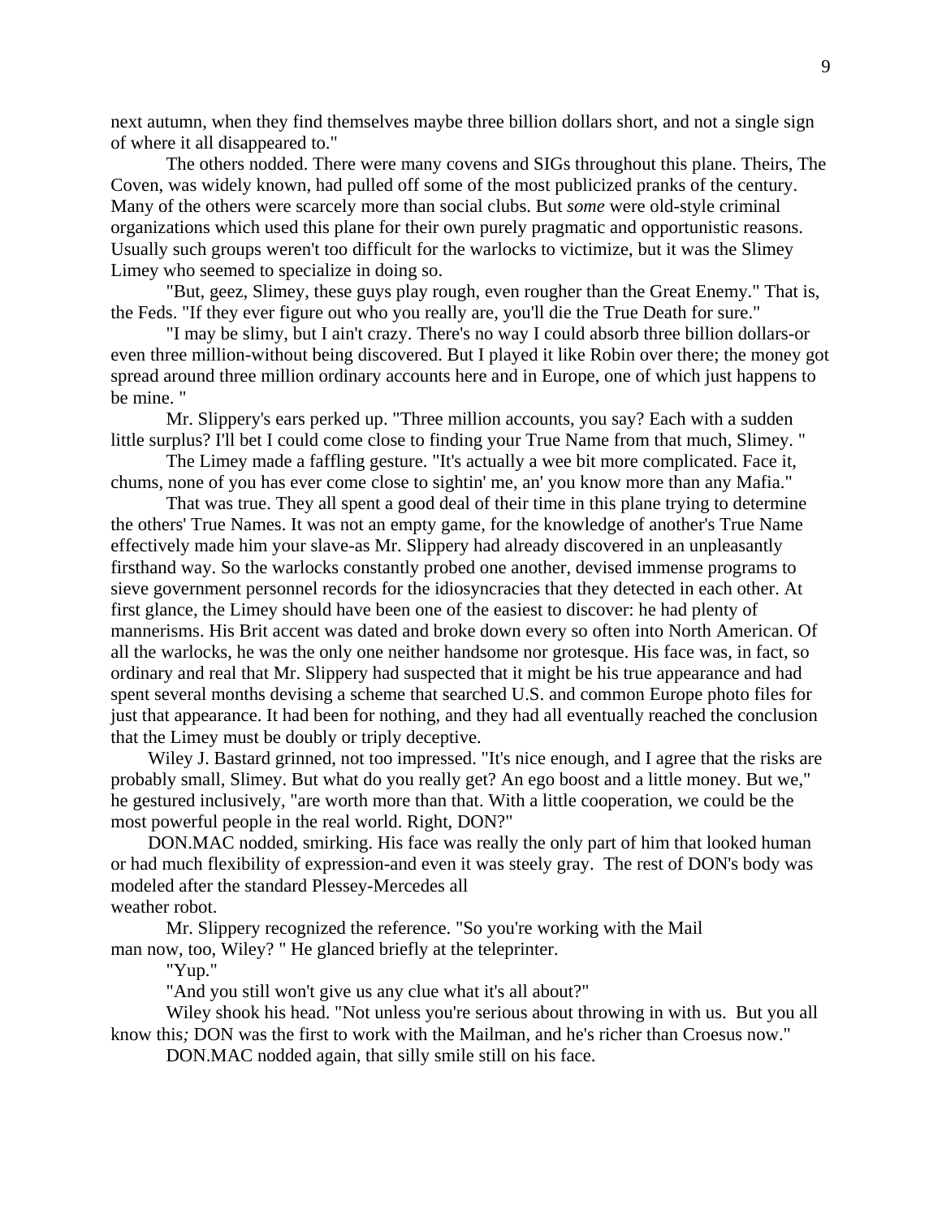next autumn, when they find themselves maybe three billion dollars short, and not a single sign of where it all disappeared to."

The others nodded. There were many covens and SIGs throughout this plane. Theirs, The Coven, was widely known, had pulled off some of the most publicized pranks of the century. Many of the others were scarcely more than social clubs. But *some* were old-style criminal organizations which used this plane for their own purely pragmatic and opportunistic reasons. Usually such groups weren't too difficult for the warlocks to victimize, but it was the Slimey Limey who seemed to specialize in doing so.

"But, geez, Slimey, these guys play rough, even rougher than the Great Enemy." That is, the Feds. "If they ever figure out who you really are, you'll die the True Death for sure."

"I may be slimy, but I ain't crazy. There's no way I could absorb three billion dollars-or even three million-without being discovered. But I played it like Robin over there; the money got spread around three million ordinary accounts here and in Europe, one of which just happens to be mine. "

Mr. Slippery's ears perked up. "Three million accounts, you say? Each with a sudden little surplus? I'll bet I could come close to finding your True Name from that much, Slimey. "

The Limey made a faffling gesture. "It's actually a wee bit more complicated. Face it, chums, none of you has ever come close to sightin' me, an' you know more than any Mafia."

That was true. They all spent a good deal of their time in this plane trying to determine the others' True Names. It was not an empty game, for the knowledge of another's True Name effectively made him your slave-as Mr. Slippery had already discovered in an unpleasantly firsthand way. So the warlocks constantly probed one another, devised immense programs to sieve government personnel records for the idiosyncracies that they detected in each other. At first glance, the Limey should have been one of the easiest to discover: he had plenty of mannerisms. His Brit accent was dated and broke down every so often into North American. Of all the warlocks, he was the only one neither handsome nor grotesque. His face was, in fact, so ordinary and real that Mr. Slippery had suspected that it might be his true appearance and had spent several months devising a scheme that searched U.S. and common Europe photo files for just that appearance. It had been for nothing, and they had all eventually reached the conclusion that the Limey must be doubly or triply deceptive.

Wiley J. Bastard grinned, not too impressed. "It's nice enough, and I agree that the risks are probably small, Slimey. But what do you really get? An ego boost and a little money. But we," he gestured inclusively, "are worth more than that. With a little cooperation, we could be the most powerful people in the real world. Right, DON?"

DON.MAC nodded, smirking. His face was really the only part of him that looked human or had much flexibility of expression-and even it was steely gray. The rest of DON's body was modeled after the standard Plessey-Mercedes all weather robot.

Mr. Slippery recognized the reference. "So you're working with the Mail man now, too, Wiley? " He glanced briefly at the teleprinter.

"Yup."

"And you still won't give us any clue what it's all about?"

Wiley shook his head. "Not unless you're serious about throwing in with us. But you all know this*;* DON was the first to work with the Mailman, and he's richer than Croesus now."

DON.MAC nodded again, that silly smile still on his face.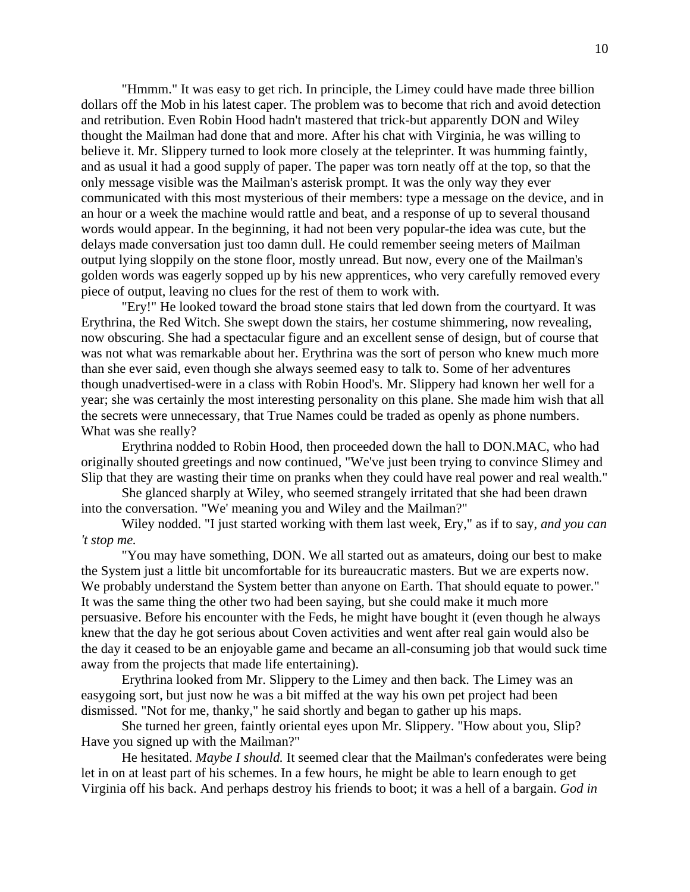"Hmmm." It was easy to get rich. In principle, the Limey could have made three billion dollars off the Mob in his latest caper. The problem was to become that rich and avoid detection and retribution. Even Robin Hood hadn't mastered that trick-but apparently DON and Wiley thought the Mailman had done that and more. After his chat with Virginia, he was willing to believe it. Mr. Slippery turned to look more closely at the teleprinter. It was humming faintly, and as usual it had a good supply of paper. The paper was torn neatly off at the top, so that the only message visible was the Mailman's asterisk prompt. It was the only way they ever communicated with this most mysterious of their members: type a message on the device, and in an hour or a week the machine would rattle and beat, and a response of up to several thousand words would appear. In the beginning, it had not been very popular-the idea was cute, but the delays made conversation just too damn dull. He could remember seeing meters of Mailman output lying sloppily on the stone floor, mostly unread. But now, every one of the Mailman's golden words was eagerly sopped up by his new apprentices, who very carefully removed every piece of output, leaving no clues for the rest of them to work with.

"Ery!" He looked toward the broad stone stairs that led down from the courtyard. It was Erythrina, the Red Witch. She swept down the stairs, her costume shimmering, now revealing, now obscuring. She had a spectacular figure and an excellent sense of design, but of course that was not what was remarkable about her. Erythrina was the sort of person who knew much more than she ever said, even though she always seemed easy to talk to. Some of her adventures though unadvertised-were in a class with Robin Hood's. Mr. Slippery had known her well for a year; she was certainly the most interesting personality on this plane. She made him wish that all the secrets were unnecessary, that True Names could be traded as openly as phone numbers. What was she really?

Erythrina nodded to Robin Hood, then proceeded down the hall to DON.MAC, who had originally shouted greetings and now continued, "We've just been trying to convince Slimey and Slip that they are wasting their time on pranks when they could have real power and real wealth."

She glanced sharply at Wiley, who seemed strangely irritated that she had been drawn into the conversation. "'We' meaning you and Wiley and the Mailman?"

Wiley nodded. "I just started working with them last week, Ery," as if to say, *and you can 't stop me.*

"You may have something, DON. We all started out as amateurs, doing our best to make the System just a little bit uncomfortable for its bureaucratic masters. But we are experts now. We probably understand the System better than anyone on Earth. That should equate to power." It was the same thing the other two had been saying, but she could make it much more persuasive. Before his encounter with the Feds, he might have bought it (even though he always knew that the day he got serious about Coven activities and went after real gain would also be the day it ceased to be an enjoyable game and became an all-consuming job that would suck time away from the projects that made life entertaining).

Erythrina looked from Mr. Slippery to the Limey and then back. The Limey was an easygoing sort, but just now he was a bit miffed at the way his own pet project had been dismissed. "Not for me, thanky," he said shortly and began to gather up his maps.

She turned her green, faintly oriental eyes upon Mr. Slippery. "How about you, Slip? Have you signed up with the Mailman?"

He hesitated. *Maybe I should.* It seemed clear that the Mailman's confederates were being let in on at least part of his schemes. In a few hours, he might be able to learn enough to get Virginia off his back. And perhaps destroy his friends to boot; it was a hell of a bargain. *God in*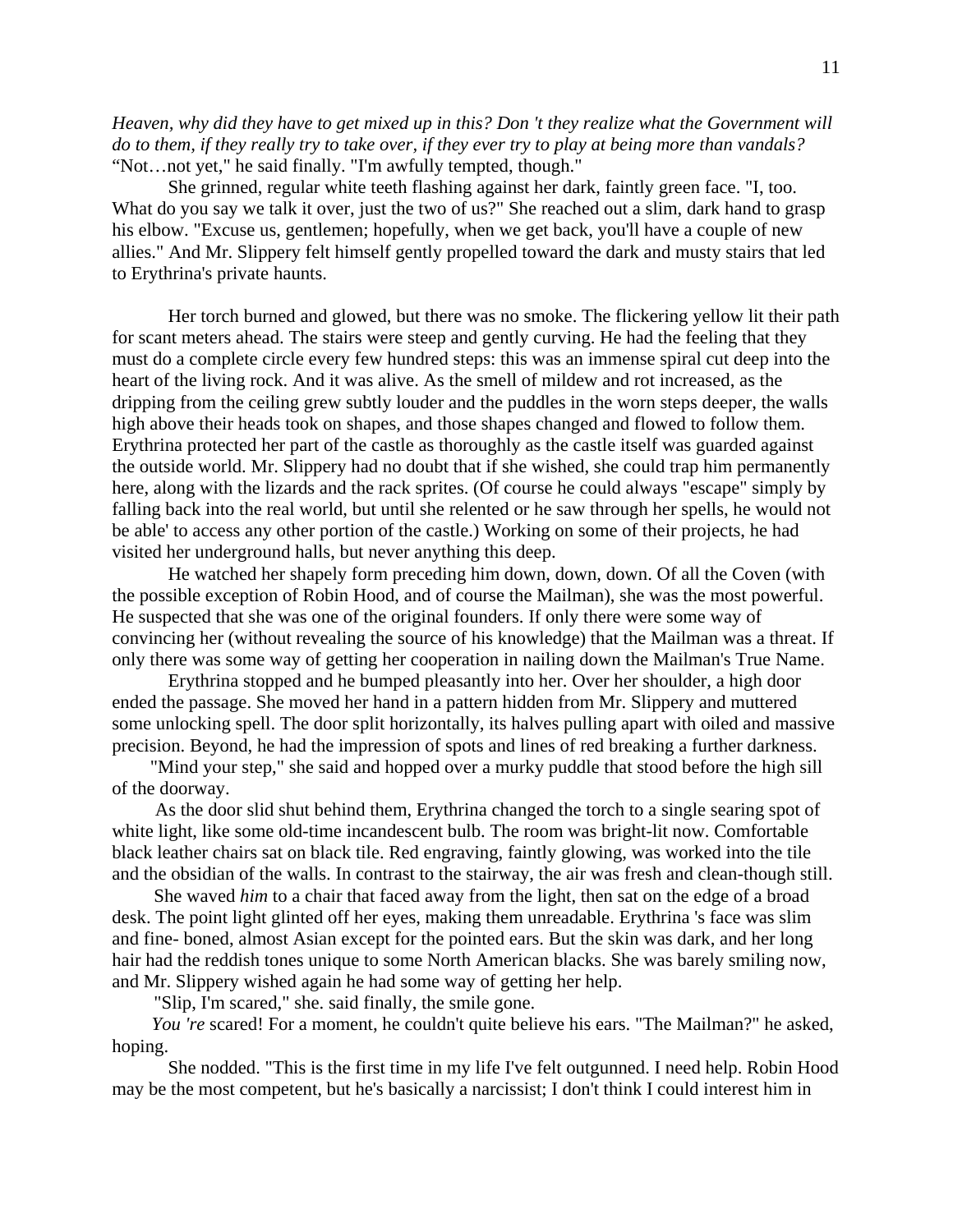*Heaven, why did they have to get mixed up in this? Don 't they realize what the Government will do to them, if they really try to take over, if they ever try to play at being more than vandals?* "Not…not yet," he said finally. "I'm awfully tempted, though."

She grinned, regular white teeth flashing against her dark, faintly green face. "I, too. What do you say we talk it over, just the two of us?" She reached out a slim, dark hand to grasp his elbow. "Excuse us, gentlemen; hopefully, when we get back, you'll have a couple of new allies." And Mr. Slippery felt himself gently propelled toward the dark and musty stairs that led to Erythrina's private haunts.

Her torch burned and glowed, but there was no smoke. The flickering yellow lit their path for scant meters ahead. The stairs were steep and gently curving. He had the feeling that they must do a complete circle every few hundred steps: this was an immense spiral cut deep into the heart of the living rock. And it was alive. As the smell of mildew and rot increased, as the dripping from the ceiling grew subtly louder and the puddles in the worn steps deeper, the walls high above their heads took on shapes, and those shapes changed and flowed to follow them. Erythrina protected her part of the castle as thoroughly as the castle itself was guarded against the outside world. Mr. Slippery had no doubt that if she wished, she could trap him permanently here, along with the lizards and the rack sprites. (Of course he could always "escape" simply by falling back into the real world, but until she relented or he saw through her spells, he would not be able' to access any other portion of the castle.) Working on some of their projects, he had visited her underground halls, but never anything this deep.

He watched her shapely form preceding him down, down, down. Of all the Coven (with the possible exception of Robin Hood, and of course the Mailman), she was the most powerful. He suspected that she was one of the original founders. If only there were some way of convincing her (without revealing the source of his knowledge) that the Mailman was a threat. If only there was some way of getting her cooperation in nailing down the Mailman's True Name.

Erythrina stopped and he bumped pleasantly into her. Over her shoulder, a high door ended the passage. She moved her hand in a pattern hidden from Mr. Slippery and muttered some unlocking spell. The door split horizontally, its halves pulling apart with oiled and massive precision. Beyond, he had the impression of spots and lines of red breaking a further darkness.

"Mind your step," she said and hopped over a murky puddle that stood before the high sill of the doorway.

As the door slid shut behind them, Erythrina changed the torch to a single searing spot of white light, like some old-time incandescent bulb. The room was bright-lit now. Comfortable black leather chairs sat on black tile. Red engraving, faintly glowing, was worked into the tile and the obsidian of the walls. In contrast to the stairway, the air was fresh and clean-though still.

She waved *him* to a chair that faced away from the light, then sat on the edge of a broad desk. The point light glinted off her eyes, making them unreadable. Erythrina 's face was slim and fine- boned, almost Asian except for the pointed ears. But the skin was dark, and her long hair had the reddish tones unique to some North American blacks. She was barely smiling now, and Mr. Slippery wished again he had some way of getting her help.

"Slip, I'm scared," she. said finally, the smile gone.

*You 're* scared! For a moment, he couldn't quite believe his ears. "The Mailman?" he asked, hoping.

She nodded. "This is the first time in my life I've felt outgunned. I need help. Robin Hood may be the most competent, but he's basically a narcissist; I don't think I could interest him in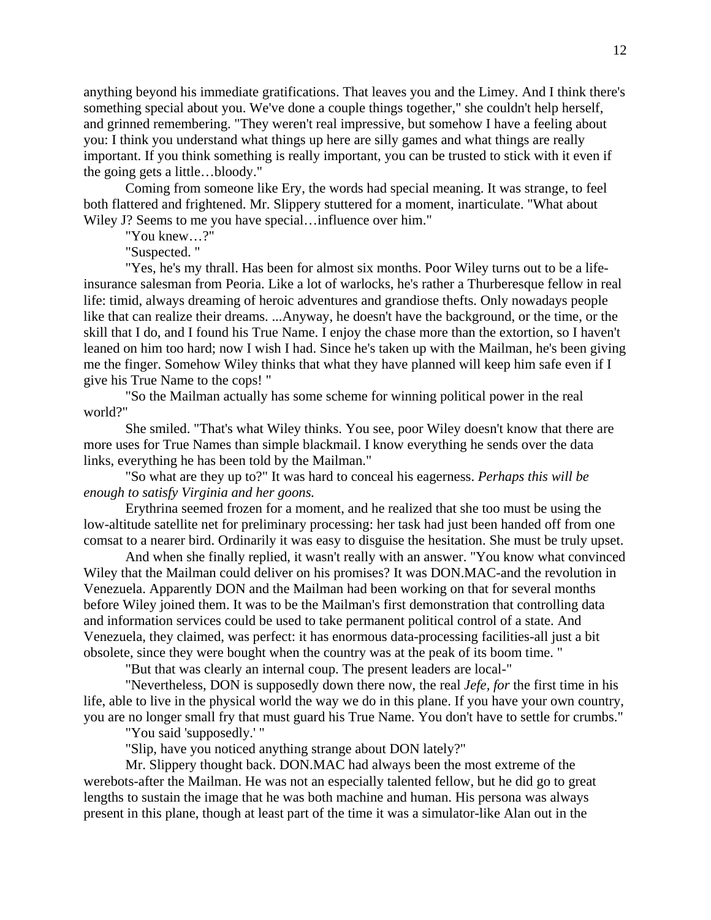anything beyond his immediate gratifications. That leaves you and the Limey. And I think there's something special about you. We've done a couple things together," she couldn't help herself, and grinned remembering. "They weren't real impressive, but somehow I have a feeling about you: I think you understand what things up here are silly games and what things are really important. If you think something is really important, you can be trusted to stick with it even if the going gets a little…bloody."

Coming from someone like Ery, the words had special meaning. It was strange, to feel both flattered and frightened. Mr. Slippery stuttered for a moment, inarticulate. "What about Wiley J? Seems to me you have special…influence over him."

"You knew…?"

"Suspected. "

"Yes, he's my thrall. Has been for almost six months. Poor Wiley turns out to be a life-insurance salesman from Peoria. Like a lot of warlocks, he's rather a Thurberesque fellow in real life: timid, always dreaming of heroic adventures and grandiose thefts. Only nowadays people like that can realize their dreams. ...Anyway, he doesn't have the background, or the time, or the skill that I do, and I found his True Name. I enjoy the chase more than the extortion, so I haven't leaned on him too hard; now I wish I had. Since he's taken up with the Mailman, he's been giving me the finger. Somehow Wiley thinks that what they have planned will keep him safe even if I give his True Name to the cops! "

"So the Mailman actually has some scheme for winning political power in the real world?"

She smiled. "That's what Wiley thinks. You see, poor Wiley doesn't know that there are more uses for True Names than simple blackmail. I know everything he sends over the data links, everything he has been told by the Mailman."

"So what are they up to?" It was hard to conceal his eagerness. *Perhaps this will be enough to satisfy Virginia and her goons.*

Erythrina seemed frozen for a moment, and he realized that she too must be using the low-altitude satellite net for preliminary processing: her task had just been handed off from one comsat to a nearer bird. Ordinarily it was easy to disguise the hesitation. She must be truly upset.

And when she finally replied, it wasn't really with an answer. "You know what convinced Wiley that the Mailman could deliver on his promises? It was DON.MAC-and the revolution in Venezuela. Apparently DON and the Mailman had been working on that for several months before Wiley joined them. It was to be the Mailman's first demonstration that controlling data and information services could be used to take permanent political control of a state. And Venezuela, they claimed, was perfect: it has enormous data-processing facilities-all just a bit obsolete, since they were bought when the country was at the peak of its boom time. "

"But that was clearly an internal coup. The present leaders are local-"

"Nevertheless, DON is supposedly down there now, the real *Jefe, for* the first time in his life, able to live in the physical world the way we do in this plane. If you have your own country, you are no longer small fry that must guard his True Name. You don't have to settle for crumbs."

"You said 'supposedly.' "

"Slip, have you noticed anything strange about DON lately?"

Mr. Slippery thought back. DON.MAC had always been the most extreme of the werebots-after the Mailman. He was not an especially talented fellow, but he did go to great lengths to sustain the image that he was both machine and human. His persona was always present in this plane, though at least part of the time it was a simulator-like Alan out in the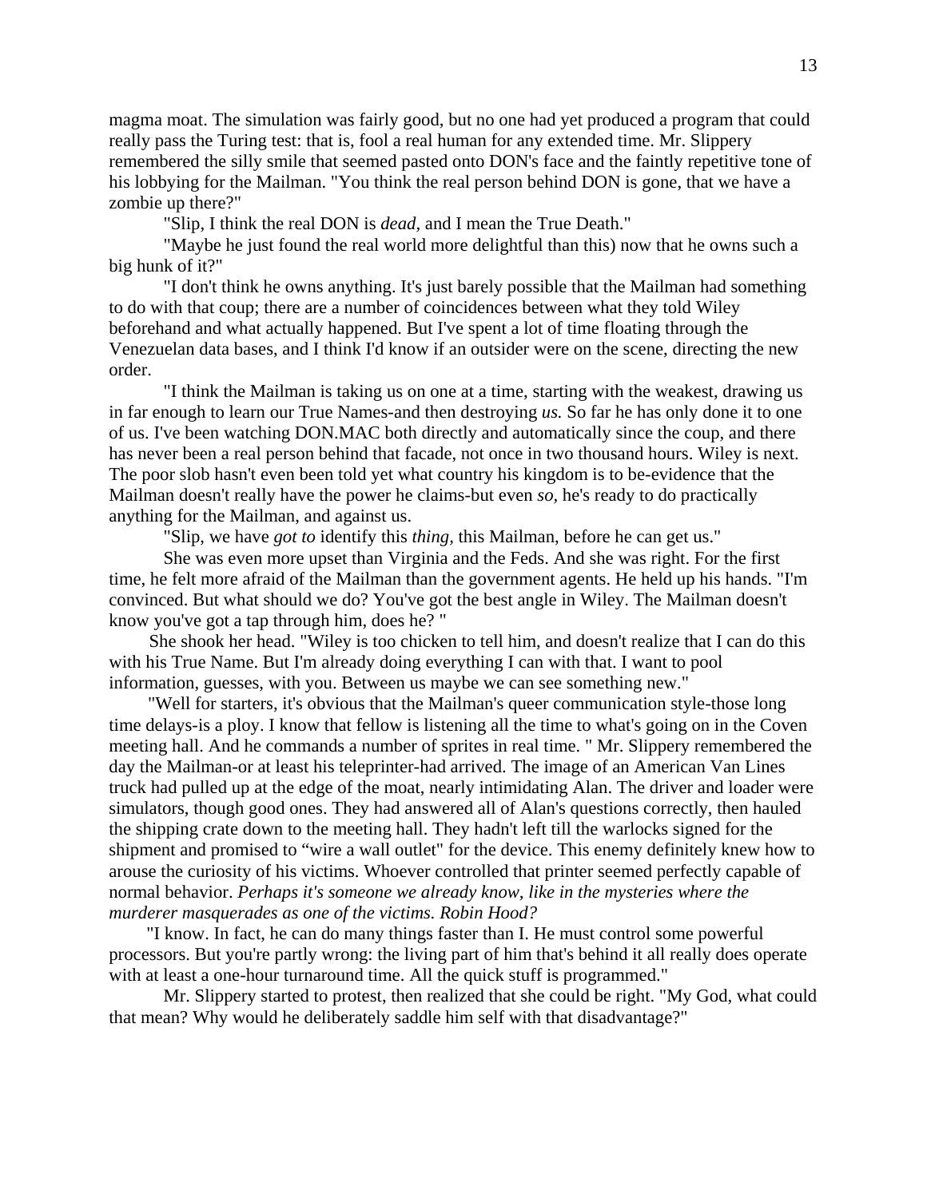magma moat. The simulation was fairly good, but no one had yet produced a program that could really pass the Turing test: that is, fool a real human for any extended time. Mr. Slippery remembered the silly smile that seemed pasted onto DON's face and the faintly repetitive tone of his lobbying for the Mailman. "You think the real person behind DON is gone, that we have a zombie up there?"

"Slip, I think the real DON is *dead*, and I mean the True Death."

"Maybe he just found the real world more delightful than this) now that he owns such a big hunk of it?"

"I don't think he owns anything. It's just barely possible that the Mailman had something to do with that coup; there are a number of coincidences between what they told Wiley beforehand and what actually happened. But I've spent a lot of time floating through the Venezuelan data bases, and I think I'd know if an outsider were on the scene, directing the new order.

"I think the Mailman is taking us on one at a time, starting with the weakest, drawing us in far enough to learn our True Names-and then destroying *us.* So far he has only done it to one of us. I've been watching DON.MAC both directly and automatically since the coup, and there has never been a real person behind that facade, not once in two thousand hours. Wiley is next. The poor slob hasn't even been told yet what country his kingdom is to be-evidence that the Mailman doesn't really have the power he claims-but even *so,* he's ready to do practically anything for the Mailman, and against us.

"Slip, we have *got to* identify this *thing*, this Mailman, before he can get us."

She was even more upset than Virginia and the Feds. And she was right. For the first time, he felt more afraid of the Mailman than the government agents. He held up his hands. "I'm convinced. But what should we do? You've got the best angle in Wiley. The Mailman doesn't know you've got a tap through him, does he? "

She shook her head. "Wiley is too chicken to tell him, and doesn't realize that I can do this with his True Name. But I'm already doing everything I can with that. I want to pool information, guesses, with you. Between us maybe we can see something new."

"Well for starters, it's obvious that the Mailman's queer communication style-those long time delays-is a ploy. I know that fellow is listening all the time to what's going on in the Coven meeting hall. And he commands a number of sprites in real time. " Mr. Slippery remembered the day the Mailman-or at least his teleprinter-had arrived. The image of an American Van Lines truck had pulled up at the edge of the moat, nearly intimidating Alan. The driver and loader were simulators, though good ones. They had answered all of Alan's questions correctly, then hauled the shipping crate down to the meeting hall. They hadn't left till the warlocks signed for the shipment and promised to "wire a wall outlet" for the device. This enemy definitely knew how to arouse the curiosity of his victims. Whoever controlled that printer seemed perfectly capable of normal behavior. *Perhaps it's someone we already know, like in the mysteries where the murderer masquerades as one of the victims. Robin Hood?*

"I know. In fact, he can do many things faster than I. He must control some powerful processors. But you're partly wrong: the living part of him that's behind it all really does operate with at least a one-hour turnaround time. All the quick stuff is programmed."

Mr. Slippery started to protest, then realized that she could be right. "My God, what could that mean? Why would he deliberately saddle him self with that disadvantage?"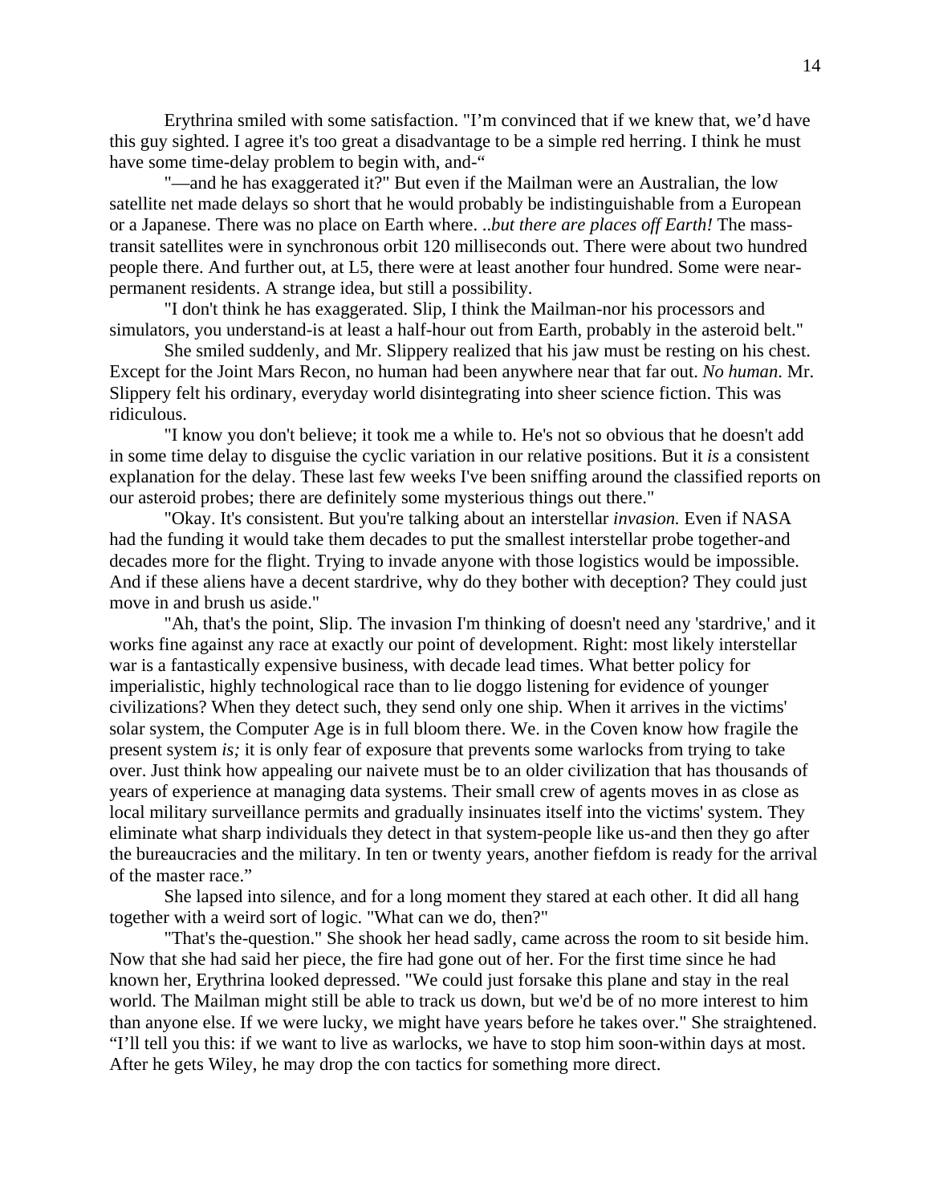Erythrina smiled with some satisfaction. "I'm convinced that if we knew that, we'd have this guy sighted. I agree it's too great a disadvantage to be a simple red herring. I think he must have some time-delay problem to begin with, and-"

"—and he has exaggerated it?" But even if the Mailman were an Australian, the low satellite net made delays so short that he would probably be indistinguishable from a European or a Japanese. There was no place on Earth where. *..but there are places off Earth!* The mass-transit satellites were in synchronous orbit 120 milliseconds out. There were about two hundred people there. And further out, at L5, there were at least another four hundred. Some were near-permanent residents. A strange idea, but still a possibility.

"I don't think he has exaggerated. Slip, I think the Mailman-nor his processors and simulators, you understand-is at least a half-hour out from Earth, probably in the asteroid belt."

She smiled suddenly, and Mr. Slippery realized that his jaw must be resting on his chest. Except for the Joint Mars Recon, no human had been anywhere near that far out. *No human*. Mr. Slippery felt his ordinary, everyday world disintegrating into sheer science fiction. This was ridiculous.

"I know you don't believe; it took me a while to. He's not so obvious that he doesn't add in some time delay to disguise the cyclic variation in our relative positions. But it *is* a consistent explanation for the delay. These last few weeks I've been sniffing around the classified reports on our asteroid probes; there are definitely some mysterious things out there."

"Okay. It's consistent. But you're talking about an interstellar *invasion.* Even if NASA had the funding it would take them decades to put the smallest interstellar probe together-and decades more for the flight. Trying to invade anyone with those logistics would be impossible. And if these aliens have a decent stardrive, why do they bother with deception? They could just move in and brush us aside."

"Ah, that's the point, Slip. The invasion I'm thinking of doesn't need any 'stardrive,' and it works fine against any race at exactly our point of development. Right: most likely interstellar war is a fantastically expensive business, with decade lead times. What better policy for imperialistic, highly technological race than to lie doggo listening for evidence of younger civilizations? When they detect such, they send only one ship. When it arrives in the victims' solar system, the Computer Age is in full bloom there. We. in the Coven know how fragile the present system *is;* it is only fear of exposure that prevents some warlocks from trying to take over. Just think how appealing our naivete must be to an older civilization that has thousands of years of experience at managing data systems. Their small crew of agents moves in as close as local military surveillance permits and gradually insinuates itself into the victims' system. They eliminate what sharp individuals they detect in that system-people like us-and then they go after the bureaucracies and the military. In ten or twenty years, another fiefdom is ready for the arrival of the master race."

She lapsed into silence, and for a long moment they stared at each other. It did all hang together with a weird sort of logic. "What can we do, then?"

"That's the-question." She shook her head sadly, came across the room to sit beside him. Now that she had said her piece, the fire had gone out of her. For the first time since he had known her, Erythrina looked depressed. "We could just forsake this plane and stay in the real world. The Mailman might still be able to track us down, but we'd be of no more interest to him than anyone else. If we were lucky, we might have years before he takes over." She straightened. "I'll tell you this: if we want to live as warlocks, we have to stop him soon-within days at most. After he gets Wiley, he may drop the con tactics for something more direct.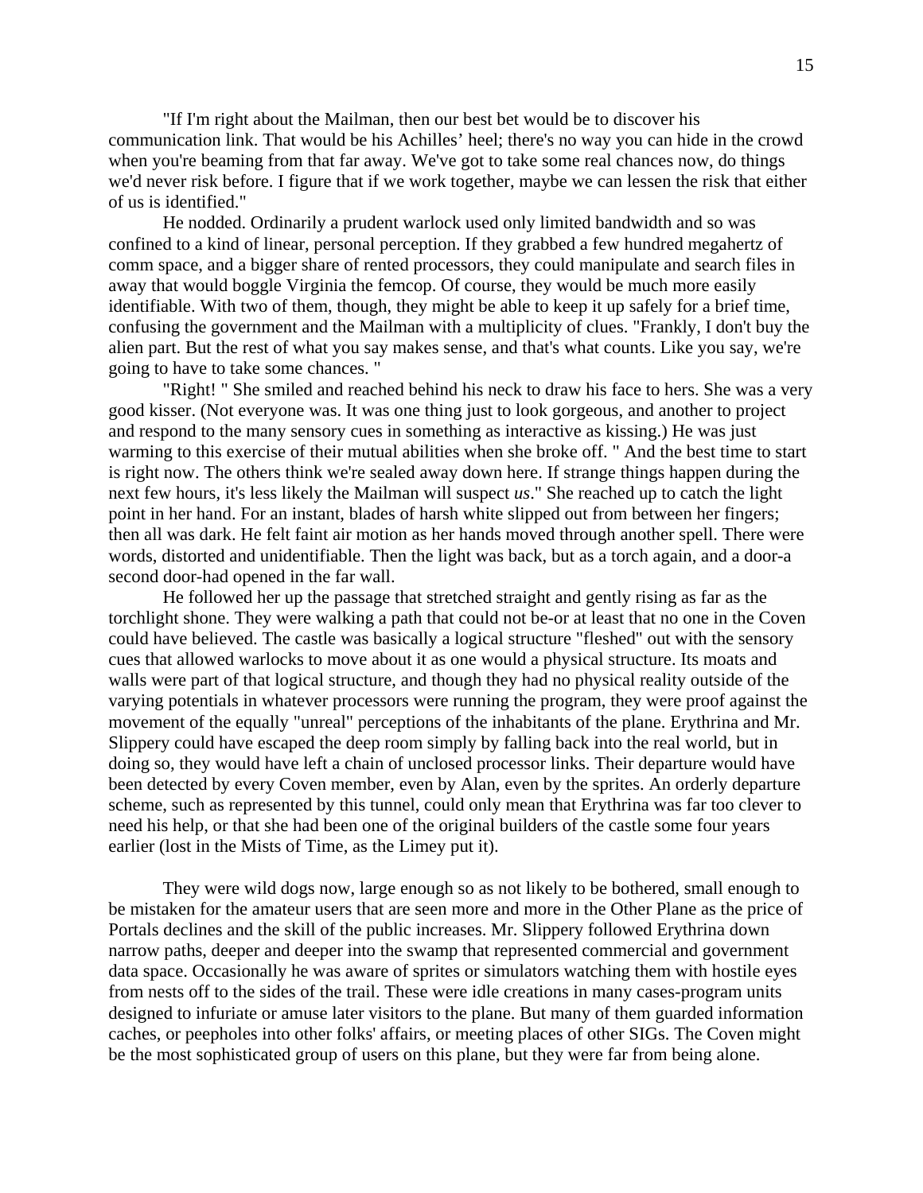"If I'm right about the Mailman, then our best bet would be to discover his communication link. That would be his Achilles' heel; there's no way you can hide in the crowd when you're beaming from that far away. We've got to take some real chances now, do things we'd never risk before. I figure that if we work together, maybe we can lessen the risk that either of us is identified."

He nodded. Ordinarily a prudent warlock used only limited bandwidth and so was confined to a kind of linear, personal perception. If they grabbed a few hundred megahertz of comm space, and a bigger share of rented processors, they could manipulate and search files in away that would boggle Virginia the femcop. Of course, they would be much more easily identifiable. With two of them, though, they might be able to keep it up safely for a brief time, confusing the government and the Mailman with a multiplicity of clues. "Frankly, I don't buy the alien part. But the rest of what you say makes sense, and that's what counts. Like you say, we're going to have to take some chances. "

"Right! " She smiled and reached behind his neck to draw his face to hers. She was a very good kisser. (Not everyone was. It was one thing just to look gorgeous, and another to project and respond to the many sensory cues in something as interactive as kissing.) He was just warming to this exercise of their mutual abilities when she broke off. " And the best time to start is right now. The others think we're sealed away down here. If strange things happen during the next few hours, it's less likely the Mailman will suspect *us*." She reached up to catch the light point in her hand. For an instant, blades of harsh white slipped out from between her fingers; then all was dark. He felt faint air motion as her hands moved through another spell. There were words, distorted and unidentifiable. Then the light was back, but as a torch again, and a door-a second door-had opened in the far wall.

He followed her up the passage that stretched straight and gently rising as far as the torchlight shone. They were walking a path that could not be-or at least that no one in the Coven could have believed. The castle was basically a logical structure "fleshed" out with the sensory cues that allowed warlocks to move about it as one would a physical structure. Its moats and walls were part of that logical structure, and though they had no physical reality outside of the varying potentials in whatever processors were running the program, they were proof against the movement of the equally "unreal" perceptions of the inhabitants of the plane. Erythrina and Mr. Slippery could have escaped the deep room simply by falling back into the real world, but in doing so, they would have left a chain of unclosed processor links. Their departure would have been detected by every Coven member, even by Alan, even by the sprites. An orderly departure scheme, such as represented by this tunnel, could only mean that Erythrina was far too clever to need his help, or that she had been one of the original builders of the castle some four years earlier (lost in the Mists of Time, as the Limey put it).

They were wild dogs now, large enough so as not likely to be bothered, small enough to be mistaken for the amateur users that are seen more and more in the Other Plane as the price of Portals declines and the skill of the public increases. Mr. Slippery followed Erythrina down narrow paths, deeper and deeper into the swamp that represented commercial and government data space. Occasionally he was aware of sprites or simulators watching them with hostile eyes from nests off to the sides of the trail. These were idle creations in many cases-program units designed to infuriate or amuse later visitors to the plane. But many of them guarded information caches, or peepholes into other folks' affairs, or meeting places of other SIGs. The Coven might be the most sophisticated group of users on this plane, but they were far from being alone.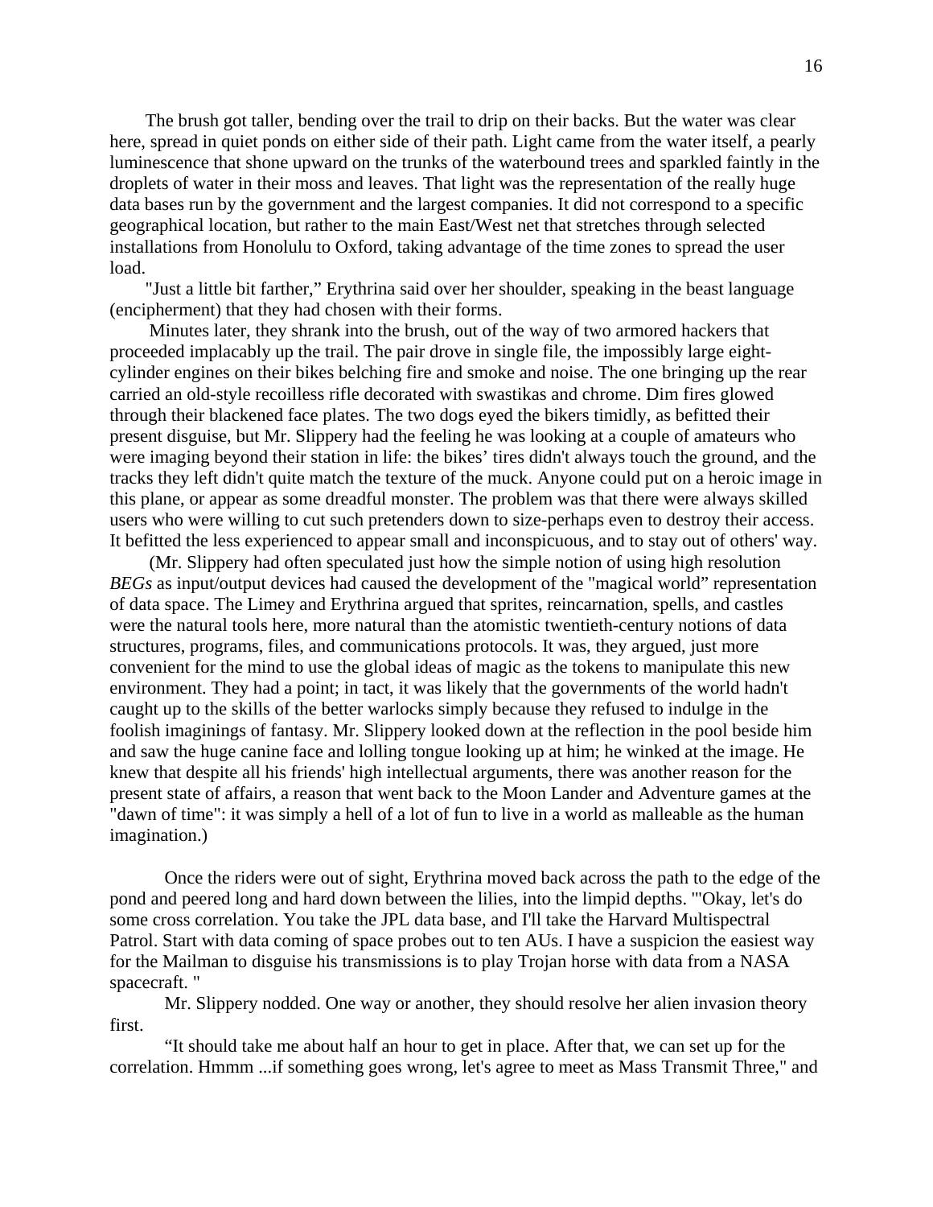The brush got taller, bending over the trail to drip on their backs. But the water was clear here, spread in quiet ponds on either side of their path. Light came from the water itself, a pearly luminescence that shone upward on the trunks of the waterbound trees and sparkled faintly in the droplets of water in their moss and leaves. That light was the representation of the really huge data bases run by the government and the largest companies. It did not correspond to a specific geographical location, but rather to the main East/West net that stretches through selected installations from Honolulu to Oxford, taking advantage of the time zones to spread the user load.

"Just a little bit farther," Erythrina said over her shoulder, speaking in the beast language (encipherment) that they had chosen with their forms.

Minutes later, they shrank into the brush, out of the way of two armored hackers that proceeded implacably up the trail. The pair drove in single file, the impossibly large eight-cylinder engines on their bikes belching fire and smoke and noise. The one bringing up the rear carried an old-style recoilless rifle decorated with swastikas and chrome. Dim fires glowed through their blackened face plates. The two dogs eyed the bikers timidly, as befitted their present disguise, but Mr. Slippery had the feeling he was looking at a couple of amateurs who were imaging beyond their station in life: the bikes' tires didn't always touch the ground, and the tracks they left didn't quite match the texture of the muck. Anyone could put on a heroic image in this plane, or appear as some dreadful monster. The problem was that there were always skilled users who were willing to cut such pretenders down to size-perhaps even to destroy their access. It befitted the less experienced to appear small and inconspicuous, and to stay out of others' way.

(Mr. Slippery had often speculated just how the simple notion of using high resolution *BEGs* as input/output devices had caused the development of the "magical world" representation of data space. The Limey and Erythrina argued that sprites, reincarnation, spells, and castles were the natural tools here, more natural than the atomistic twentieth-century notions of data structures, programs, files, and communications protocols. It was, they argued, just more convenient for the mind to use the global ideas of magic as the tokens to manipulate this new environment. They had a point; in tact, it was likely that the governments of the world hadn't caught up to the skills of the better warlocks simply because they refused to indulge in the foolish imaginings of fantasy. Mr. Slippery looked down at the reflection in the pool beside him and saw the huge canine face and lolling tongue looking up at him; he winked at the image. He knew that despite all his friends' high intellectual arguments, there was another reason for the present state of affairs, a reason that went back to the Moon Lander and Adventure games at the "dawn of time": it was simply a hell of a lot of fun to live in a world as malleable as the human imagination.)

Once the riders were out of sight, Erythrina moved back across the path to the edge of the pond and peered long and hard down between the lilies, into the limpid depths. '"Okay, let's do some cross correlation. You take the JPL data base, and I'll take the Harvard Multispectral Patrol. Start with data coming of space probes out to ten AUs. I have a suspicion the easiest way for the Mailman to disguise his transmissions is to play Trojan horse with data from a NASA spacecraft. "

Mr. Slippery nodded. One way or another, they should resolve her alien invasion theory first.

"It should take me about half an hour to get in place. After that, we can set up for the correlation. Hmmm ...if something goes wrong, let's agree to meet as Mass Transmit Three," and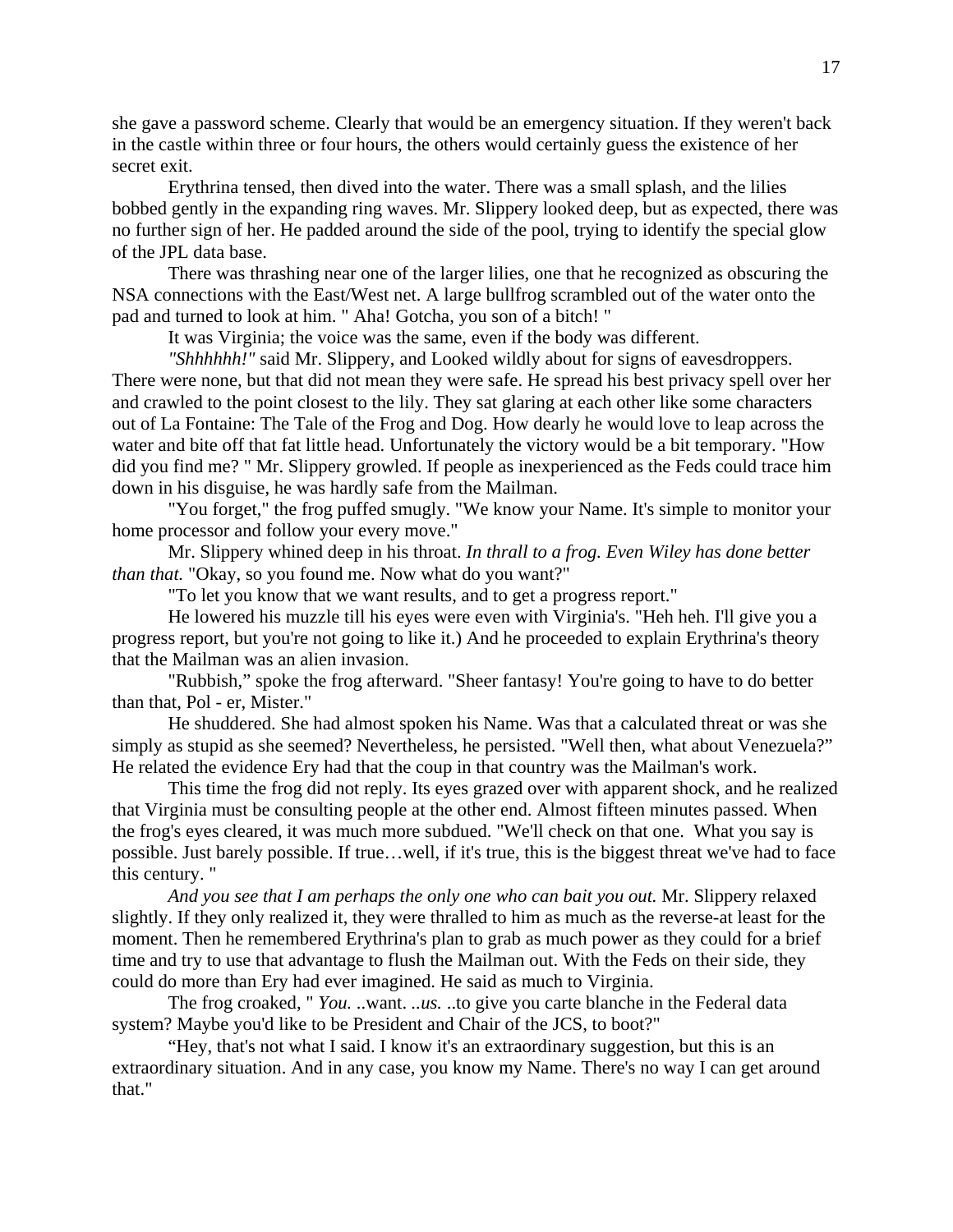she gave a password scheme. Clearly that would be an emergency situation. If they weren't back in the castle within three or four hours, the others would certainly guess the existence of her secret exit.

Erythrina tensed, then dived into the water. There was a small splash, and the lilies bobbed gently in the expanding ring waves. Mr. Slippery looked deep, but as expected, there was no further sign of her. He padded around the side of the pool, trying to identify the special glow of the JPL data base.

There was thrashing near one of the larger lilies, one that he recognized as obscuring the NSA connections with the East/West net. A large bullfrog scrambled out of the water onto the pad and turned to look at him. " Aha! Gotcha, you son of a bitch! "

It was Virginia; the voice was the same, even if the body was different.

*"Shhhhhh!"* said Mr. Slippery, and Looked wildly about for signs of eavesdroppers. There were none, but that did not mean they were safe. He spread his best privacy spell over her and crawled to the point closest to the lily. They sat glaring at each other like some characters out of La Fontaine: The Tale of the Frog and Dog. How dearly he would love to leap across the water and bite off that fat little head. Unfortunately the victory would be a bit temporary. "How did you find me? " Mr. Slippery growled. If people as inexperienced as the Feds could trace him down in his disguise, he was hardly safe from the Mailman.

"You forget," the frog puffed smugly. "We know your Name. It's simple to monitor your home processor and follow your every move."

Mr. Slippery whined deep in his throat. *In thrall to a frog. Even Wiley has done better than that.* "Okay, so you found me. Now what do you want?"

"To let you know that we want results, and to get a progress report."

He lowered his muzzle till his eyes were even with Virginia's. "Heh heh. I'll give you a progress report, but you're not going to like it.) And he proceeded to explain Erythrina's theory that the Mailman was an alien invasion.

"Rubbish," spoke the frog afterward. "Sheer fantasy! You're going to have to do better than that, Pol - er, Mister."

He shuddered. She had almost spoken his Name. Was that a calculated threat or was she simply as stupid as she seemed? Nevertheless, he persisted. "Well then, what about Venezuela?" He related the evidence Ery had that the coup in that country was the Mailman's work.

This time the frog did not reply. Its eyes grazed over with apparent shock, and he realized that Virginia must be consulting people at the other end. Almost fifteen minutes passed. When the frog's eyes cleared, it was much more subdued. "We'll check on that one. What you say is possible. Just barely possible. If true…well, if it's true, this is the biggest threat we've had to face this century. "

*And you see that I am perhaps the only one who can bait you out.* Mr. Slippery relaxed slightly. If they only realized it, they were thralled to him as much as the reverse-at least for the moment. Then he remembered Erythrina's plan to grab as much power as they could for a brief time and try to use that advantage to flush the Mailman out. With the Feds on their side, they could do more than Ery had ever imagined. He said as much to Virginia.

The frog croaked, " *You.* ..want. *..us.* ..to give you carte blanche in the Federal data system? Maybe you'd like to be President and Chair of the JCS, to boot?"

"Hey, that's not what I said. I know it's an extraordinary suggestion, but this is an extraordinary situation. And in any case, you know my Name. There's no way I can get around that."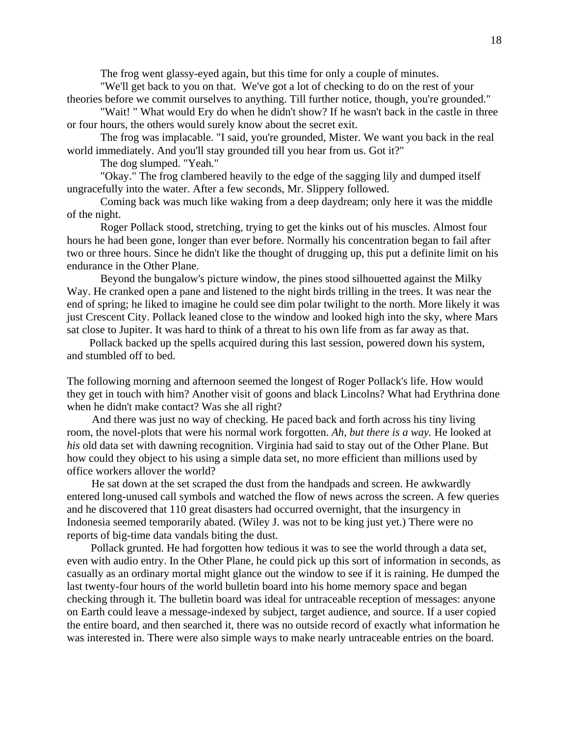The frog went glassy-eyed again, but this time for only a couple of minutes.

"We'll get back to you on that. We've got a lot of checking to do on the rest of your theories before we commit ourselves to anything. Till further notice, though, you're grounded."

"Wait! " What would Ery do when he didn't show? If he wasn't back in the castle in three or four hours, the others would surely know about the secret exit.

The frog was implacable. "I said, you're grounded, Mister. We want you back in the real world immediately. And you'll stay grounded till you hear from us. Got it?"

The dog slumped. "Yeah."

"Okay." The frog clambered heavily to the edge of the sagging lily and dumped itself ungracefully into the water. After a few seconds, Mr. Slippery followed.

Coming back was much like waking from a deep daydream; only here it was the middle of the night.

Roger Pollack stood, stretching, trying to get the kinks out of his muscles. Almost four hours he had been gone, longer than ever before. Normally his concentration began to fail after two or three hours. Since he didn't like the thought of drugging up, this put a definite limit on his endurance in the Other Plane.

Beyond the bungalow's picture window, the pines stood silhouetted against the Milky Way. He cranked open a pane and listened to the night birds trilling in the trees. It was near the end of spring; he liked to imagine he could see dim polar twilight to the north. More likely it was just Crescent City. Pollack leaned close to the window and looked high into the sky, where Mars sat close to Jupiter. It was hard to think of a threat to his own life from as far away as that.

Pollack backed up the spells acquired during this last session, powered down his system, and stumbled off to bed.

The following morning and afternoon seemed the longest of Roger Pollack's life. How would they get in touch with him? Another visit of goons and black Lincolns? What had Erythrina done when he didn't make contact? Was she all right?

And there was just no way of checking. He paced back and forth across his tiny living room, the novel-plots that were his normal work forgotten. *Ah, but there is a way.* He looked at *his* old data set with dawning recognition. Virginia had said to stay out of the Other Plane. But how could they object to his using a simple data set, no more efficient than millions used by office workers allover the world?

He sat down at the set scraped the dust from the handpads and screen. He awkwardly entered long-unused call symbols and watched the flow of news across the screen. A few queries and he discovered that 110 great disasters had occurred overnight, that the insurgency in Indonesia seemed temporarily abated. (Wiley J. was not to be king just yet.) There were no reports of big-time data vandals biting the dust.

Pollack grunted. He had forgotten how tedious it was to see the world through a data set, even with audio entry. In the Other Plane, he could pick up this sort of information in seconds, as casually as an ordinary mortal might glance out the window to see if it is raining. He dumped the last twenty-four hours of the world bulletin board into his home memory space and began checking through it. The bulletin board was ideal for untraceable reception of messages: anyone on Earth could leave a message-indexed by subject, target audience, and source. If a user copied the entire board, and then searched it, there was no outside record of exactly what information he was interested in. There were also simple ways to make nearly untraceable entries on the board.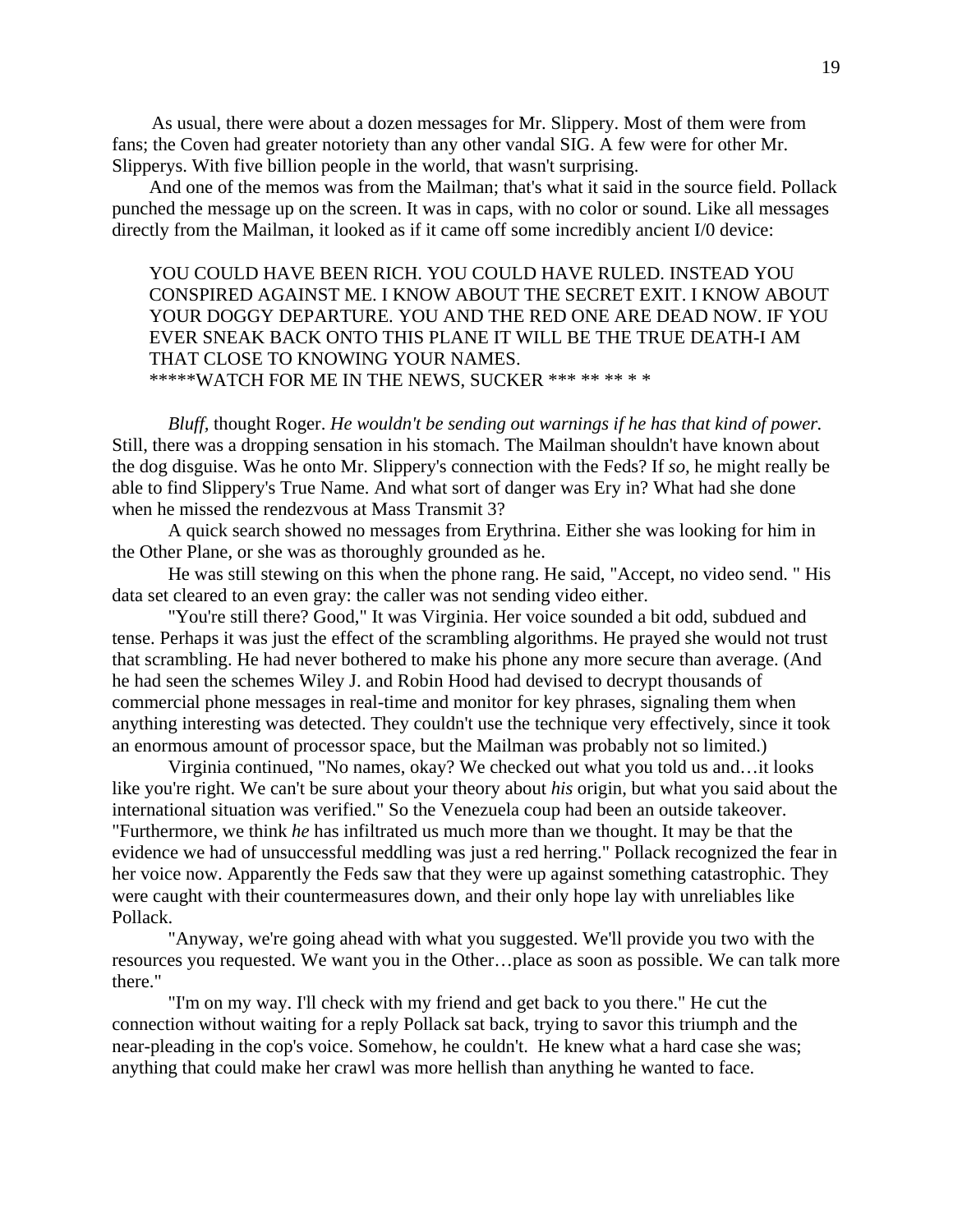As usual, there were about a dozen messages for Mr. Slippery. Most of them were from fans; the Coven had greater notoriety than any other vandal SIG. A few were for other Mr. Slipperys. With five billion people in the world, that wasn't surprising.

And one of the memos was from the Mailman; that's what it said in the source field. Pollack punched the message up on the screen. It was in caps, with no color or sound. Like all messages directly from the Mailman, it looked as if it came off some incredibly ancient I/0 device:

> YOU COULD HAVE BEEN RICH. YOU COULD HAVE RULED. INSTEAD YOU CONSPIRED AGAINST ME. I KNOW ABOUT THE SECRET EXIT. I KNOW ABOUT YOUR DOGGY DEPARTURE. YOU AND THE RED ONE ARE DEAD NOW. IF YOU EVER SNEAK BACK ONTO THIS PLANE IT WILL BE THE TRUE DEATH-I AM THAT CLOSE TO KNOWING YOUR NAMES.
> *****WATCH FOR ME IN THE NEWS, SUCKER *** ** ** * *

*Bluff,* thought Roger. *He wouldn't be sending out warnings if he has that kind of power.* Still, there was a dropping sensation in his stomach. The Mailman shouldn't have known about the dog disguise. Was he onto Mr. Slippery's connection with the Feds? If *so,* he might really be able to find Slippery's True Name. And what sort of danger was Ery in? What had she done when he missed the rendezvous at Mass Transmit 3?

A quick search showed no messages from Erythrina. Either she was looking for him in the Other Plane, or she was as thoroughly grounded as he.

He was still stewing on this when the phone rang. He said, "Accept, no video send. " His data set cleared to an even gray: the caller was not sending video either.

"You're still there? Good," It was Virginia. Her voice sounded a bit odd, subdued and tense. Perhaps it was just the effect of the scrambling algorithms. He prayed she would not trust that scrambling. He had never bothered to make his phone any more secure than average. (And he had seen the schemes Wiley J. and Robin Hood had devised to decrypt thousands of commercial phone messages in real-time and monitor for key phrases, signaling them when anything interesting was detected. They couldn't use the technique very effectively, since it took an enormous amount of processor space, but the Mailman was probably not so limited.)

Virginia continued, "No names, okay? We checked out what you told us and…it looks like you're right. We can't be sure about your theory about *his* origin, but what you said about the international situation was verified." So the Venezuela coup had been an outside takeover. "Furthermore, we think *he* has infiltrated us much more than we thought. It may be that the evidence we had of unsuccessful meddling was just a red herring." Pollack recognized the fear in her voice now. Apparently the Feds saw that they were up against something catastrophic. They were caught with their countermeasures down, and their only hope lay with unreliables like Pollack.

"Anyway, we're going ahead with what you suggested. We'll provide you two with the resources you requested. We want you in the Other…place as soon as possible. We can talk more there."

"I'm on my way. I'll check with my friend and get back to you there." He cut the connection without waiting for a reply Pollack sat back, trying to savor this triumph and the near-pleading in the cop's voice. Somehow, he couldn't. He knew what a hard case she was; anything that could make her crawl was more hellish than anything he wanted to face.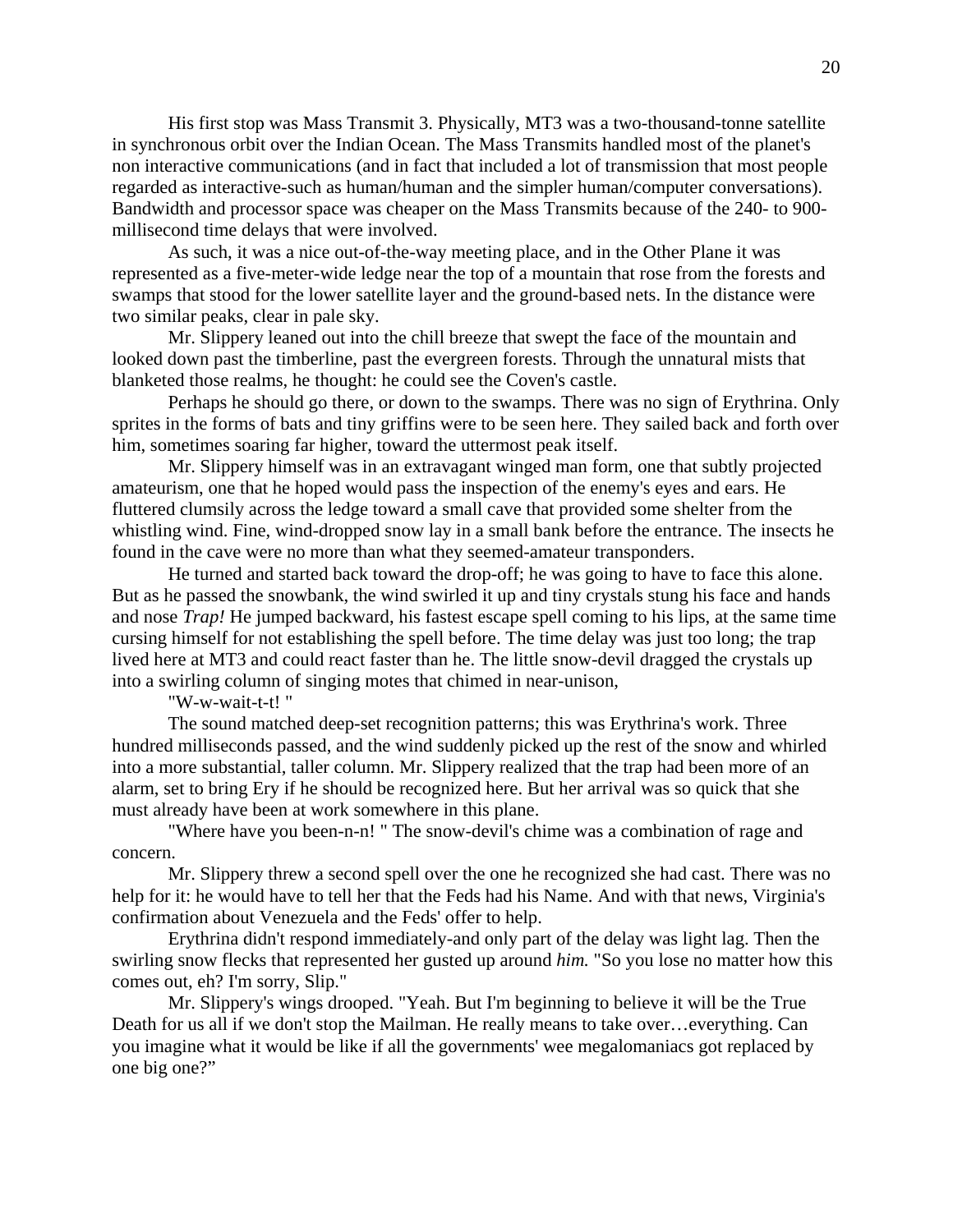His first stop was Mass Transmit 3. Physically, MT3 was a two-thousand-tonne satellite in synchronous orbit over the Indian Ocean. The Mass Transmits handled most of the planet's non interactive communications (and in fact that included a lot of transmission that most people regarded as interactive-such as human/human and the simpler human/computer conversations). Bandwidth and processor space was cheaper on the Mass Transmits because of the 240- to 900-millisecond time delays that were involved.

As such, it was a nice out-of-the-way meeting place, and in the Other Plane it was represented as a five-meter-wide ledge near the top of a mountain that rose from the forests and swamps that stood for the lower satellite layer and the ground-based nets. In the distance were two similar peaks, clear in pale sky.

Mr. Slippery leaned out into the chill breeze that swept the face of the mountain and looked down past the timberline, past the evergreen forests. Through the unnatural mists that blanketed those realms, he thought: he could see the Coven's castle.

Perhaps he should go there, or down to the swamps. There was no sign of Erythrina. Only sprites in the forms of bats and tiny griffins were to be seen here. They sailed back and forth over him, sometimes soaring far higher, toward the uttermost peak itself.

Mr. Slippery himself was in an extravagant winged man form, one that subtly projected amateurism, one that he hoped would pass the inspection of the enemy's eyes and ears. He fluttered clumsily across the ledge toward a small cave that provided some shelter from the whistling wind. Fine, wind-dropped snow lay in a small bank before the entrance. The insects he found in the cave were no more than what they seemed-amateur transponders.

He turned and started back toward the drop-off; he was going to have to face this alone. But as he passed the snowbank, the wind swirled it up and tiny crystals stung his face and hands and nose *Trap!* He jumped backward, his fastest escape spell coming to his lips, at the same time cursing himself for not establishing the spell before. The time delay was just too long; the trap lived here at MT3 and could react faster than he. The little snow-devil dragged the crystals up into a swirling column of singing motes that chimed in near-unison,

"W-w-wait-t-t! "

The sound matched deep-set recognition patterns; this was Erythrina's work. Three hundred milliseconds passed, and the wind suddenly picked up the rest of the snow and whirled into a more substantial, taller column. Mr. Slippery realized that the trap had been more of an alarm, set to bring Ery if he should be recognized here. But her arrival was so quick that she must already have been at work somewhere in this plane.

"Where have you been-n-n! " The snow-devil's chime was a combination of rage and concern.

Mr. Slippery threw a second spell over the one he recognized she had cast. There was no help for it: he would have to tell her that the Feds had his Name. And with that news, Virginia's confirmation about Venezuela and the Feds' offer to help.

Erythrina didn't respond immediately-and only part of the delay was light lag. Then the swirling snow flecks that represented her gusted up around *him.* "So you lose no matter how this comes out, eh? I'm sorry, Slip."

Mr. Slippery's wings drooped. "Yeah. But I'm beginning to believe it will be the True Death for us all if we don't stop the Mailman. He really means to take over…everything. Can you imagine what it would be like if all the governments' wee megalomaniacs got replaced by one big one?"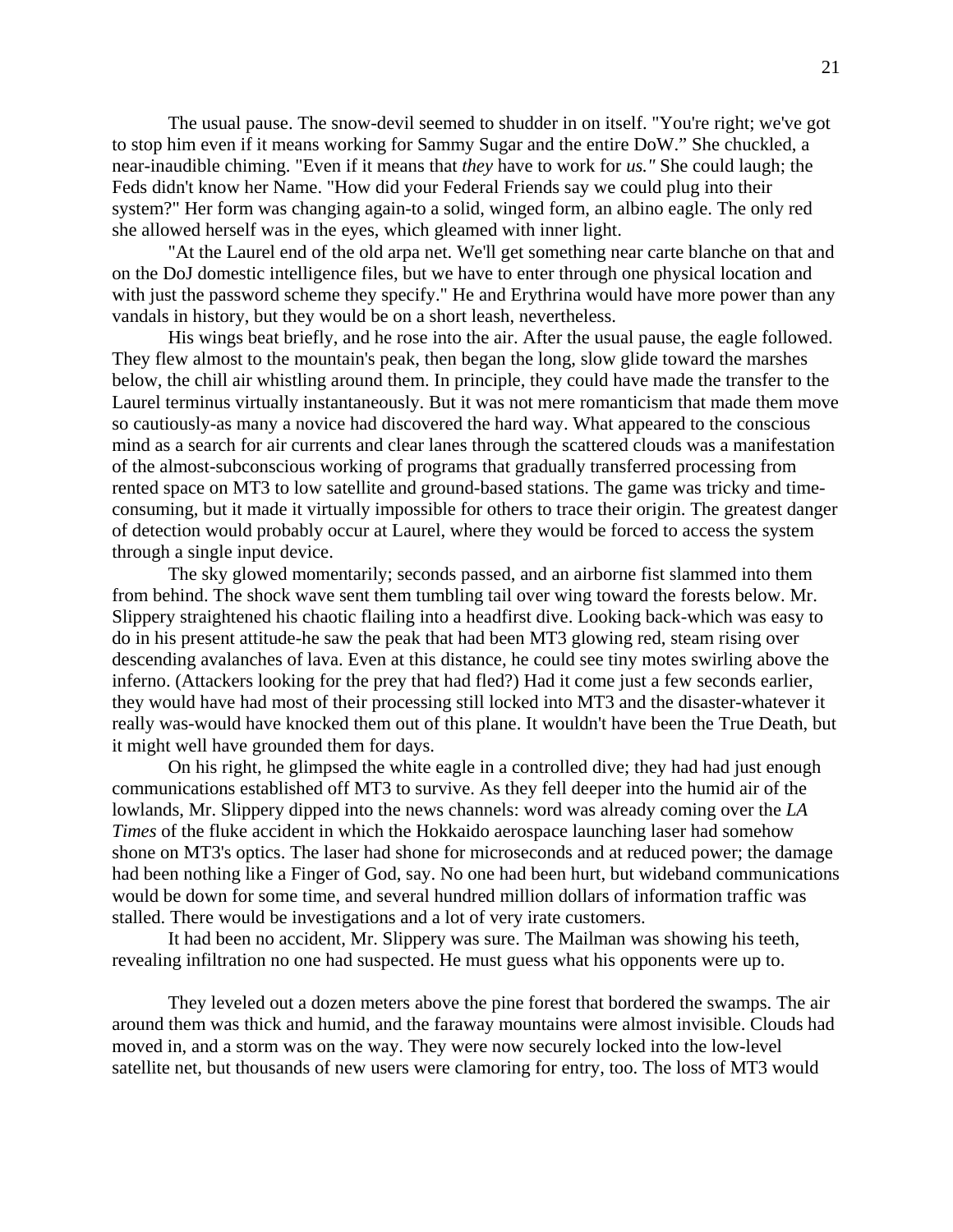The usual pause. The snow-devil seemed to shudder in on itself. "You're right; we've got to stop him even if it means working for Sammy Sugar and the entire DoW." She chuckled, a near-inaudible chiming. "Even if it means that *they* have to work for *us."* She could laugh; the Feds didn't know her Name. "How did your Federal Friends say we could plug into their system?" Her form was changing again-to a solid, winged form, an albino eagle. The only red she allowed herself was in the eyes, which gleamed with inner light.

"At the Laurel end of the old arpa net. We'll get something near carte blanche on that and on the DoJ domestic intelligence files, but we have to enter through one physical location and with just the password scheme they specify." He and Erythrina would have more power than any vandals in history, but they would be on a short leash, nevertheless.

His wings beat briefly, and he rose into the air. After the usual pause, the eagle followed. They flew almost to the mountain's peak, then began the long, slow glide toward the marshes below, the chill air whistling around them. In principle, they could have made the transfer to the Laurel terminus virtually instantaneously. But it was not mere romanticism that made them move so cautiously-as many a novice had discovered the hard way. What appeared to the conscious mind as a search for air currents and clear lanes through the scattered clouds was a manifestation of the almost-subconscious working of programs that gradually transferred processing from rented space on MT3 to low satellite and ground-based stations. The game was tricky and time-consuming, but it made it virtually impossible for others to trace their origin. The greatest danger of detection would probably occur at Laurel, where they would be forced to access the system through a single input device.

The sky glowed momentarily; seconds passed, and an airborne fist slammed into them from behind. The shock wave sent them tumbling tail over wing toward the forests below. Mr. Slippery straightened his chaotic flailing into a headfirst dive. Looking back-which was easy to do in his present attitude-he saw the peak that had been MT3 glowing red, steam rising over descending avalanches of lava. Even at this distance, he could see tiny motes swirling above the inferno. (Attackers looking for the prey that had fled?) Had it come just a few seconds earlier, they would have had most of their processing still locked into MT3 and the disaster-whatever it really was-would have knocked them out of this plane. It wouldn't have been the True Death, but it might well have grounded them for days.

On his right, he glimpsed the white eagle in a controlled dive; they had had just enough communications established off MT3 to survive. As they fell deeper into the humid air of the lowlands, Mr. Slippery dipped into the news channels: word was already coming over the *LA Times* of the fluke accident in which the Hokkaido aerospace launching laser had somehow shone on MT3's optics. The laser had shone for microseconds and at reduced power; the damage had been nothing like a Finger of God, say. No one had been hurt, but wideband communications would be down for some time, and several hundred million dollars of information traffic was stalled. There would be investigations and a lot of very irate customers.

It had been no accident, Mr. Slippery was sure. The Mailman was showing his teeth, revealing infiltration no one had suspected. He must guess what his opponents were up to.

They leveled out a dozen meters above the pine forest that bordered the swamps. The air around them was thick and humid, and the faraway mountains were almost invisible. Clouds had moved in, and a storm was on the way. They were now securely locked into the low-level satellite net, but thousands of new users were clamoring for entry, too. The loss of MT3 would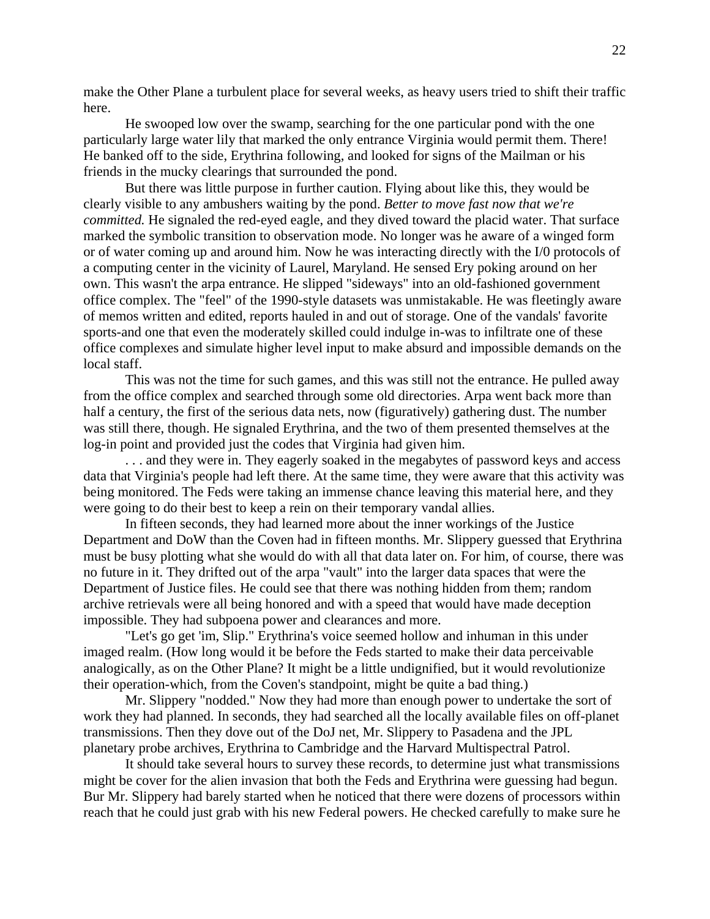make the Other Plane a turbulent place for several weeks, as heavy users tried to shift their traffic here.

He swooped low over the swamp, searching for the one particular pond with the one particularly large water lily that marked the only entrance Virginia would permit them. There! He banked off to the side, Erythrina following, and looked for signs of the Mailman or his friends in the mucky clearings that surrounded the pond.

But there was little purpose in further caution. Flying about like this, they would be clearly visible to any ambushers waiting by the pond. *Better to move fast now that we're committed.* He signaled the red-eyed eagle, and they dived toward the placid water. That surface marked the symbolic transition to observation mode. No longer was he aware of a winged form or of water coming up and around him. Now he was interacting directly with the I/0 protocols of a computing center in the vicinity of Laurel, Maryland. He sensed Ery poking around on her own. This wasn't the arpa entrance. He slipped "sideways" into an old-fashioned government office complex. The "feel" of the 1990-style datasets was unmistakable. He was fleetingly aware of memos written and edited, reports hauled in and out of storage. One of the vandals' favorite sports-and one that even the moderately skilled could indulge in-was to infiltrate one of these office complexes and simulate higher level input to make absurd and impossible demands on the local staff.

This was not the time for such games, and this was still not the entrance. He pulled away from the office complex and searched through some old directories. Arpa went back more than half a century, the first of the serious data nets, now (figuratively) gathering dust. The number was still there, though. He signaled Erythrina, and the two of them presented themselves at the log-in point and provided just the codes that Virginia had given him.

. . . and they were in. They eagerly soaked in the megabytes of password keys and access data that Virginia's people had left there. At the same time, they were aware that this activity was being monitored. The Feds were taking an immense chance leaving this material here, and they were going to do their best to keep a rein on their temporary vandal allies.

In fifteen seconds, they had learned more about the inner workings of the Justice Department and DoW than the Coven had in fifteen months. Mr. Slippery guessed that Erythrina must be busy plotting what she would do with all that data later on. For him, of course, there was no future in it. They drifted out of the arpa "vault" into the larger data spaces that were the Department of Justice files. He could see that there was nothing hidden from them; random archive retrievals were all being honored and with a speed that would have made deception impossible. They had subpoena power and clearances and more.

"Let's go get 'im, Slip." Erythrina's voice seemed hollow and inhuman in this under imaged realm. (How long would it be before the Feds started to make their data perceivable analogically, as on the Other Plane? It might be a little undignified, but it would revolutionize their operation-which, from the Coven's standpoint, might be quite a bad thing.)

Mr. Slippery "nodded." Now they had more than enough power to undertake the sort of work they had planned. In seconds, they had searched all the locally available files on off-planet transmissions. Then they dove out of the DoJ net, Mr. Slippery to Pasadena and the JPL planetary probe archives, Erythrina to Cambridge and the Harvard Multispectral Patrol.

It should take several hours to survey these records, to determine just what transmissions might be cover for the alien invasion that both the Feds and Erythrina were guessing had begun. Bur Mr. Slippery had barely started when he noticed that there were dozens of processors within reach that he could just grab with his new Federal powers. He checked carefully to make sure he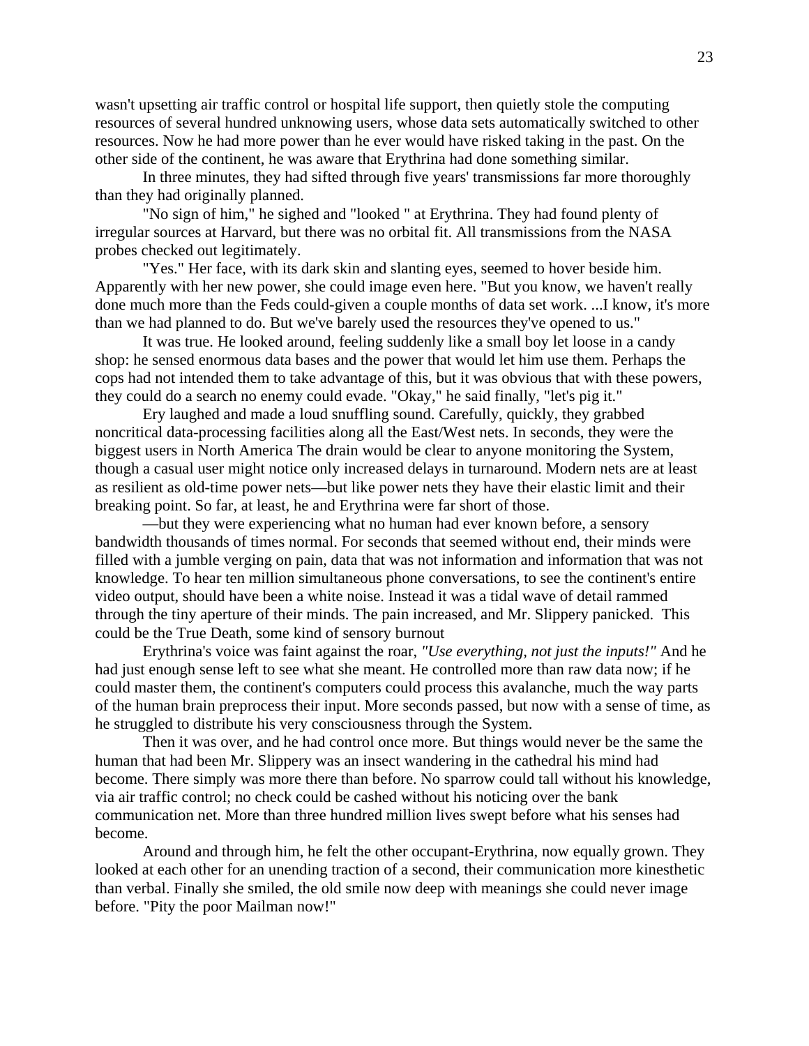wasn't upsetting air traffic control or hospital life support, then quietly stole the computing resources of several hundred unknowing users, whose data sets automatically switched to other resources. Now he had more power than he ever would have risked taking in the past. On the other side of the continent, he was aware that Erythrina had done something similar.

In three minutes, they had sifted through five years' transmissions far more thoroughly than they had originally planned.

"No sign of him," he sighed and "looked " at Erythrina. They had found plenty of irregular sources at Harvard, but there was no orbital fit. All transmissions from the NASA probes checked out legitimately.

"Yes." Her face, with its dark skin and slanting eyes, seemed to hover beside him. Apparently with her new power, she could image even here. "But you know, we haven't really done much more than the Feds could-given a couple months of data set work. ...I know, it's more than we had planned to do. But we've barely used the resources they've opened to us."

It was true. He looked around, feeling suddenly like a small boy let loose in a candy shop: he sensed enormous data bases and the power that would let him use them. Perhaps the cops had not intended them to take advantage of this, but it was obvious that with these powers, they could do a search no enemy could evade. "Okay," he said finally, "let's pig it."

Ery laughed and made a loud snuffling sound. Carefully, quickly, they grabbed noncritical data-processing facilities along all the East/West nets. In seconds, they were the biggest users in North America The drain would be clear to anyone monitoring the System, though a casual user might notice only increased delays in turnaround. Modern nets are at least as resilient as old-time power nets—but like power nets they have their elastic limit and their breaking point. So far, at least, he and Erythrina were far short of those.

—but they were experiencing what no human had ever known before, a sensory bandwidth thousands of times normal. For seconds that seemed without end, their minds were filled with a jumble verging on pain, data that was not information and information that was not knowledge. To hear ten million simultaneous phone conversations, to see the continent's entire video output, should have been a white noise. Instead it was a tidal wave of detail rammed through the tiny aperture of their minds. The pain increased, and Mr. Slippery panicked. This could be the True Death, some kind of sensory burnout

Erythrina's voice was faint against the roar, *"Use everything, not just the inputs!"* And he had just enough sense left to see what she meant. He controlled more than raw data now; if he could master them, the continent's computers could process this avalanche, much the way parts of the human brain preprocess their input. More seconds passed, but now with a sense of time, as he struggled to distribute his very consciousness through the System.

Then it was over, and he had control once more. But things would never be the same the human that had been Mr. Slippery was an insect wandering in the cathedral his mind had become. There simply was more there than before. No sparrow could tall without his knowledge, via air traffic control; no check could be cashed without his noticing over the bank communication net. More than three hundred million lives swept before what his senses had become.

Around and through him, he felt the other occupant-Erythrina, now equally grown. They looked at each other for an unending traction of a second, their communication more kinesthetic than verbal. Finally she smiled, the old smile now deep with meanings she could never image before. "Pity the poor Mailman now!"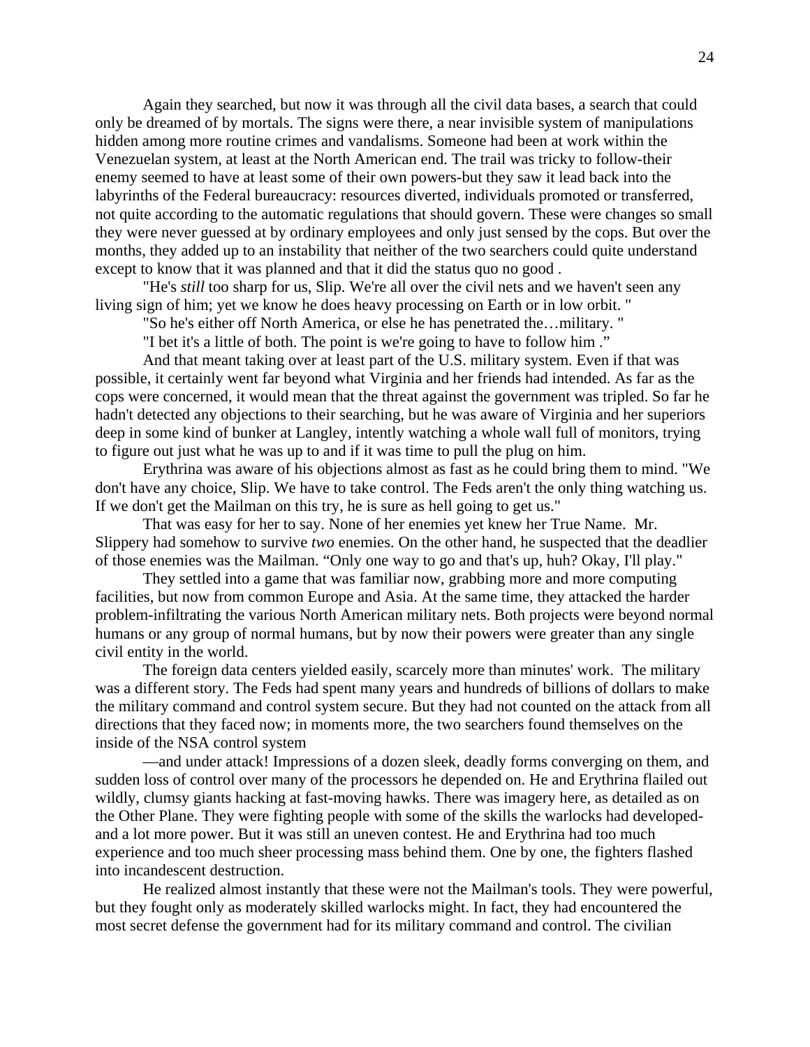Again they searched, but now it was through all the civil data bases, a search that could only be dreamed of by mortals. The signs were there, a near invisible system of manipulations hidden among more routine crimes and vandalisms. Someone had been at work within the Venezuelan system, at least at the North American end. The trail was tricky to follow-their enemy seemed to have at least some of their own powers-but they saw it lead back into the labyrinths of the Federal bureaucracy: resources diverted, individuals promoted or transferred, not quite according to the automatic regulations that should govern. These were changes so small they were never guessed at by ordinary employees and only just sensed by the cops. But over the months, they added up to an instability that neither of the two searchers could quite understand except to know that it was planned and that it did the status quo no good .

"He's *still* too sharp for us, Slip. We're all over the civil nets and we haven't seen any living sign of him; yet we know he does heavy processing on Earth or in low orbit. "

"So he's either off North America, or else he has penetrated the…military. "

"I bet it's a little of both. The point is we're going to have to follow him ."

And that meant taking over at least part of the U.S. military system. Even if that was possible, it certainly went far beyond what Virginia and her friends had intended. As far as the cops were concerned, it would mean that the threat against the government was tripled. So far he hadn't detected any objections to their searching, but he was aware of Virginia and her superiors deep in some kind of bunker at Langley, intently watching a whole wall full of monitors, trying to figure out just what he was up to and if it was time to pull the plug on him.

Erythrina was aware of his objections almost as fast as he could bring them to mind. "We don't have any choice, Slip. We have to take control. The Feds aren't the only thing watching us. If we don't get the Mailman on this try, he is sure as hell going to get us."

That was easy for her to say. None of her enemies yet knew her True Name. Mr. Slippery had somehow to survive *two* enemies. On the other hand, he suspected that the deadlier of those enemies was the Mailman. "Only one way to go and that's up, huh? Okay, I'll play."

They settled into a game that was familiar now, grabbing more and more computing facilities, but now from common Europe and Asia. At the same time, they attacked the harder problem-infiltrating the various North American military nets. Both projects were beyond normal humans or any group of normal humans, but by now their powers were greater than any single civil entity in the world.

The foreign data centers yielded easily, scarcely more than minutes' work. The military was a different story. The Feds had spent many years and hundreds of billions of dollars to make the military command and control system secure. But they had not counted on the attack from all directions that they faced now; in moments more, the two searchers found themselves on the inside of the NSA control system

—and under attack! Impressions of a dozen sleek, deadly forms converging on them, and sudden loss of control over many of the processors he depended on. He and Erythrina flailed out wildly, clumsy giants hacking at fast-moving hawks. There was imagery here, as detailed as on the Other Plane. They were fighting people with some of the skills the warlocks had developed-and a lot more power. But it was still an uneven contest. He and Erythrina had too much experience and too much sheer processing mass behind them. One by one, the fighters flashed into incandescent destruction.

He realized almost instantly that these were not the Mailman's tools. They were powerful, but they fought only as moderately skilled warlocks might. In fact, they had encountered the most secret defense the government had for its military command and control. The civilian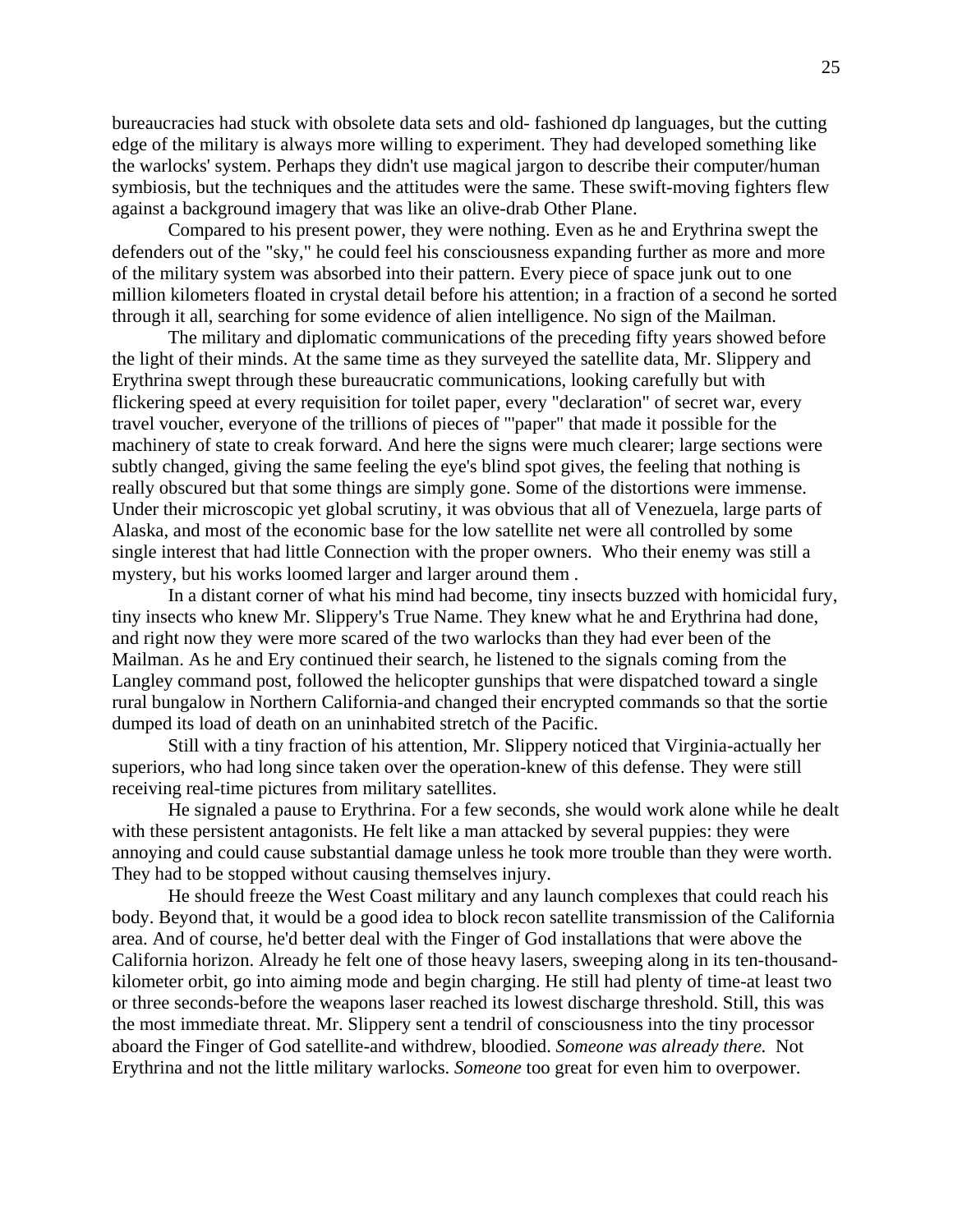bureaucracies had stuck with obsolete data sets and old- fashioned dp languages, but the cutting edge of the military is always more willing to experiment. They had developed something like the warlocks' system. Perhaps they didn't use magical jargon to describe their computer/human symbiosis, but the techniques and the attitudes were the same. These swift-moving fighters flew against a background imagery that was like an olive-drab Other Plane.

Compared to his present power, they were nothing. Even as he and Erythrina swept the defenders out of the "sky," he could feel his consciousness expanding further as more and more of the military system was absorbed into their pattern. Every piece of space junk out to one million kilometers floated in crystal detail before his attention; in a fraction of a second he sorted through it all, searching for some evidence of alien intelligence. No sign of the Mailman.

The military and diplomatic communications of the preceding fifty years showed before the light of their minds. At the same time as they surveyed the satellite data, Mr. Slippery and Erythrina swept through these bureaucratic communications, looking carefully but with flickering speed at every requisition for toilet paper, every "declaration" of secret war, every travel voucher, everyone of the trillions of pieces of '"paper" that made it possible for the machinery of state to creak forward. And here the signs were much clearer; large sections were subtly changed, giving the same feeling the eye's blind spot gives, the feeling that nothing is really obscured but that some things are simply gone. Some of the distortions were immense. Under their microscopic yet global scrutiny, it was obvious that all of Venezuela, large parts of Alaska, and most of the economic base for the low satellite net were all controlled by some single interest that had little Connection with the proper owners. Who their enemy was still a mystery, but his works loomed larger and larger around them .

In a distant corner of what his mind had become, tiny insects buzzed with homicidal fury, tiny insects who knew Mr. Slippery's True Name. They knew what he and Erythrina had done, and right now they were more scared of the two warlocks than they had ever been of the Mailman. As he and Ery continued their search, he listened to the signals coming from the Langley command post, followed the helicopter gunships that were dispatched toward a single rural bungalow in Northern California-and changed their encrypted commands so that the sortie dumped its load of death on an uninhabited stretch of the Pacific.

Still with a tiny fraction of his attention, Mr. Slippery noticed that Virginia-actually her superiors, who had long since taken over the operation-knew of this defense. They were still receiving real-time pictures from military satellites.

He signaled a pause to Erythrina. For a few seconds, she would work alone while he dealt with these persistent antagonists. He felt like a man attacked by several puppies: they were annoying and could cause substantial damage unless he took more trouble than they were worth. They had to be stopped without causing themselves injury.

He should freeze the West Coast military and any launch complexes that could reach his body. Beyond that, it would be a good idea to block recon satellite transmission of the California area. And of course, he'd better deal with the Finger of God installations that were above the California horizon. Already he felt one of those heavy lasers, sweeping along in its ten-thousand-kilometer orbit, go into aiming mode and begin charging. He still had plenty of time-at least two or three seconds-before the weapons laser reached its lowest discharge threshold. Still, this was the most immediate threat. Mr. Slippery sent a tendril of consciousness into the tiny processor aboard the Finger of God satellite-and withdrew, bloodied. *Someone was already there.* Not Erythrina and not the little military warlocks. *Someone* too great for even him to overpower.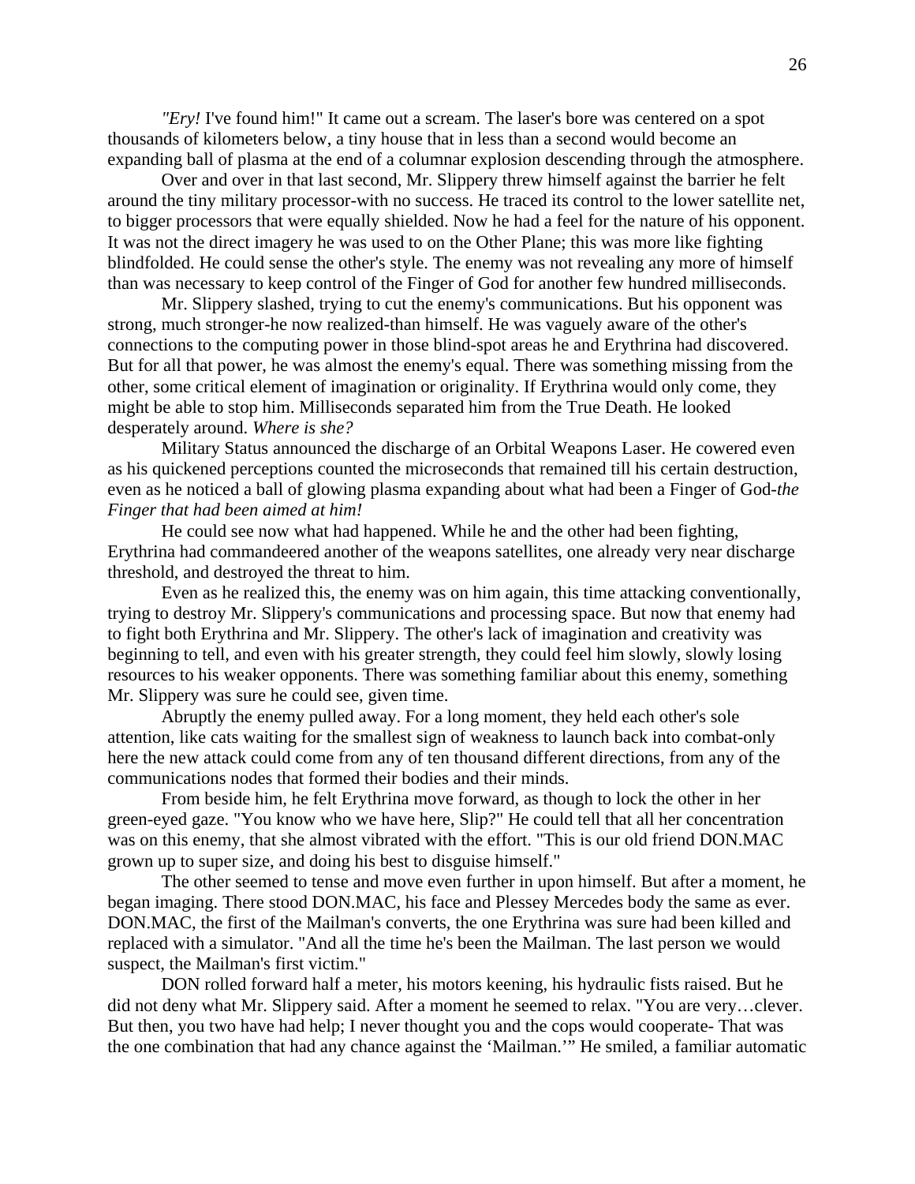*"Ery!* I've found him!" It came out a scream. The laser's bore was centered on a spot thousands of kilometers below, a tiny house that in less than a second would become an expanding ball of plasma at the end of a columnar explosion descending through the atmosphere.

Over and over in that last second, Mr. Slippery threw himself against the barrier he felt around the tiny military processor-with no success. He traced its control to the lower satellite net, to bigger processors that were equally shielded. Now he had a feel for the nature of his opponent. It was not the direct imagery he was used to on the Other Plane; this was more like fighting blindfolded. He could sense the other's style. The enemy was not revealing any more of himself than was necessary to keep control of the Finger of God for another few hundred milliseconds.

Mr. Slippery slashed, trying to cut the enemy's communications. But his opponent was strong, much stronger-he now realized-than himself. He was vaguely aware of the other's connections to the computing power in those blind-spot areas he and Erythrina had discovered. But for all that power, he was almost the enemy's equal. There was something missing from the other, some critical element of imagination or originality. If Erythrina would only come, they might be able to stop him. Milliseconds separated him from the True Death. He looked desperately around. *Where is she?*

Military Status announced the discharge of an Orbital Weapons Laser. He cowered even as his quickened perceptions counted the microseconds that remained till his certain destruction, even as he noticed a ball of glowing plasma expanding about what had been a Finger of God-*the Finger that had been aimed at him!*

He could see now what had happened. While he and the other had been fighting, Erythrina had commandeered another of the weapons satellites, one already very near discharge threshold, and destroyed the threat to him.

Even as he realized this, the enemy was on him again, this time attacking conventionally, trying to destroy Mr. Slippery's communications and processing space. But now that enemy had to fight both Erythrina and Mr. Slippery. The other's lack of imagination and creativity was beginning to tell, and even with his greater strength, they could feel him slowly, slowly losing resources to his weaker opponents. There was something familiar about this enemy, something Mr. Slippery was sure he could see, given time.

Abruptly the enemy pulled away. For a long moment, they held each other's sole attention, like cats waiting for the smallest sign of weakness to launch back into combat-only here the new attack could come from any of ten thousand different directions, from any of the communications nodes that formed their bodies and their minds.

From beside him, he felt Erythrina move forward, as though to lock the other in her green-eyed gaze. "You know who we have here, Slip?" He could tell that all her concentration was on this enemy, that she almost vibrated with the effort. "This is our old friend DON.MAC grown up to super size, and doing his best to disguise himself."

The other seemed to tense and move even further in upon himself. But after a moment, he began imaging. There stood DON.MAC, his face and Plessey Mercedes body the same as ever. DON.MAC, the first of the Mailman's converts, the one Erythrina was sure had been killed and replaced with a simulator. "And all the time he's been the Mailman. The last person we would suspect, the Mailman's first victim."

DON rolled forward half a meter, his motors keening, his hydraulic fists raised. But he did not deny what Mr. Slippery said. After a moment he seemed to relax. "You are very…clever. But then, you two have had help; I never thought you and the cops would cooperate- That was the one combination that had any chance against the 'Mailman.'" He smiled, a familiar automatic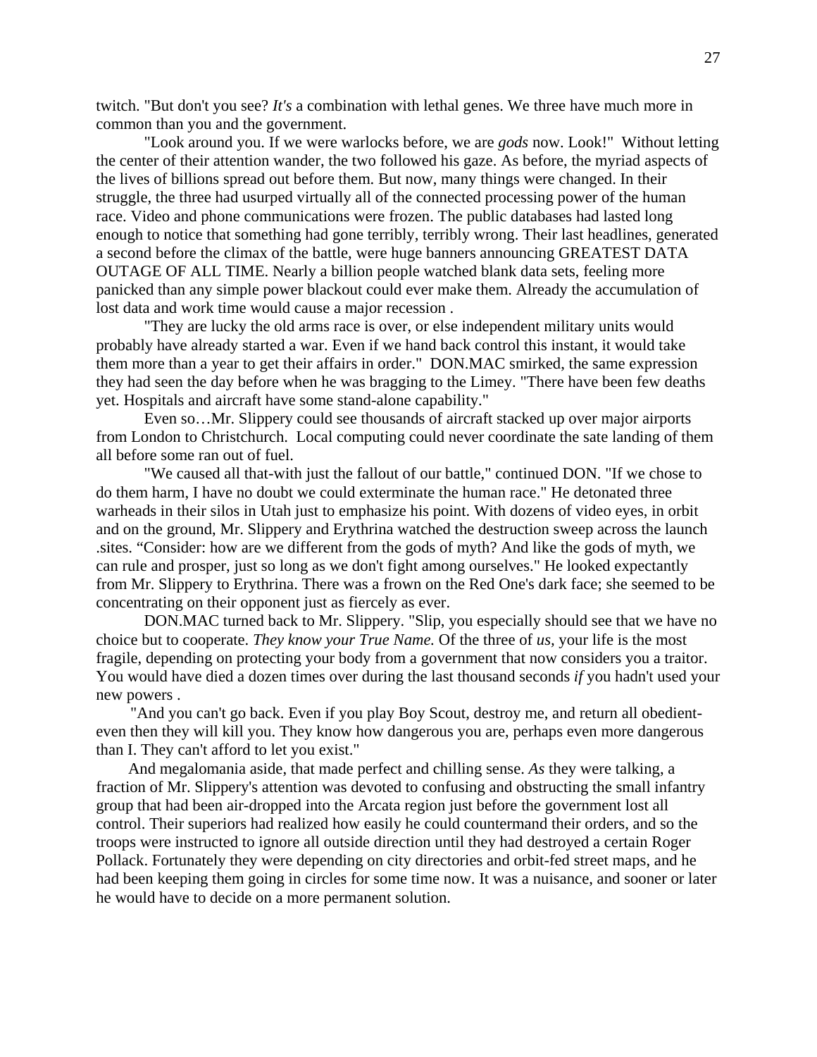twitch. "But don't you see? *It's* a combination with lethal genes. We three have much more in common than you and the government.

"Look around you. If we were warlocks before, we are *gods* now. Look!" Without letting the center of their attention wander, the two followed his gaze. As before, the myriad aspects of the lives of billions spread out before them. But now, many things were changed. In their struggle, the three had usurped virtually all of the connected processing power of the human race. Video and phone communications were frozen. The public databases had lasted long enough to notice that something had gone terribly, terribly wrong. Their last headlines, generated a second before the climax of the battle, were huge banners announcing GREATEST DATA OUTAGE OF ALL TIME. Nearly a billion people watched blank data sets, feeling more panicked than any simple power blackout could ever make them. Already the accumulation of lost data and work time would cause a major recession .

"They are lucky the old arms race is over, or else independent military units would probably have already started a war. Even if we hand back control this instant, it would take them more than a year to get their affairs in order." DON.MAC smirked, the same expression they had seen the day before when he was bragging to the Limey. "There have been few deaths yet. Hospitals and aircraft have some stand-alone capability."

Even so…Mr. Slippery could see thousands of aircraft stacked up over major airports from London to Christchurch. Local computing could never coordinate the sate landing of them all before some ran out of fuel.

"We caused all that-with just the fallout of our battle," continued DON. "If we chose to do them harm, I have no doubt we could exterminate the human race." He detonated three warheads in their silos in Utah just to emphasize his point. With dozens of video eyes, in orbit and on the ground, Mr. Slippery and Erythrina watched the destruction sweep across the launch .sites. "Consider: how are we different from the gods of myth? And like the gods of myth, we can rule and prosper, just so long as we don't fight among ourselves." He looked expectantly from Mr. Slippery to Erythrina. There was a frown on the Red One's dark face; she seemed to be concentrating on their opponent just as fiercely as ever.

DON.MAC turned back to Mr. Slippery. "Slip, you especially should see that we have no choice but to cooperate. *They know your True Name.* Of the three of *us,* your life is the most fragile, depending on protecting your body from a government that now considers you a traitor. You would have died a dozen times over during the last thousand seconds *if* you hadn't used your new powers .

"And you can't go back. Even if you play Boy Scout, destroy me, and return all obedient-even then they will kill you. They know how dangerous you are, perhaps even more dangerous than I. They can't afford to let you exist."

And megalomania aside, that made perfect and chilling sense. *As* they were talking, a fraction of Mr. Slippery's attention was devoted to confusing and obstructing the small infantry group that had been air-dropped into the Arcata region just before the government lost all control. Their superiors had realized how easily he could countermand their orders, and so the troops were instructed to ignore all outside direction until they had destroyed a certain Roger Pollack. Fortunately they were depending on city directories and orbit-fed street maps, and he had been keeping them going in circles for some time now. It was a nuisance, and sooner or later he would have to decide on a more permanent solution.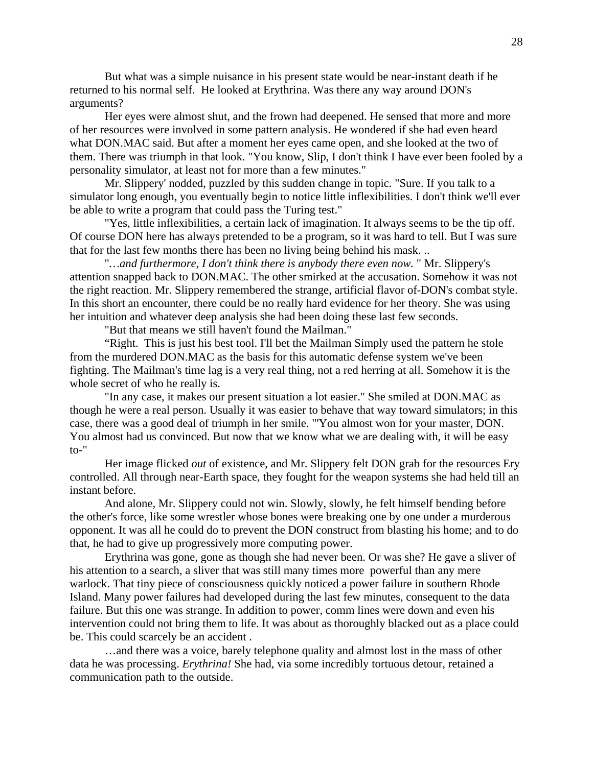But what was a simple nuisance in his present state would be near-instant death if he returned to his normal self. He looked at Erythrina. Was there any way around DON's arguments?

Her eyes were almost shut, and the frown had deepened. He sensed that more and more of her resources were involved in some pattern analysis. He wondered if she had even heard what DON.MAC said. But after a moment her eyes came open, and she looked at the two of them. There was triumph in that look. "You know, Slip, I don't think I have ever been fooled by a personality simulator, at least not for more than a few minutes."

Mr. Slippery' nodded, puzzled by this sudden change in topic. "Sure. If you talk to a simulator long enough, you eventually begin to notice little inflexibilities. I don't think we'll ever be able to write a program that could pass the Turing test."

"Yes, little inflexibilities, a certain lack of imagination. It always seems to be the tip off. Of course DON here has always pretended to be a program, so it was hard to tell. But I was sure that for the last few months there has been no living being behind his mask. ..

"*…and furthermore, I don't think there is anybody there even now.* " Mr. Slippery's attention snapped back to DON.MAC. The other smirked at the accusation. Somehow it was not the right reaction. Mr. Slippery remembered the strange, artificial flavor of-DON's combat style. In this short an encounter, there could be no really hard evidence for her theory. She was using her intuition and whatever deep analysis she had been doing these last few seconds.

"But that means we still haven't found the Mailman."

"Right. This is just his best tool. I'll bet the Mailman Simply used the pattern he stole from the murdered DON.MAC as the basis for this automatic defense system we've been fighting. The Mailman's time lag is a very real thing, not a red herring at all. Somehow it is the whole secret of who he really is.

"In any case, it makes our present situation a lot easier." She smiled at DON.MAC as though he were a real person. Usually it was easier to behave that way toward simulators; in this case, there was a good deal of triumph in her smile. "'You almost won for your master, DON. You almost had us convinced. But now that we know what we are dealing with, it will be easy to-"

Her image flicked *out* of existence, and Mr. Slippery felt DON grab for the resources Ery controlled. All through near-Earth space, they fought for the weapon systems she had held till an instant before.

And alone, Mr. Slippery could not win. Slowly, slowly, he felt himself bending before the other's force, like some wrestler whose bones were breaking one by one under a murderous opponent. It was all he could do to prevent the DON construct from blasting his home; and to do that, he had to give up progressively more computing power.

Erythrina was gone, gone as though she had never been. Or was she? He gave a sliver of his attention to a search, a sliver that was still many times more powerful than any mere warlock. That tiny piece of consciousness quickly noticed a power failure in southern Rhode Island. Many power failures had developed during the last few minutes, consequent to the data failure. But this one was strange. In addition to power, comm lines were down and even his intervention could not bring them to life. It was about as thoroughly blacked out as a place could be. This could scarcely be an accident .

…and there was a voice, barely telephone quality and almost lost in the mass of other data he was processing. *Erythrina!* She had, via some incredibly tortuous detour, retained a communication path to the outside.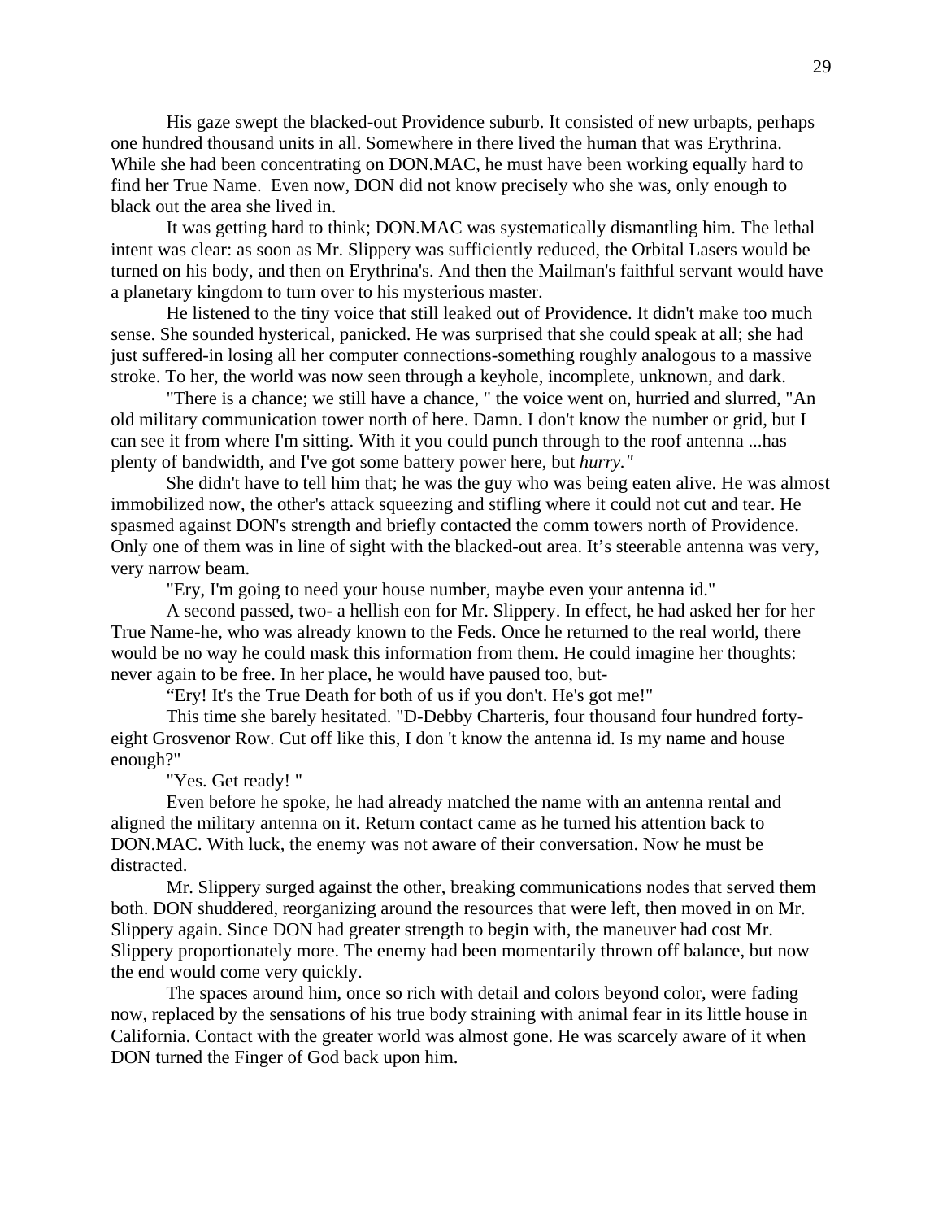His gaze swept the blacked-out Providence suburb. It consisted of new urbapts, perhaps one hundred thousand units in all. Somewhere in there lived the human that was Erythrina. While she had been concentrating on DON.MAC, he must have been working equally hard to find her True Name. Even now, DON did not know precisely who she was, only enough to black out the area she lived in.

It was getting hard to think; DON.MAC was systematically dismantling him. The lethal intent was clear: as soon as Mr. Slippery was sufficiently reduced, the Orbital Lasers would be turned on his body, and then on Erythrina's. And then the Mailman's faithful servant would have a planetary kingdom to turn over to his mysterious master.

He listened to the tiny voice that still leaked out of Providence. It didn't make too much sense. She sounded hysterical, panicked. He was surprised that she could speak at all; she had just suffered-in losing all her computer connections-something roughly analogous to a massive stroke. To her, the world was now seen through a keyhole, incomplete, unknown, and dark.

"There is a chance; we still have a chance, " the voice went on, hurried and slurred, "An old military communication tower north of here. Damn. I don't know the number or grid, but I can see it from where I'm sitting. With it you could punch through to the roof antenna ...has plenty of bandwidth, and I've got some battery power here, but *hurry."*

She didn't have to tell him that; he was the guy who was being eaten alive. He was almost immobilized now, the other's attack squeezing and stifling where it could not cut and tear. He spasmed against DON's strength and briefly contacted the comm towers north of Providence. Only one of them was in line of sight with the blacked-out area. It's steerable antenna was very, very narrow beam.

"Ery, I'm going to need your house number, maybe even your antenna id."

A second passed, two- a hellish eon for Mr. Slippery. In effect, he had asked her for her True Name-he, who was already known to the Feds. Once he returned to the real world, there would be no way he could mask this information from them. He could imagine her thoughts: never again to be free. In her place, he would have paused too, but-

"Ery! It's the True Death for both of us if you don't. He's got me!"

This time she barely hesitated. "D-Debby Charteris, four thousand four hundred forty-eight Grosvenor Row. Cut off like this, I don 't know the antenna id. Is my name and house enough?"

"Yes. Get ready! "

Even before he spoke, he had already matched the name with an antenna rental and aligned the military antenna on it. Return contact came as he turned his attention back to DON.MAC. With luck, the enemy was not aware of their conversation. Now he must be distracted.

Mr. Slippery surged against the other, breaking communications nodes that served them both. DON shuddered, reorganizing around the resources that were left, then moved in on Mr. Slippery again. Since DON had greater strength to begin with, the maneuver had cost Mr. Slippery proportionately more. The enemy had been momentarily thrown off balance, but now the end would come very quickly.

The spaces around him, once so rich with detail and colors beyond color, were fading now, replaced by the sensations of his true body straining with animal fear in its little house in California. Contact with the greater world was almost gone. He was scarcely aware of it when DON turned the Finger of God back upon him.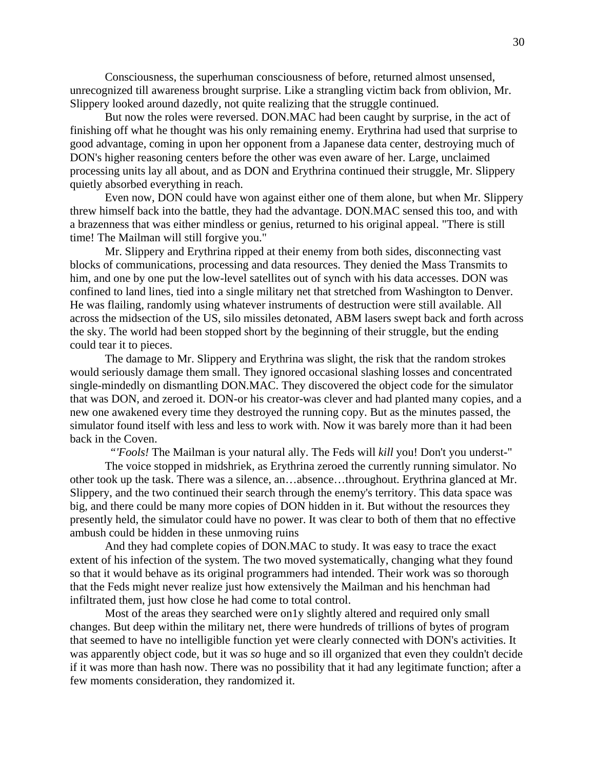Consciousness, the superhuman consciousness of before, returned almost unsensed, unrecognized till awareness brought surprise. Like a strangling victim back from oblivion, Mr. Slippery looked around dazedly, not quite realizing that the struggle continued.

But now the roles were reversed. DON.MAC had been caught by surprise, in the act of finishing off what he thought was his only remaining enemy. Erythrina had used that surprise to good advantage, coming in upon her opponent from a Japanese data center, destroying much of DON's higher reasoning centers before the other was even aware of her. Large, unclaimed processing units lay all about, and as DON and Erythrina continued their struggle, Mr. Slippery quietly absorbed everything in reach.

Even now, DON could have won against either one of them alone, but when Mr. Slippery threw himself back into the battle, they had the advantage. DON.MAC sensed this too, and with a brazenness that was either mindless or genius, returned to his original appeal. "There is still time! The Mailman will still forgive you."

Mr. Slippery and Erythrina ripped at their enemy from both sides, disconnecting vast blocks of communications, processing and data resources. They denied the Mass Transmits to him, and one by one put the low-level satellites out of synch with his data accesses. DON was confined to land lines, tied into a single military net that stretched from Washington to Denver. He was flailing, randomly using whatever instruments of destruction were still available. All across the midsection of the US, silo missiles detonated, ABM lasers swept back and forth across the sky. The world had been stopped short by the beginning of their struggle, but the ending could tear it to pieces.

The damage to Mr. Slippery and Erythrina was slight, the risk that the random strokes would seriously damage them small. They ignored occasional slashing losses and concentrated single-mindedly on dismantling DON.MAC. They discovered the object code for the simulator that was DON, and zeroed it. DON-or his creator-was clever and had planted many copies, and a new one awakened every time they destroyed the running copy. But as the minutes passed, the simulator found itself with less and less to work with. Now it was barely more than it had been back in the Coven.

"'*Fools!* The Mailman is your natural ally. The Feds will *kill* you! Don't you underst-"

The voice stopped in midshriek, as Erythrina zeroed the currently running simulator. No other took up the task. There was a silence, an…absence…throughout. Erythrina glanced at Mr. Slippery, and the two continued their search through the enemy's territory. This data space was big, and there could be many more copies of DON hidden in it. But without the resources they presently held, the simulator could have no power. It was clear to both of them that no effective ambush could be hidden in these unmoving ruins

And they had complete copies of DON.MAC to study. It was easy to trace the exact extent of his infection of the system. The two moved systematically, changing what they found so that it would behave as its original programmers had intended. Their work was so thorough that the Feds might never realize just how extensively the Mailman and his henchman had infiltrated them, just how close he had come to total control.

Most of the areas they searched were on1y slightly altered and required only small changes. But deep within the military net, there were hundreds of trillions of bytes of program that seemed to have no intelligible function yet were clearly connected with DON's activities. It was apparently object code, but it was *so* huge and so ill organized that even they couldn't decide if it was more than hash now. There was no possibility that it had any legitimate function; after a few moments consideration, they randomized it.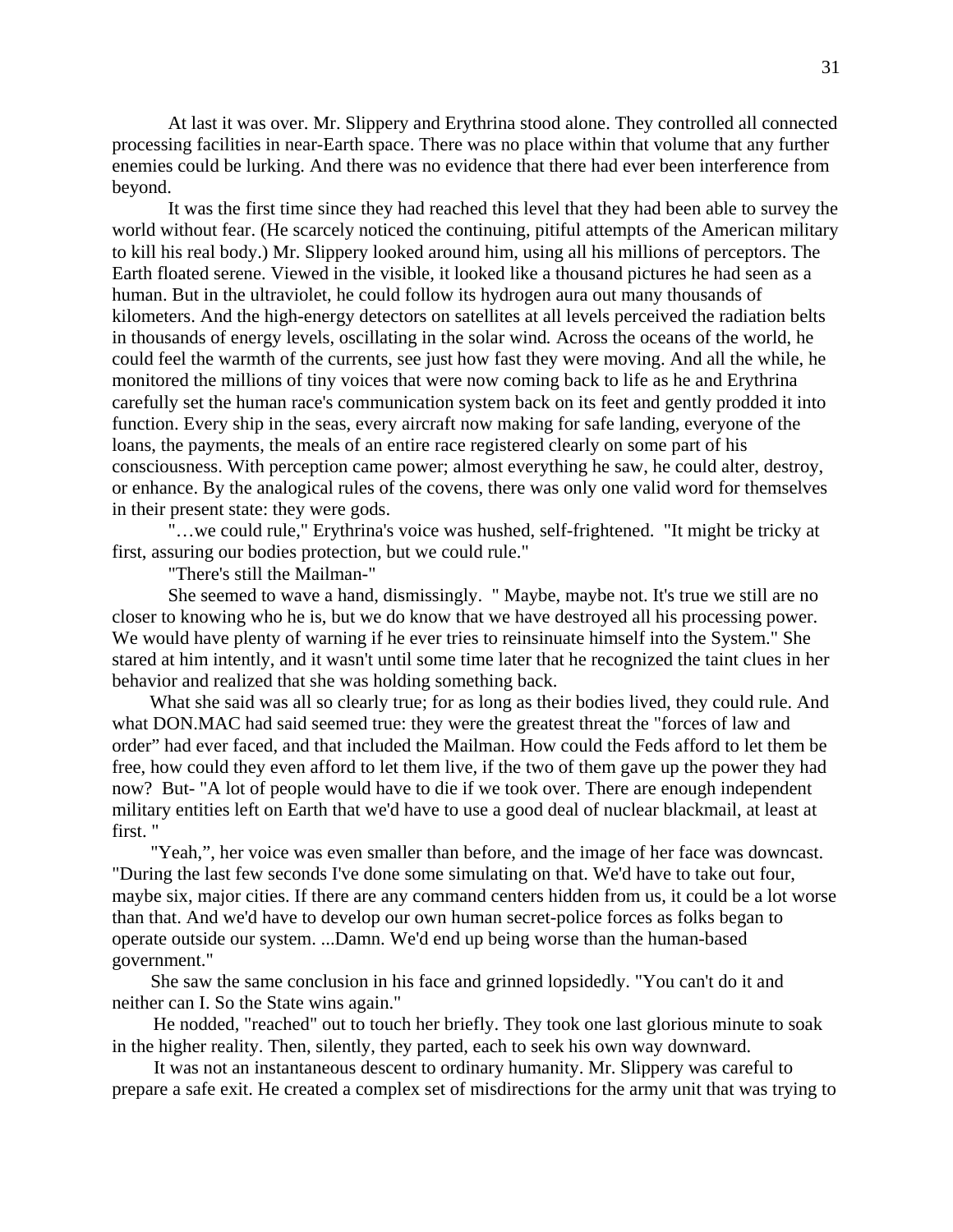At last it was over. Mr. Slippery and Erythrina stood alone. They controlled all connected processing facilities in near-Earth space. There was no place within that volume that any further enemies could be lurking. And there was no evidence that there had ever been interference from beyond.

It was the first time since they had reached this level that they had been able to survey the world without fear. (He scarcely noticed the continuing, pitiful attempts of the American military to kill his real body.) Mr. Slippery looked around him, using all his millions of perceptors. The Earth floated serene. Viewed in the visible, it looked like a thousand pictures he had seen as a human. But in the ultraviolet, he could follow its hydrogen aura out many thousands of kilometers. And the high-energy detectors on satellites at all levels perceived the radiation belts in thousands of energy levels, oscillating in the solar wind. Across the oceans of the world, he could feel the warmth of the currents, see just how fast they were moving. And all the while, he monitored the millions of tiny voices that were now coming back to life as he and Erythrina carefully set the human race's communication system back on its feet and gently prodded it into function. Every ship in the seas, every aircraft now making for safe landing, everyone of the loans, the payments, the meals of an entire race registered clearly on some part of his consciousness. With perception came power; almost everything he saw, he could alter, destroy, or enhance. By the analogical rules of the covens, there was only one valid word for themselves in their present state: they were gods.

"…we could rule," Erythrina's voice was hushed, self-frightened. "It might be tricky at first, assuring our bodies protection, but we could rule."

"There's still the Mailman-"

She seemed to wave a hand, dismissingly. " Maybe, maybe not. It's true we still are no closer to knowing who he is, but we do know that we have destroyed all his processing power. We would have plenty of warning if he ever tries to reinsinuate himself into the System." She stared at him intently, and it wasn't until some time later that he recognized the taint clues in her behavior and realized that she was holding something back.

What she said was all so clearly true; for as long as their bodies lived, they could rule. And what DON.MAC had said seemed true: they were the greatest threat the "forces of law and order" had ever faced, and that included the Mailman. How could the Feds afford to let them be free, how could they even afford to let them live, if the two of them gave up the power they had now? But- "A lot of people would have to die if we took over. There are enough independent military entities left on Earth that we'd have to use a good deal of nuclear blackmail, at least at first. "

"Yeah,", her voice was even smaller than before, and the image of her face was downcast. "During the last few seconds I've done some simulating on that. We'd have to take out four, maybe six, major cities. If there are any command centers hidden from us, it could be a lot worse than that. And we'd have to develop our own human secret-police forces as folks began to operate outside our system. ...Damn. We'd end up being worse than the human-based government."

She saw the same conclusion in his face and grinned lopsidedly. "You can't do it and neither can I. So the State wins again."

He nodded, "reached" out to touch her briefly. They took one last glorious minute to soak in the higher reality. Then, silently, they parted, each to seek his own way downward.

It was not an instantaneous descent to ordinary humanity. Mr. Slippery was careful to prepare a safe exit. He created a complex set of misdirections for the army unit that was trying to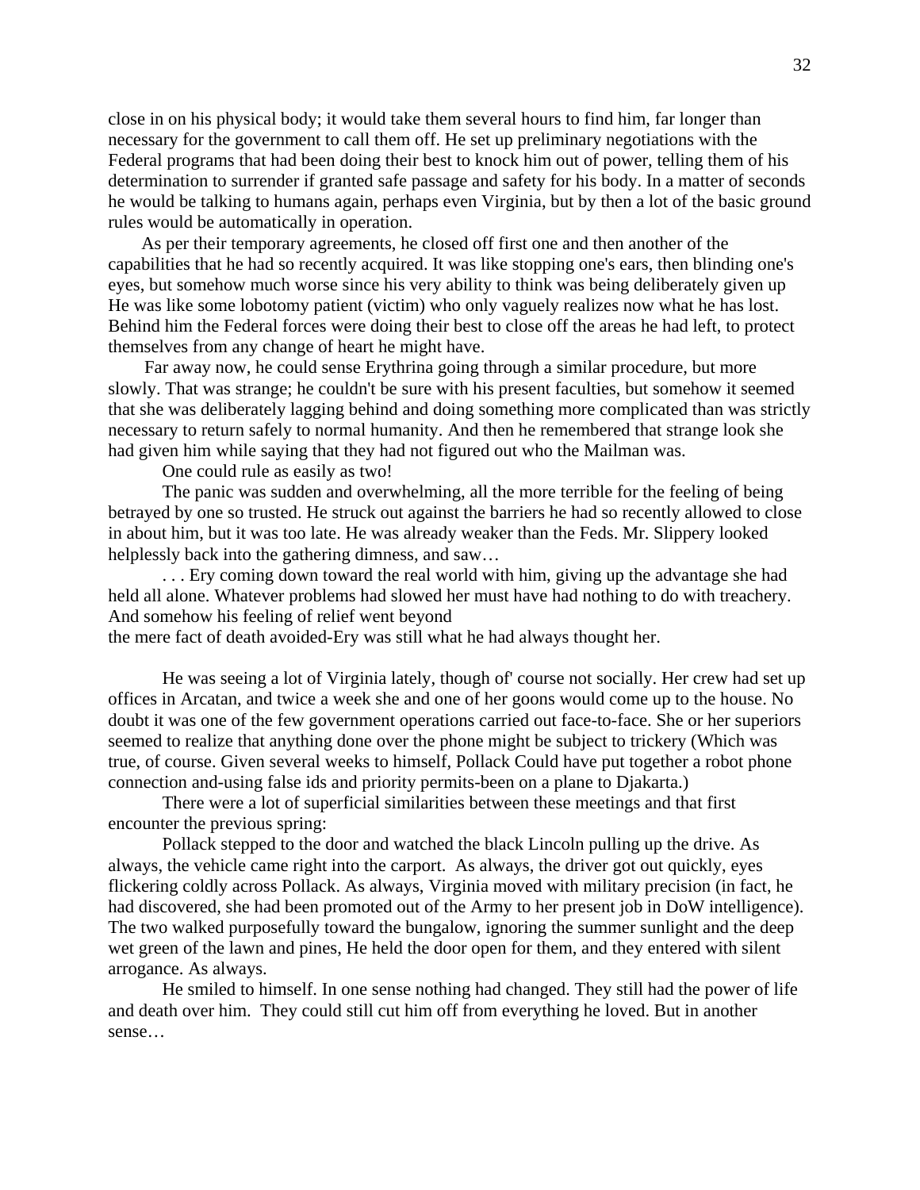close in on his physical body; it would take them several hours to find him, far longer than necessary for the government to call them off. He set up preliminary negotiations with the Federal programs that had been doing their best to knock him out of power, telling them of his determination to surrender if granted safe passage and safety for his body. In a matter of seconds he would be talking to humans again, perhaps even Virginia, but by then a lot of the basic ground rules would be automatically in operation.

As per their temporary agreements, he closed off first one and then another of the capabilities that he had so recently acquired. It was like stopping one's ears, then blinding one's eyes, but somehow much worse since his very ability to think was being deliberately given up He was like some lobotomy patient (victim) who only vaguely realizes now what he has lost. Behind him the Federal forces were doing their best to close off the areas he had left, to protect themselves from any change of heart he might have.

Far away now, he could sense Erythrina going through a similar procedure, but more slowly. That was strange; he couldn't be sure with his present faculties, but somehow it seemed that she was deliberately lagging behind and doing something more complicated than was strictly necessary to return safely to normal humanity. And then he remembered that strange look she had given him while saying that they had not figured out who the Mailman was.

One could rule as easily as two!

The panic was sudden and overwhelming, all the more terrible for the feeling of being betrayed by one so trusted. He struck out against the barriers he had so recently allowed to close in about him, but it was too late. He was already weaker than the Feds. Mr. Slippery looked helplessly back into the gathering dimness, and saw…

. . . Ery coming down toward the real world with him, giving up the advantage she had held all alone. Whatever problems had slowed her must have had nothing to do with treachery. And somehow his feeling of relief went beyond
the mere fact of death avoided-Ery was still what he had always thought her.

He was seeing a lot of Virginia lately, though of' course not socially. Her crew had set up offices in Arcatan, and twice a week she and one of her goons would come up to the house. No doubt it was one of the few government operations carried out face-to-face. She or her superiors seemed to realize that anything done over the phone might be subject to trickery (Which was true, of course. Given several weeks to himself, Pollack Could have put together a robot phone connection and-using false ids and priority permits-been on a plane to Djakarta.)

There were a lot of superficial similarities between these meetings and that first encounter the previous spring:

Pollack stepped to the door and watched the black Lincoln pulling up the drive. As always, the vehicle came right into the carport. As always, the driver got out quickly, eyes flickering coldly across Pollack. As always, Virginia moved with military precision (in fact, he had discovered, she had been promoted out of the Army to her present job in DoW intelligence). The two walked purposefully toward the bungalow, ignoring the summer sunlight and the deep wet green of the lawn and pines, He held the door open for them, and they entered with silent arrogance. As always.

He smiled to himself. In one sense nothing had changed. They still had the power of life and death over him. They could still cut him off from everything he loved. But in another sense…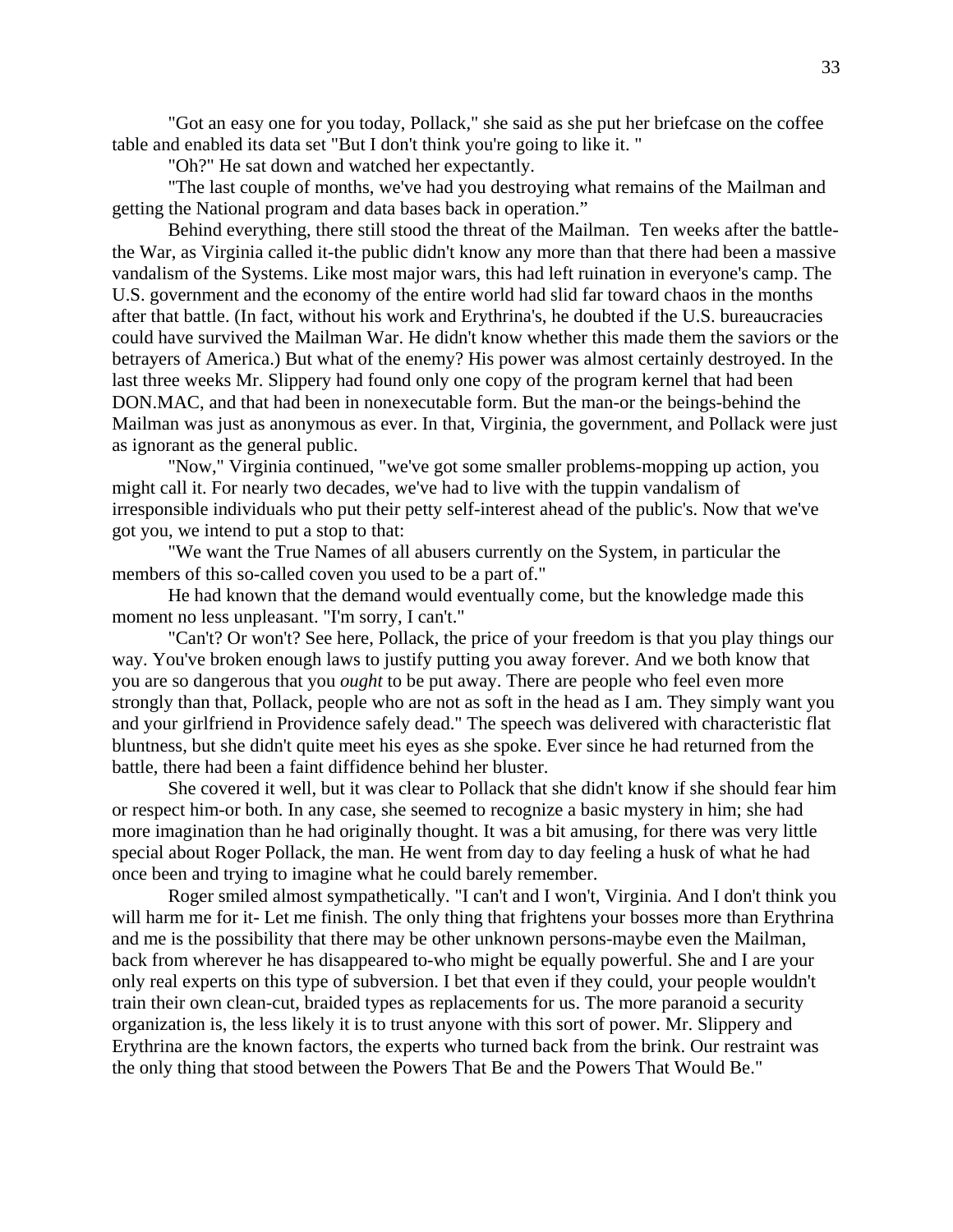"Got an easy one for you today, Pollack," she said as she put her briefcase on the coffee table and enabled its data set "But I don't think you're going to like it. "

"Oh?" He sat down and watched her expectantly.

"The last couple of months, we've had you destroying what remains of the Mailman and getting the National program and data bases back in operation."

Behind everything, there still stood the threat of the Mailman. Ten weeks after the battle-the War, as Virginia called it-the public didn't know any more than that there had been a massive vandalism of the Systems. Like most major wars, this had left ruination in everyone's camp. The U.S. government and the economy of the entire world had slid far toward chaos in the months after that battle. (In fact, without his work and Erythrina's, he doubted if the U.S. bureaucracies could have survived the Mailman War. He didn't know whether this made them the saviors or the betrayers of America.) But what of the enemy? His power was almost certainly destroyed. In the last three weeks Mr. Slippery had found only one copy of the program kernel that had been DON.MAC, and that had been in nonexecutable form. But the man-or the beings-behind the Mailman was just as anonymous as ever. In that, Virginia, the government, and Pollack were just as ignorant as the general public.

"Now," Virginia continued, "we've got some smaller problems-mopping up action, you might call it. For nearly two decades, we've had to live with the tuppin vandalism of irresponsible individuals who put their petty self-interest ahead of the public's. Now that we've got you, we intend to put a stop to that:

"We want the True Names of all abusers currently on the System, in particular the members of this so-called coven you used to be a part of."

He had known that the demand would eventually come, but the knowledge made this moment no less unpleasant. "I'm sorry, I can't."

"Can't? Or won't? See here, Pollack, the price of your freedom is that you play things our way. You've broken enough laws to justify putting you away forever. And we both know that you are so dangerous that you *ought* to be put away. There are people who feel even more strongly than that, Pollack, people who are not as soft in the head as I am. They simply want you and your girlfriend in Providence safely dead." The speech was delivered with characteristic flat bluntness, but she didn't quite meet his eyes as she spoke. Ever since he had returned from the battle, there had been a faint diffidence behind her bluster.

She covered it well, but it was clear to Pollack that she didn't know if she should fear him or respect him-or both. In any case, she seemed to recognize a basic mystery in him; she had more imagination than he had originally thought. It was a bit amusing, for there was very little special about Roger Pollack, the man. He went from day to day feeling a husk of what he had once been and trying to imagine what he could barely remember.

Roger smiled almost sympathetically. "I can't and I won't, Virginia. And I don't think you will harm me for it- Let me finish. The only thing that frightens your bosses more than Erythrina and me is the possibility that there may be other unknown persons-maybe even the Mailman, back from wherever he has disappeared to-who might be equally powerful. She and I are your only real experts on this type of subversion. I bet that even if they could, your people wouldn't train their own clean-cut, braided types as replacements for us. The more paranoid a security organization is, the less likely it is to trust anyone with this sort of power. Mr. Slippery and Erythrina are the known factors, the experts who turned back from the brink. Our restraint was the only thing that stood between the Powers That Be and the Powers That Would Be."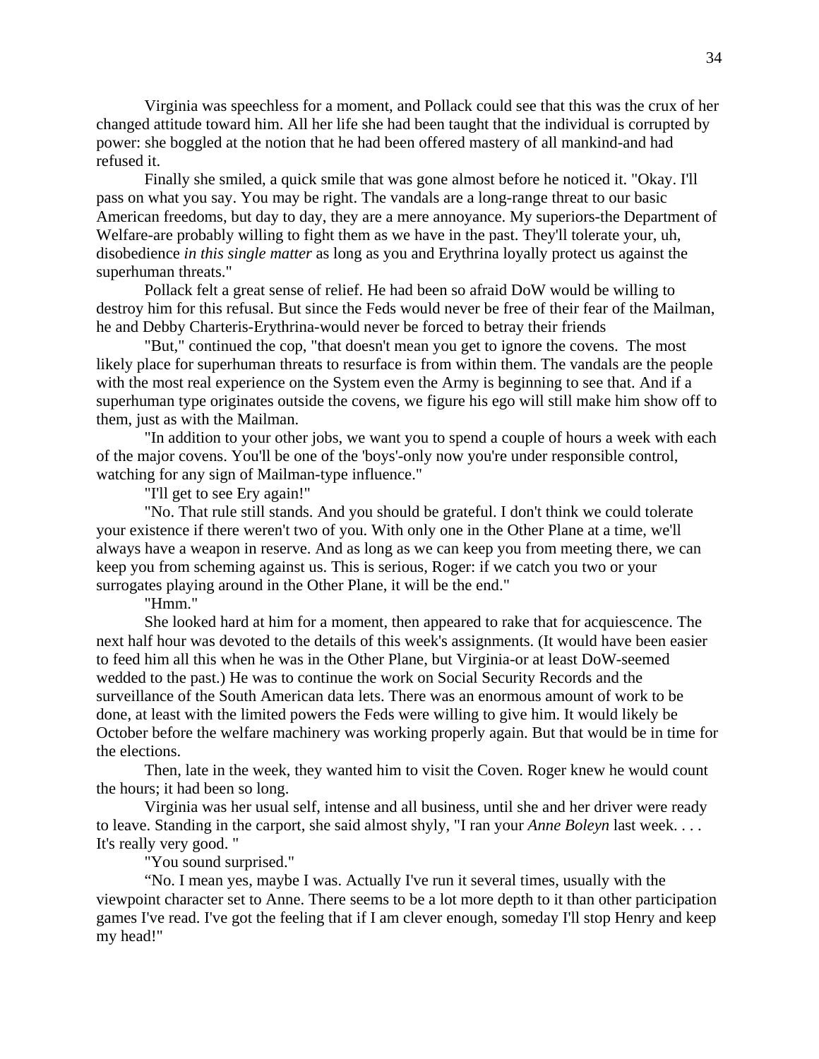Virginia was speechless for a moment, and Pollack could see that this was the crux of her changed attitude toward him. All her life she had been taught that the individual is corrupted by power: she boggled at the notion that he had been offered mastery of all mankind-and had refused it.

Finally she smiled, a quick smile that was gone almost before he noticed it. "Okay. I'll pass on what you say. You may be right. The vandals are a long-range threat to our basic American freedoms, but day to day, they are a mere annoyance. My superiors-the Department of Welfare-are probably willing to fight them as we have in the past. They'll tolerate your, uh, disobedience *in this single matter* as long as you and Erythrina loyally protect us against the superhuman threats."

Pollack felt a great sense of relief. He had been so afraid DoW would be willing to destroy him for this refusal. But since the Feds would never be free of their fear of the Mailman, he and Debby Charteris-Erythrina-would never be forced to betray their friends

"But," continued the cop, "that doesn't mean you get to ignore the covens. The most likely place for superhuman threats to resurface is from within them. The vandals are the people with the most real experience on the System even the Army is beginning to see that. And if a superhuman type originates outside the covens, we figure his ego will still make him show off to them, just as with the Mailman.

"In addition to your other jobs, we want you to spend a couple of hours a week with each of the major covens. You'll be one of the 'boys'-only now you're under responsible control, watching for any sign of Mailman-type influence."

"I'll get to see Ery again!"

"No. That rule still stands. And you should be grateful. I don't think we could tolerate your existence if there weren't two of you. With only one in the Other Plane at a time, we'll always have a weapon in reserve. And as long as we can keep you from meeting there, we can keep you from scheming against us. This is serious, Roger: if we catch you two or your surrogates playing around in the Other Plane, it will be the end."

"Hmm."

She looked hard at him for a moment, then appeared to rake that for acquiescence. The next half hour was devoted to the details of this week's assignments. (It would have been easier to feed him all this when he was in the Other Plane, but Virginia-or at least DoW-seemed wedded to the past.) He was to continue the work on Social Security Records and the surveillance of the South American data lets. There was an enormous amount of work to be done, at least with the limited powers the Feds were willing to give him. It would likely be October before the welfare machinery was working properly again. But that would be in time for the elections.

Then, late in the week, they wanted him to visit the Coven. Roger knew he would count the hours; it had been so long.

Virginia was her usual self, intense and all business, until she and her driver were ready to leave. Standing in the carport, she said almost shyly, "I ran your *Anne Boleyn* last week. . . . It's really very good. "

"You sound surprised."

"No. I mean yes, maybe I was. Actually I've run it several times, usually with the viewpoint character set to Anne. There seems to be a lot more depth to it than other participation games I've read. I've got the feeling that if I am clever enough, someday I'll stop Henry and keep my head!"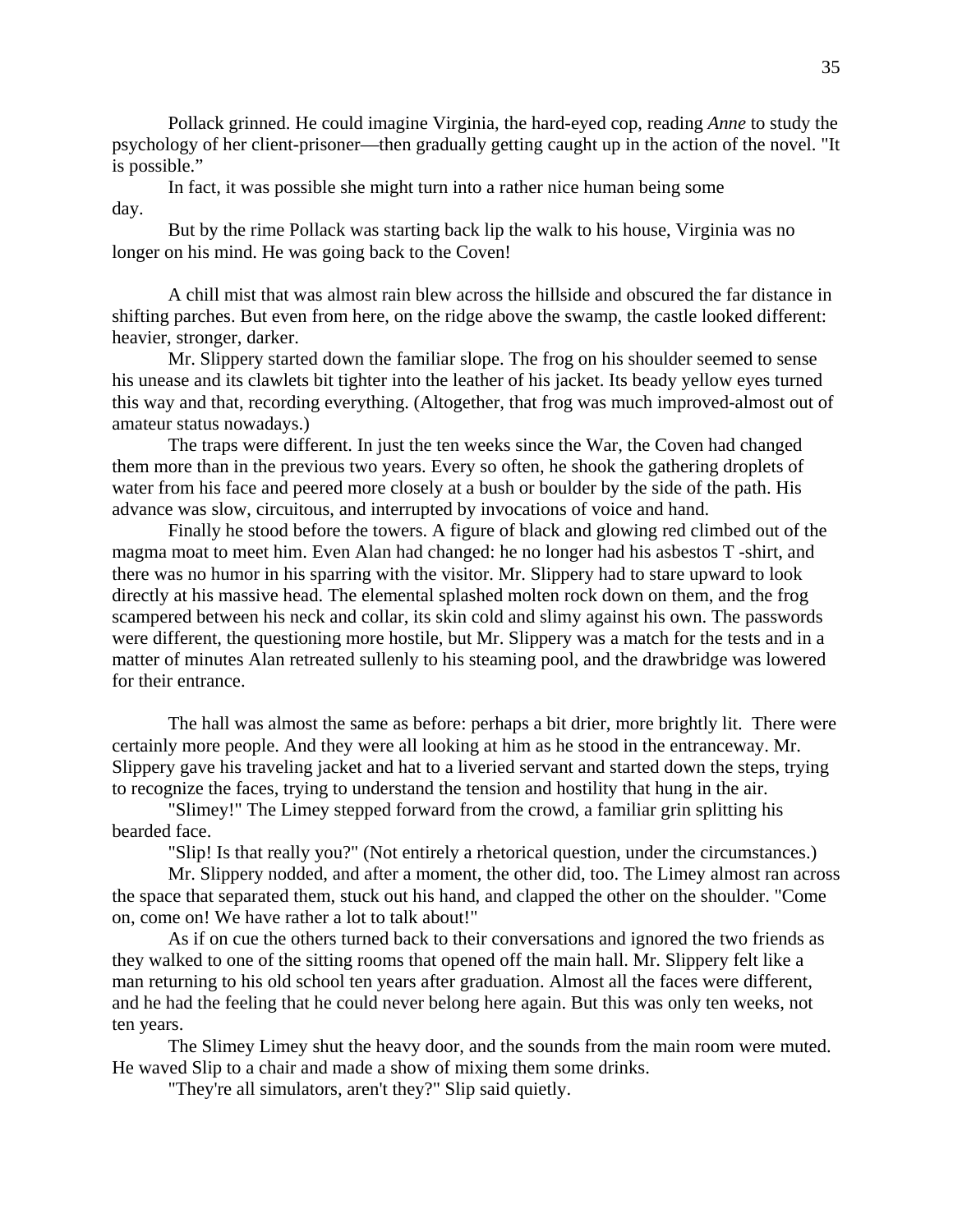Pollack grinned. He could imagine Virginia, the hard-eyed cop, reading *Anne* to study the psychology of her client-prisoner—then gradually getting caught up in the action of the novel. "It is possible."

In fact, it was possible she might turn into a rather nice human being some day.

But by the rime Pollack was starting back lip the walk to his house, Virginia was no longer on his mind. He was going back to the Coven!

A chill mist that was almost rain blew across the hillside and obscured the far distance in shifting parches. But even from here, on the ridge above the swamp, the castle looked different: heavier, stronger, darker.

Mr. Slippery started down the familiar slope. The frog on his shoulder seemed to sense his unease and its clawlets bit tighter into the leather of his jacket. Its beady yellow eyes turned this way and that, recording everything. (Altogether, that frog was much improved-almost out of amateur status nowadays.)

The traps were different. In just the ten weeks since the War, the Coven had changed them more than in the previous two years. Every so often, he shook the gathering droplets of water from his face and peered more closely at a bush or boulder by the side of the path. His advance was slow, circuitous, and interrupted by invocations of voice and hand.

Finally he stood before the towers. A figure of black and glowing red climbed out of the magma moat to meet him. Even Alan had changed: he no longer had his asbestos T -shirt, and there was no humor in his sparring with the visitor. Mr. Slippery had to stare upward to look directly at his massive head. The elemental splashed molten rock down on them, and the frog scampered between his neck and collar, its skin cold and slimy against his own. The passwords were different, the questioning more hostile, but Mr. Slippery was a match for the tests and in a matter of minutes Alan retreated sullenly to his steaming pool, and the drawbridge was lowered for their entrance.

The hall was almost the same as before: perhaps a bit drier, more brightly lit. There were certainly more people. And they were all looking at him as he stood in the entranceway. Mr. Slippery gave his traveling jacket and hat to a liveried servant and started down the steps, trying to recognize the faces, trying to understand the tension and hostility that hung in the air.

"Slimey!" The Limey stepped forward from the crowd, a familiar grin splitting his bearded face.

"Slip! Is that really you?" (Not entirely a rhetorical question, under the circumstances.)

Mr. Slippery nodded, and after a moment, the other did, too. The Limey almost ran across the space that separated them, stuck out his hand, and clapped the other on the shoulder. "Come on, come on! We have rather a lot to talk about!"

As if on cue the others turned back to their conversations and ignored the two friends as they walked to one of the sitting rooms that opened off the main hall. Mr. Slippery felt like a man returning to his old school ten years after graduation. Almost all the faces were different, and he had the feeling that he could never belong here again. But this was only ten weeks, not ten years.

The Slimey Limey shut the heavy door, and the sounds from the main room were muted. He waved Slip to a chair and made a show of mixing them some drinks.

"They're all simulators, aren't they?" Slip said quietly.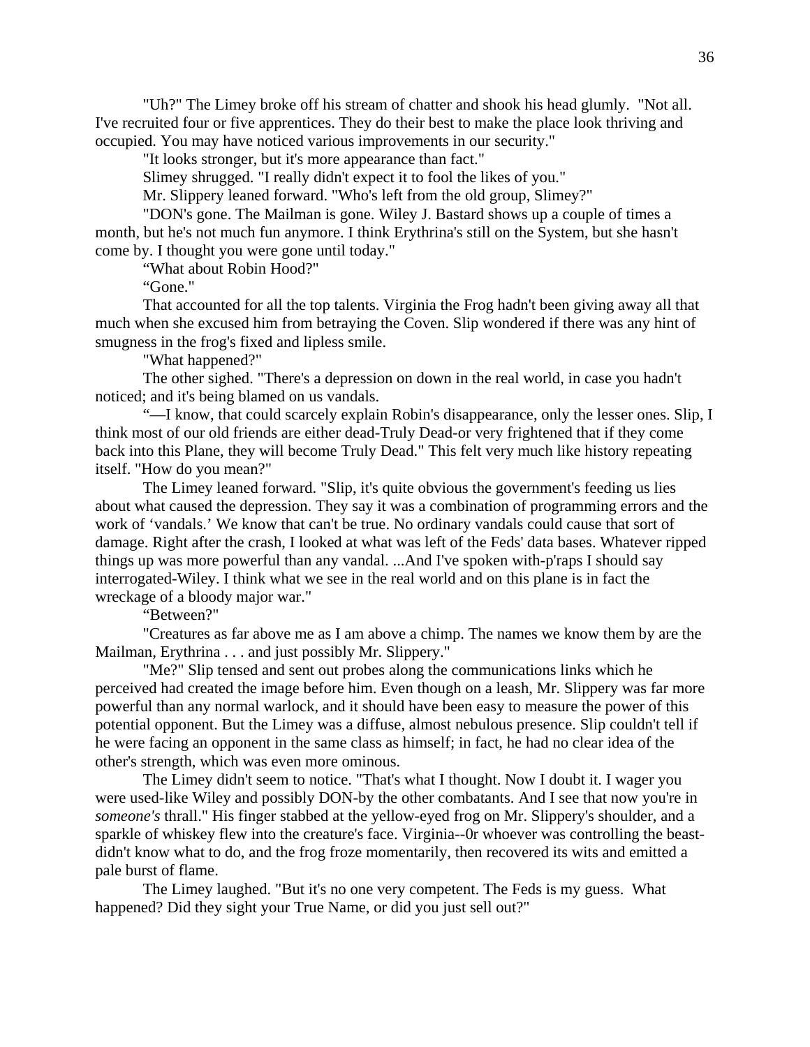"Uh?" The Limey broke off his stream of chatter and shook his head glumly. "Not all. I've recruited four or five apprentices. They do their best to make the place look thriving and occupied. You may have noticed various improvements in our security."

"It looks stronger, but it's more appearance than fact."

Slimey shrugged. "I really didn't expect it to fool the likes of you."

Mr. Slippery leaned forward. "Who's left from the old group, Slimey?"

"DON's gone. The Mailman is gone. Wiley J. Bastard shows up a couple of times a month, but he's not much fun anymore. I think Erythrina's still on the System, but she hasn't come by. I thought you were gone until today."

“What about Robin Hood?"

“Gone."

That accounted for all the top talents. Virginia the Frog hadn't been giving away all that much when she excused him from betraying the Coven. Slip wondered if there was any hint of smugness in the frog's fixed and lipless smile.

"What happened?"

The other sighed. "There's a depression on down in the real world, in case you hadn't noticed; and it's being blamed on us vandals.

"—I know, that could scarcely explain Robin's disappearance, only the lesser ones. Slip, I think most of our old friends are either dead-Truly Dead-or very frightened that if they come back into this Plane, they will become Truly Dead." This felt very much like history repeating itself. "How do you mean?"

The Limey leaned forward. "Slip, it's quite obvious the government's feeding us lies about what caused the depression. They say it was a combination of programming errors and the work of ‘vandals.’ We know that can't be true. No ordinary vandals could cause that sort of damage. Right after the crash, I looked at what was left of the Feds' data bases. Whatever ripped things up was more powerful than any vandal. ...And I've spoken with-p'raps I should say interrogated-Wiley. I think what we see in the real world and on this plane is in fact the wreckage of a bloody major war."

“Between?"

"Creatures as far above me as I am above a chimp. The names we know them by are the Mailman, Erythrina . . . and just possibly Mr. Slippery."

"Me?" Slip tensed and sent out probes along the communications links which he perceived had created the image before him. Even though on a leash, Mr. Slippery was far more powerful than any normal warlock, and it should have been easy to measure the power of this potential opponent. But the Limey was a diffuse, almost nebulous presence. Slip couldn't tell if he were facing an opponent in the same class as himself; in fact, he had no clear idea of the other's strength, which was even more ominous.

The Limey didn't seem to notice. "That's what I thought. Now I doubt it. I wager you were used-like Wiley and possibly DON-by the other combatants. And I see that now you're in *someone's* thrall." His finger stabbed at the yellow-eyed frog on Mr. Slippery's shoulder, and a sparkle of whiskey flew into the creature's face. Virginia--0r whoever was controlling the beast-didn't know what to do, and the frog froze momentarily, then recovered its wits and emitted a pale burst of flame.

The Limey laughed. "But it's no one very competent. The Feds is my guess. What happened? Did they sight your True Name, or did you just sell out?"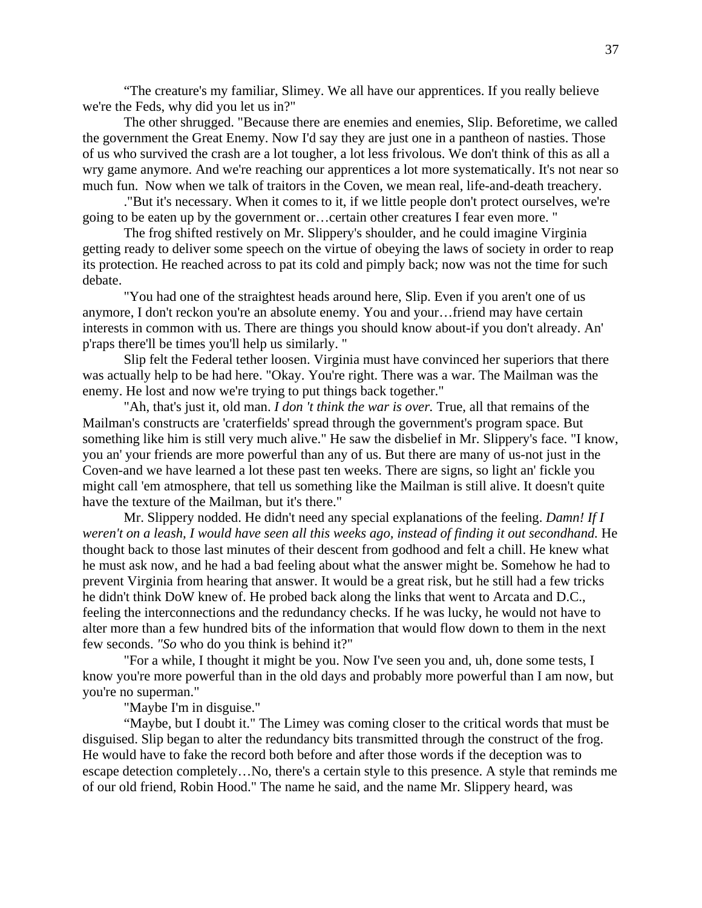"The creature's my familiar, Slimey. We all have our apprentices. If you really believe we're the Feds, why did you let us in?"

The other shrugged. "Because there are enemies and enemies, Slip. Beforetime, we called the government the Great Enemy. Now I'd say they are just one in a pantheon of nasties. Those of us who survived the crash are a lot tougher, a lot less frivolous. We don't think of this as all a wry game anymore. And we're reaching our apprentices a lot more systematically. It's not near so much fun. Now when we talk of traitors in the Coven, we mean real, life-and-death treachery.

."But it's necessary. When it comes to it, if we little people don't protect ourselves, we're going to be eaten up by the government or…certain other creatures I fear even more. "

The frog shifted restively on Mr. Slippery's shoulder, and he could imagine Virginia getting ready to deliver some speech on the virtue of obeying the laws of society in order to reap its protection. He reached across to pat its cold and pimply back; now was not the time for such debate.

"You had one of the straightest heads around here, Slip. Even if you aren't one of us anymore, I don't reckon you're an absolute enemy. You and your…friend may have certain interests in common with us. There are things you should know about-if you don't already. An' p'raps there'll be times you'll help us similarly. "

Slip felt the Federal tether loosen. Virginia must have convinced her superiors that there was actually help to be had here. "Okay. You're right. There was a war. The Mailman was the enemy. He lost and now we're trying to put things back together."

"Ah, that's just it, old man. *I don 't think the war is over.* True, all that remains of the Mailman's constructs are 'craterfields' spread through the government's program space. But something like him is still very much alive." He saw the disbelief in Mr. Slippery's face. "I know, you an' your friends are more powerful than any of us. But there are many of us-not just in the Coven-and we have learned a lot these past ten weeks. There are signs, so light an' fickle you might call 'em atmosphere, that tell us something like the Mailman is still alive. It doesn't quite have the texture of the Mailman, but it's there."

Mr. Slippery nodded. He didn't need any special explanations of the feeling. *Damn! If I weren't on a leash, I would have seen all this weeks ago, instead of finding it out secondhand.* He thought back to those last minutes of their descent from godhood and felt a chill. He knew what he must ask now, and he had a bad feeling about what the answer might be. Somehow he had to prevent Virginia from hearing that answer. It would be a great risk, but he still had a few tricks he didn't think DoW knew of. He probed back along the links that went to Arcata and D.C., feeling the interconnections and the redundancy checks. If he was lucky, he would not have to alter more than a few hundred bits of the information that would flow down to them in the next few seconds. *"So* who do you think is behind it?"

"For a while, I thought it might be you. Now I've seen you and, uh, done some tests, I know you're more powerful than in the old days and probably more powerful than I am now, but you're no superman."

"Maybe I'm in disguise."

"Maybe, but I doubt it." The Limey was coming closer to the critical words that must be disguised. Slip began to alter the redundancy bits transmitted through the construct of the frog. He would have to fake the record both before and after those words if the deception was to escape detection completely…No, there's a certain style to this presence. A style that reminds me of our old friend, Robin Hood." The name he said, and the name Mr. Slippery heard, was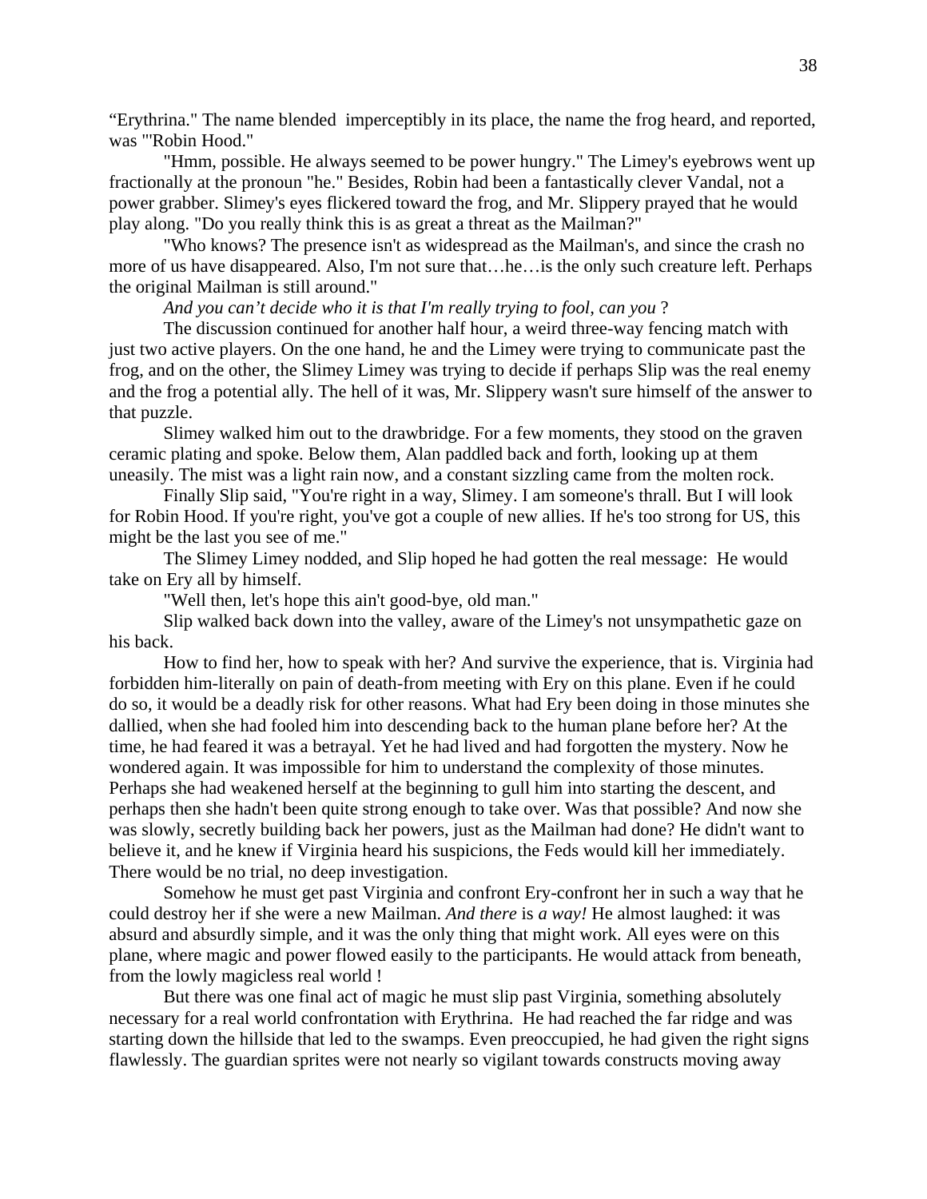"Erythrina." The name blended imperceptibly in its place, the name the frog heard, and reported, was "'Robin Hood."

"Hmm, possible. He always seemed to be power hungry." The Limey's eyebrows went up fractionally at the pronoun "he." Besides, Robin had been a fantastically clever Vandal, not a power grabber. Slimey's eyes flickered toward the frog, and Mr. Slippery prayed that he would play along. "Do you really think this is as great a threat as the Mailman?"

"Who knows? The presence isn't as widespread as the Mailman's, and since the crash no more of us have disappeared. Also, I'm not sure that…he…is the only such creature left. Perhaps the original Mailman is still around."

*And you can't decide who it is that I'm really trying to fool, can you* ?

The discussion continued for another half hour, a weird three-way fencing match with just two active players. On the one hand, he and the Limey were trying to communicate past the frog, and on the other, the Slimey Limey was trying to decide if perhaps Slip was the real enemy and the frog a potential ally. The hell of it was, Mr. Slippery wasn't sure himself of the answer to that puzzle.

Slimey walked him out to the drawbridge. For a few moments, they stood on the graven ceramic plating and spoke. Below them, Alan paddled back and forth, looking up at them uneasily. The mist was a light rain now, and a constant sizzling came from the molten rock.

Finally Slip said, "You're right in a way, Slimey. I am someone's thrall. But I will look for Robin Hood. If you're right, you've got a couple of new allies. If he's too strong for US, this might be the last you see of me."

The Slimey Limey nodded, and Slip hoped he had gotten the real message: He would take on Ery all by himself.

"Well then, let's hope this ain't good-bye, old man."

Slip walked back down into the valley, aware of the Limey's not unsympathetic gaze on his back.

How to find her, how to speak with her? And survive the experience, that is. Virginia had forbidden him-literally on pain of death-from meeting with Ery on this plane. Even if he could do so, it would be a deadly risk for other reasons. What had Ery been doing in those minutes she dallied, when she had fooled him into descending back to the human plane before her? At the time, he had feared it was a betrayal. Yet he had lived and had forgotten the mystery. Now he wondered again. It was impossible for him to understand the complexity of those minutes. Perhaps she had weakened herself at the beginning to gull him into starting the descent, and perhaps then she hadn't been quite strong enough to take over. Was that possible? And now she was slowly, secretly building back her powers, just as the Mailman had done? He didn't want to believe it, and he knew if Virginia heard his suspicions, the Feds would kill her immediately. There would be no trial, no deep investigation.

Somehow he must get past Virginia and confront Ery-confront her in such a way that he could destroy her if she were a new Mailman. *And there* is *a way!* He almost laughed: it was absurd and absurdly simple, and it was the only thing that might work. All eyes were on this plane, where magic and power flowed easily to the participants. He would attack from beneath, from the lowly magicless real world !

But there was one final act of magic he must slip past Virginia, something absolutely necessary for a real world confrontation with Erythrina. He had reached the far ridge and was starting down the hillside that led to the swamps. Even preoccupied, he had given the right signs flawlessly. The guardian sprites were not nearly so vigilant towards constructs moving away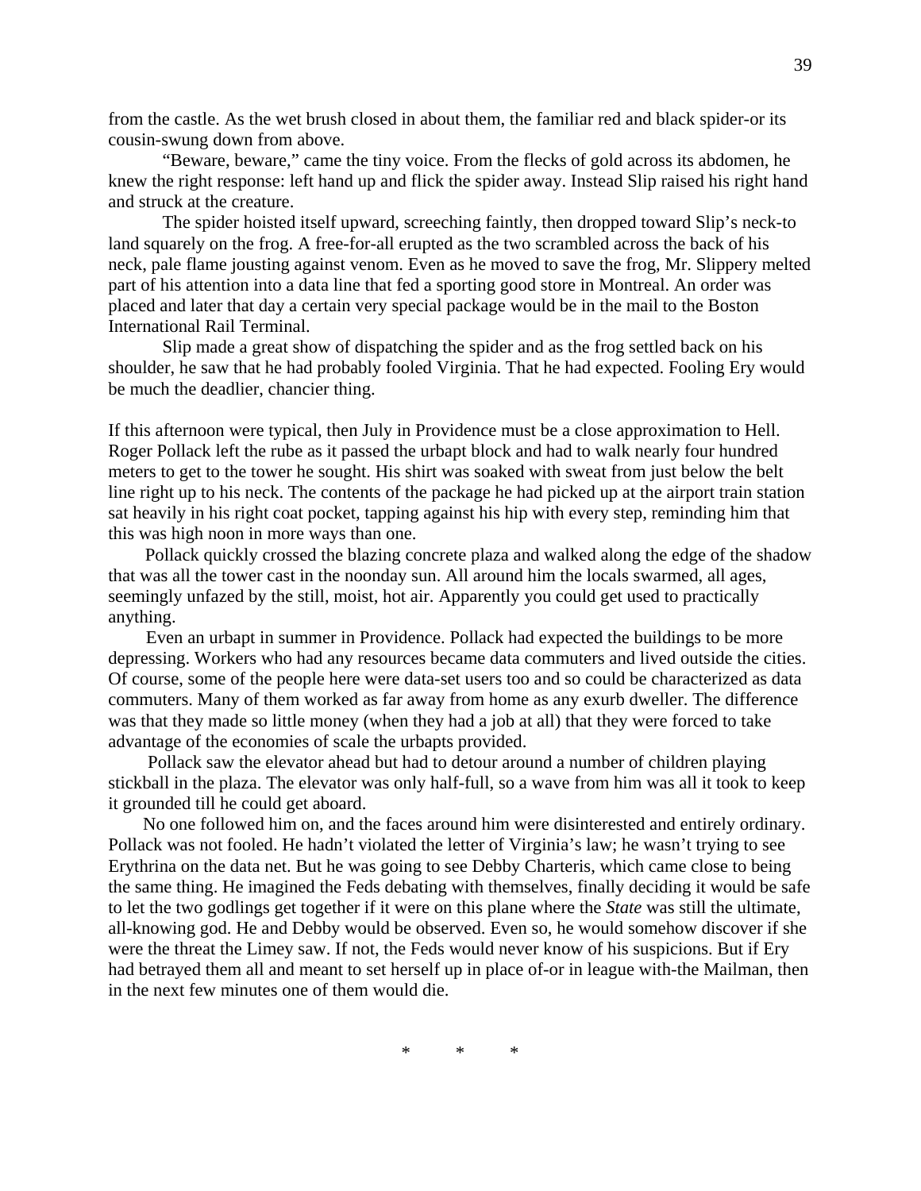from the castle. As the wet brush closed in about them, the familiar red and black spider-or its cousin-swung down from above.

"Beware, beware," came the tiny voice. From the flecks of gold across its abdomen, he knew the right response: left hand up and flick the spider away. Instead Slip raised his right hand and struck at the creature.

The spider hoisted itself upward, screeching faintly, then dropped toward Slip's neck-to land squarely on the frog. A free-for-all erupted as the two scrambled across the back of his neck, pale flame jousting against venom. Even as he moved to save the frog, Mr. Slippery melted part of his attention into a data line that fed a sporting good store in Montreal. An order was placed and later that day a certain very special package would be in the mail to the Boston International Rail Terminal.

Slip made a great show of dispatching the spider and as the frog settled back on his shoulder, he saw that he had probably fooled Virginia. That he had expected. Fooling Ery would be much the deadlier, chancier thing.

If this afternoon were typical, then July in Providence must be a close approximation to Hell. Roger Pollack left the rube as it passed the urbapt block and had to walk nearly four hundred meters to get to the tower he sought. His shirt was soaked with sweat from just below the belt line right up to his neck. The contents of the package he had picked up at the airport train station sat heavily in his right coat pocket, tapping against his hip with every step, reminding him that this was high noon in more ways than one.

Pollack quickly crossed the blazing concrete plaza and walked along the edge of the shadow that was all the tower cast in the noonday sun. All around him the locals swarmed, all ages, seemingly unfazed by the still, moist, hot air. Apparently you could get used to practically anything.

Even an urbapt in summer in Providence. Pollack had expected the buildings to be more depressing. Workers who had any resources became data commuters and lived outside the cities. Of course, some of the people here were data-set users too and so could be characterized as data commuters. Many of them worked as far away from home as any exurb dweller. The difference was that they made so little money (when they had a job at all) that they were forced to take advantage of the economies of scale the urbapts provided.

Pollack saw the elevator ahead but had to detour around a number of children playing stickball in the plaza. The elevator was only half-full, so a wave from him was all it took to keep it grounded till he could get aboard.

No one followed him on, and the faces around him were disinterested and entirely ordinary. Pollack was not fooled. He hadn't violated the letter of Virginia's law; he wasn't trying to see Erythrina on the data net. But he was going to see Debby Charteris, which came close to being the same thing. He imagined the Feds debating with themselves, finally deciding it would be safe to let the two godlings get together if it were on this plane where the *State* was still the ultimate, all-knowing god. He and Debby would be observed. Even so, he would somehow discover if she were the threat the Limey saw. If not, the Feds would never know of his suspicions. But if Ery had betrayed them all and meant to set herself up in place of-or in league with-the Mailman, then in the next few minutes one of them would die.

\* \* \*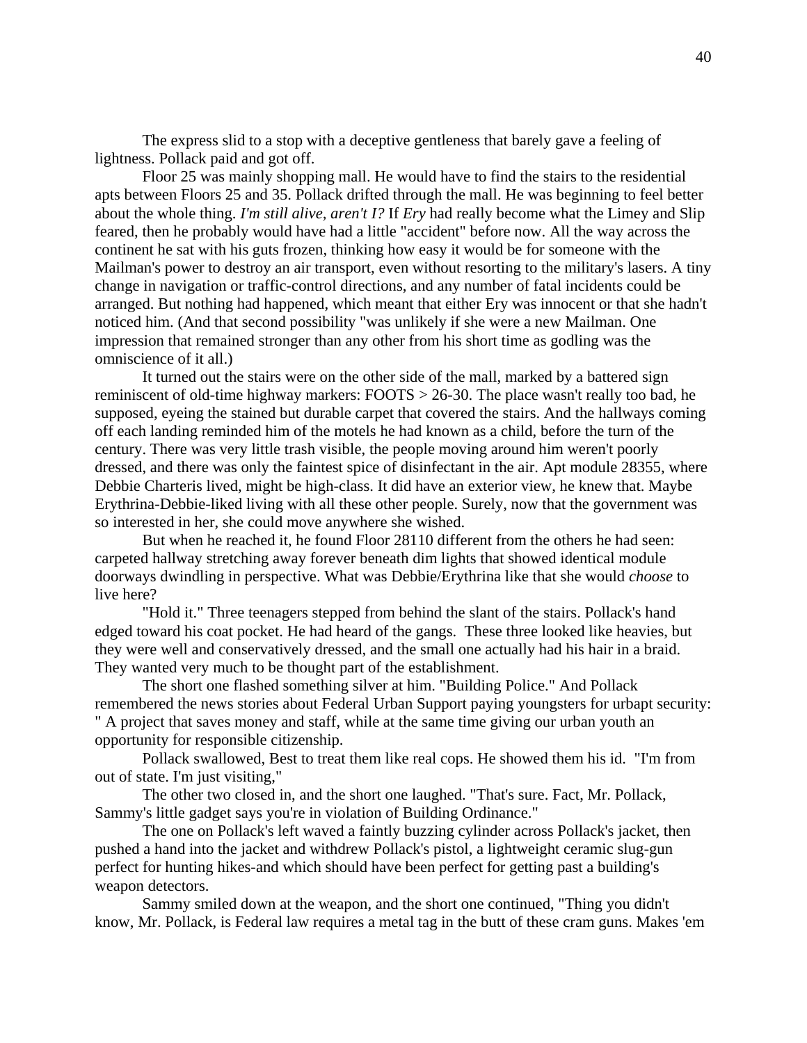The express slid to a stop with a deceptive gentleness that barely gave a feeling of lightness. Pollack paid and got off.

Floor 25 was mainly shopping mall. He would have to find the stairs to the residential apts between Floors 25 and 35. Pollack drifted through the mall. He was beginning to feel better about the whole thing. *I'm still alive, aren't I?* If *Ery* had really become what the Limey and Slip feared, then he probably would have had a little "accident" before now. All the way across the continent he sat with his guts frozen, thinking how easy it would be for someone with the Mailman's power to destroy an air transport, even without resorting to the military's lasers. A tiny change in navigation or traffic-control directions, and any number of fatal incidents could be arranged. But nothing had happened, which meant that either Ery was innocent or that she hadn't noticed him. (And that second possibility "was unlikely if she were a new Mailman. One impression that remained stronger than any other from his short time as godling was the omniscience of it all.)

It turned out the stairs were on the other side of the mall, marked by a battered sign reminiscent of old-time highway markers: FOOTS > 26-30. The place wasn't really too bad, he supposed, eyeing the stained but durable carpet that covered the stairs. And the hallways coming off each landing reminded him of the motels he had known as a child, before the turn of the century. There was very little trash visible, the people moving around him weren't poorly dressed, and there was only the faintest spice of disinfectant in the air. Apt module 28355, where Debbie Charteris lived, might be high-class. It did have an exterior view, he knew that. Maybe Erythrina-Debbie-liked living with all these other people. Surely, now that the government was so interested in her, she could move anywhere she wished.

But when he reached it, he found Floor 28110 different from the others he had seen: carpeted hallway stretching away forever beneath dim lights that showed identical module doorways dwindling in perspective. What was Debbie/Erythrina like that she would *choose* to live here?

"Hold it." Three teenagers stepped from behind the slant of the stairs. Pollack's hand edged toward his coat pocket. He had heard of the gangs. These three looked like heavies, but they were well and conservatively dressed, and the small one actually had his hair in a braid. They wanted very much to be thought part of the establishment.

The short one flashed something silver at him. "Building Police." And Pollack remembered the news stories about Federal Urban Support paying youngsters for urbapt security: " A project that saves money and staff, while at the same time giving our urban youth an opportunity for responsible citizenship.

Pollack swallowed, Best to treat them like real cops. He showed them his id. "I'm from out of state. I'm just visiting,"

The other two closed in, and the short one laughed. "That's sure. Fact, Mr. Pollack, Sammy's little gadget says you're in violation of Building Ordinance."

The one on Pollack's left waved a faintly buzzing cylinder across Pollack's jacket, then pushed a hand into the jacket and withdrew Pollack's pistol, a lightweight ceramic slug-gun perfect for hunting hikes-and which should have been perfect for getting past a building's weapon detectors.

Sammy smiled down at the weapon, and the short one continued, "Thing you didn't know, Mr. Pollack, is Federal law requires a metal tag in the butt of these cram guns. Makes 'em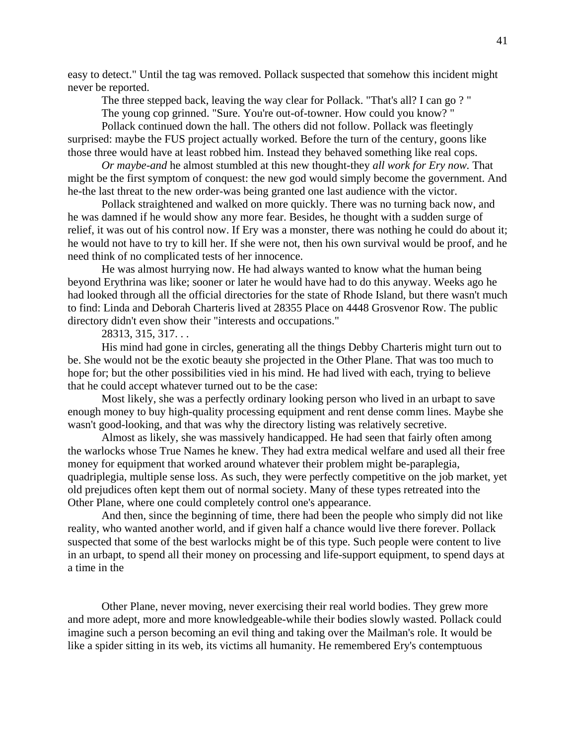easy to detect." Until the tag was removed. Pollack suspected that somehow this incident might never be reported.

The three stepped back, leaving the way clear for Pollack. "That's all? I can go ? "

The young cop grinned. "Sure. You're out-of-towner. How could you know? "

Pollack continued down the hall. The others did not follow. Pollack was fleetingly surprised: maybe the FUS project actually worked. Before the turn of the century, goons like those three would have at least robbed him. Instead they behaved something like real cops.

*Or maybe-and* he almost stumbled at this new thought-they *all work for Ery now.* That might be the first symptom of conquest: the new god would simply become the government. And he-the last threat to the new order-was being granted one last audience with the victor.

Pollack straightened and walked on more quickly. There was no turning back now, and he was damned if he would show any more fear. Besides, he thought with a sudden surge of relief, it was out of his control now. If Ery was a monster, there was nothing he could do about it; he would not have to try to kill her. If she were not, then his own survival would be proof, and he need think of no complicated tests of her innocence.

He was almost hurrying now. He had always wanted to know what the human being beyond Erythrina was like; sooner or later he would have had to do this anyway. Weeks ago he had looked through all the official directories for the state of Rhode Island, but there wasn't much to find: Linda and Deborah Charteris lived at 28355 Place on 4448 Grosvenor Row. The public directory didn't even show their "interests and occupations."

28313, 315, 317. . .

His mind had gone in circles, generating all the things Debby Charteris might turn out to be. She would not be the exotic beauty she projected in the Other Plane. That was too much to hope for; but the other possibilities vied in his mind. He had lived with each, trying to believe that he could accept whatever turned out to be the case:

Most likely, she was a perfectly ordinary looking person who lived in an urbapt to save enough money to buy high-quality processing equipment and rent dense comm lines. Maybe she wasn't good-looking, and that was why the directory listing was relatively secretive.

Almost as likely, she was massively handicapped. He had seen that fairly often among the warlocks whose True Names he knew. They had extra medical welfare and used all their free money for equipment that worked around whatever their problem might be-paraplegia, quadriplegia, multiple sense loss. As such, they were perfectly competitive on the job market, yet old prejudices often kept them out of normal society. Many of these types retreated into the Other Plane, where one could completely control one's appearance.

And then, since the beginning of time, there had been the people who simply did not like reality, who wanted another world, and if given half a chance would live there forever. Pollack suspected that some of the best warlocks might be of this type. Such people were content to live in an urbapt, to spend all their money on processing and life-support equipment, to spend days at a time in the Other Plane, never moving, never exercising their real world bodies. They grew more and more adept, more and more knowledgeable-while their bodies slowly wasted. Pollack could imagine such a person becoming an evil thing and taking over the Mailman's role. It would be like a spider sitting in its web, its victims all humanity. He remembered Ery's contemptuous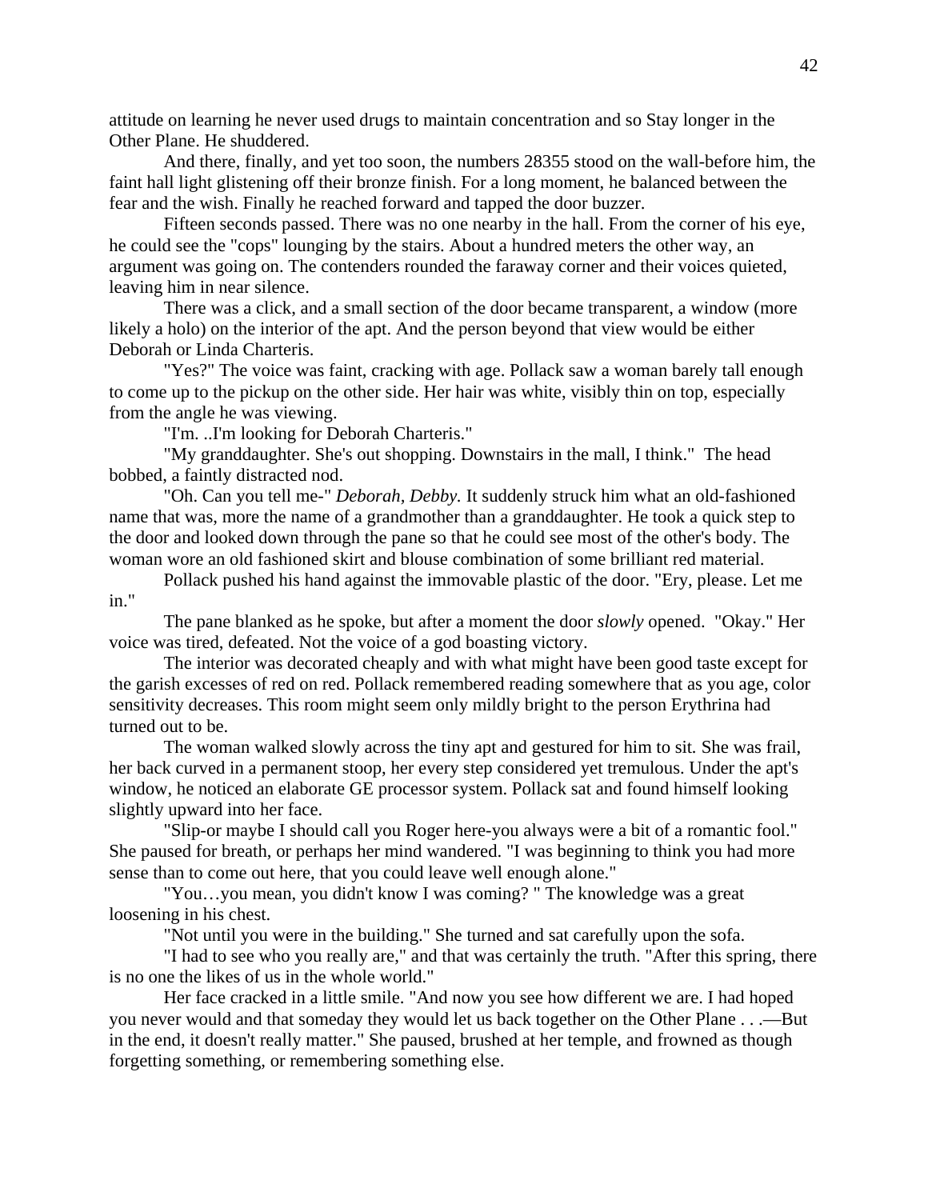attitude on learning he never used drugs to maintain concentration and so Stay longer in the Other Plane. He shuddered.

And there, finally, and yet too soon, the numbers 28355 stood on the wall-before him, the faint hall light glistening off their bronze finish. For a long moment, he balanced between the fear and the wish. Finally he reached forward and tapped the door buzzer.

Fifteen seconds passed. There was no one nearby in the hall. From the corner of his eye, he could see the "cops" lounging by the stairs. About a hundred meters the other way, an argument was going on. The contenders rounded the faraway corner and their voices quieted, leaving him in near silence.

There was a click, and a small section of the door became transparent, a window (more likely a holo) on the interior of the apt. And the person beyond that view would be either Deborah or Linda Charteris.

"Yes?" The voice was faint, cracking with age. Pollack saw a woman barely tall enough to come up to the pickup on the other side. Her hair was white, visibly thin on top, especially from the angle he was viewing.

"I'm. ..I'm looking for Deborah Charteris."

"My granddaughter. She's out shopping. Downstairs in the mall, I think." The head bobbed, a faintly distracted nod.

"Oh. Can you tell me-" *Deborah, Debby.* It suddenly struck him what an old-fashioned name that was, more the name of a grandmother than a granddaughter. He took a quick step to the door and looked down through the pane so that he could see most of the other's body. The woman wore an old fashioned skirt and blouse combination of some brilliant red material.

Pollack pushed his hand against the immovable plastic of the door. "Ery, please. Let me in."

The pane blanked as he spoke, but after a moment the door *slowly* opened. "Okay." Her voice was tired, defeated. Not the voice of a god boasting victory.

The interior was decorated cheaply and with what might have been good taste except for the garish excesses of red on red. Pollack remembered reading somewhere that as you age, color sensitivity decreases. This room might seem only mildly bright to the person Erythrina had turned out to be.

The woman walked slowly across the tiny apt and gestured for him to sit. She was frail, her back curved in a permanent stoop, her every step considered yet tremulous. Under the apt's window, he noticed an elaborate GE processor system. Pollack sat and found himself looking slightly upward into her face.

"Slip-or maybe I should call you Roger here-you always were a bit of a romantic fool." She paused for breath, or perhaps her mind wandered. "I was beginning to think you had more sense than to come out here, that you could leave well enough alone."

"You…you mean, you didn't know I was coming? " The knowledge was a great loosening in his chest.

"Not until you were in the building." She turned and sat carefully upon the sofa.

"I had to see who you really are," and that was certainly the truth. "After this spring, there is no one the likes of us in the whole world."

Her face cracked in a little smile. "And now you see how different we are. I had hoped you never would and that someday they would let us back together on the Other Plane . . .—But in the end, it doesn't really matter." She paused, brushed at her temple, and frowned as though forgetting something, or remembering something else.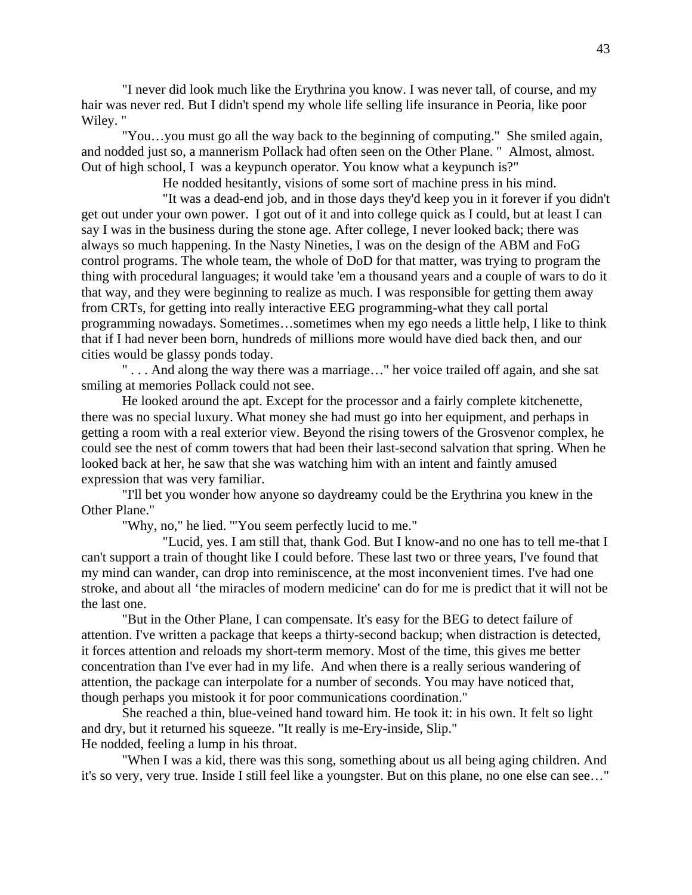"I never did look much like the Erythrina you know. I was never tall, of course, and my hair was never red. But I didn't spend my whole life selling life insurance in Peoria, like poor Wiley. "

"You…you must go all the way back to the beginning of computing." She smiled again, and nodded just so, a mannerism Pollack had often seen on the Other Plane. " Almost, almost. Out of high school, I was a keypunch operator. You know what a keypunch is?"

He nodded hesitantly, visions of some sort of machine press in his mind.

"It was a dead-end job, and in those days they'd keep you in it forever if you didn't get out under your own power. I got out of it and into college quick as I could, but at least I can say I was in the business during the stone age. After college, I never looked back; there was always so much happening. In the Nasty Nineties, I was on the design of the ABM and FoG control programs. The whole team, the whole of DoD for that matter, was trying to program the thing with procedural languages; it would take 'em a thousand years and a couple of wars to do it that way, and they were beginning to realize as much. I was responsible for getting them away from CRTs, for getting into really interactive EEG programming-what they call portal programming nowadays. Sometimes…sometimes when my ego needs a little help, I like to think that if I had never been born, hundreds of millions more would have died back then, and our cities would be glassy ponds today.

" . . . And along the way there was a marriage…" her voice trailed off again, and she sat smiling at memories Pollack could not see.

He looked around the apt. Except for the processor and a fairly complete kitchenette, there was no special luxury. What money she had must go into her equipment, and perhaps in getting a room with a real exterior view. Beyond the rising towers of the Grosvenor complex, he could see the nest of comm towers that had been their last-second salvation that spring. When he looked back at her, he saw that she was watching him with an intent and faintly amused expression that was very familiar.

"I'll bet you wonder how anyone so daydreamy could be the Erythrina you knew in the Other Plane."

"Why, no," he lied. "'You seem perfectly lucid to me."

"Lucid, yes. I am still that, thank God. But I know-and no one has to tell me-that I can't support a train of thought like I could before. These last two or three years, I've found that my mind can wander, can drop into reminiscence, at the most inconvenient times. I've had one stroke, and about all 'the miracles of modern medicine' can do for me is predict that it will not be the last one.

"But in the Other Plane, I can compensate. It's easy for the BEG to detect failure of attention. I've written a package that keeps a thirty-second backup; when distraction is detected, it forces attention and reloads my short-term memory. Most of the time, this gives me better concentration than I've ever had in my life. And when there is a really serious wandering of attention, the package can interpolate for a number of seconds. You may have noticed that, though perhaps you mistook it for poor communications coordination."

She reached a thin, blue-veined hand toward him. He took it: in his own. It felt so light and dry, but it returned his squeeze. "It really is me-Ery-inside, Slip."

He nodded, feeling a lump in his throat.

"When I was a kid, there was this song, something about us all being aging children. And it's so very, very true. Inside I still feel like a youngster. But on this plane, no one else can see…"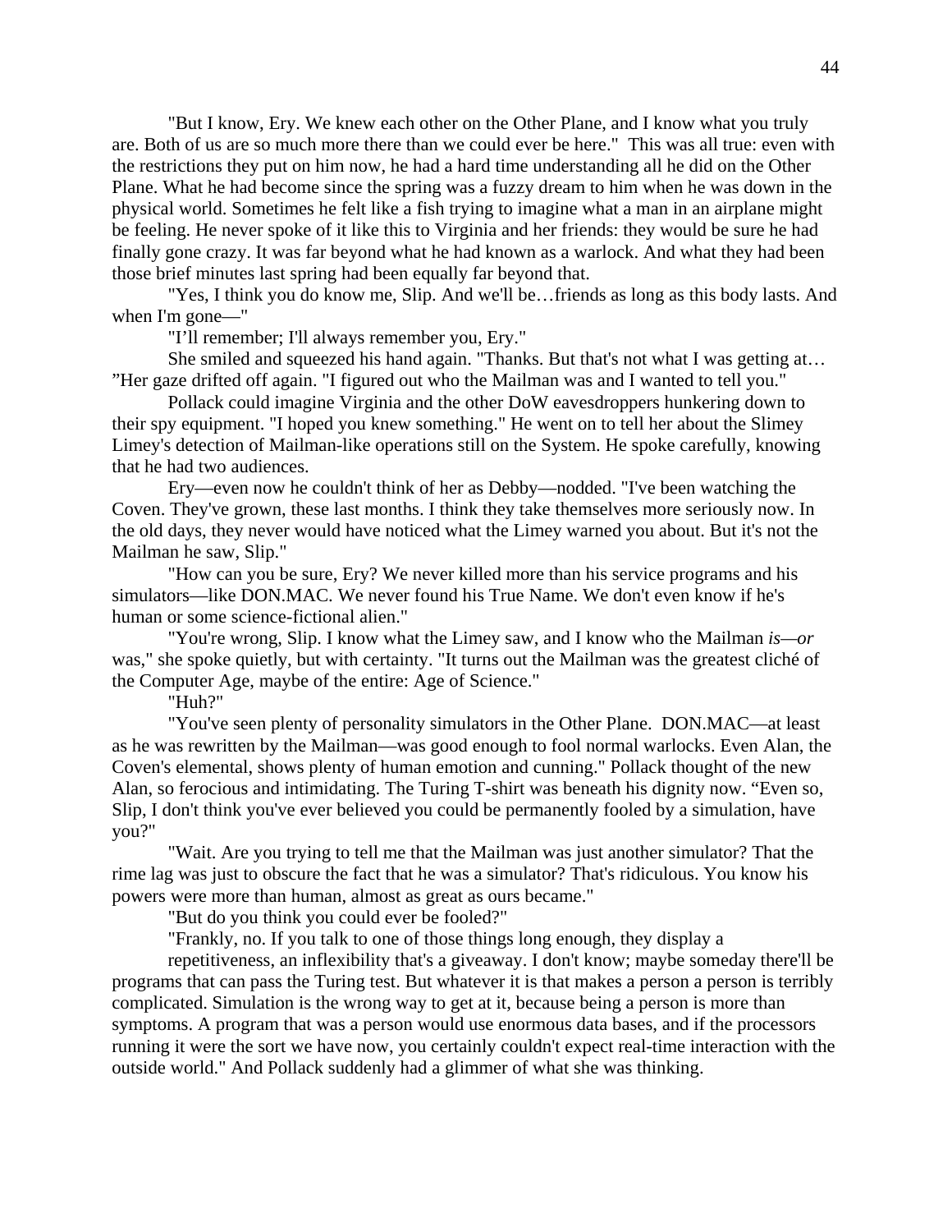"But I know, Ery. We knew each other on the Other Plane, and I know what you truly are. Both of us are so much more there than we could ever be here." This was all true: even with the restrictions they put on him now, he had a hard time understanding all he did on the Other Plane. What he had become since the spring was a fuzzy dream to him when he was down in the physical world. Sometimes he felt like a fish trying to imagine what a man in an airplane might be feeling. He never spoke of it like this to Virginia and her friends: they would be sure he had finally gone crazy. It was far beyond what he had known as a warlock. And what they had been those brief minutes last spring had been equally far beyond that.

"Yes, I think you do know me, Slip. And we'll be…friends as long as this body lasts. And when I'm gone—"

"I'll remember; I'll always remember you, Ery."

She smiled and squeezed his hand again. "Thanks. But that's not what I was getting at… "Her gaze drifted off again. "I figured out who the Mailman was and I wanted to tell you."

Pollack could imagine Virginia and the other DoW eavesdroppers hunkering down to their spy equipment. "I hoped you knew something." He went on to tell her about the Slimey Limey's detection of Mailman-like operations still on the System. He spoke carefully, knowing that he had two audiences.

Ery—even now he couldn't think of her as Debby—nodded. "I've been watching the Coven. They've grown, these last months. I think they take themselves more seriously now. In the old days, they never would have noticed what the Limey warned you about. But it's not the Mailman he saw, Slip."

"How can you be sure, Ery? We never killed more than his service programs and his simulators—like DON.MAC. We never found his True Name. We don't even know if he's human or some science-fictional alien."

"You're wrong, Slip. I know what the Limey saw, and I know who the Mailman *is—or* was," she spoke quietly, but with certainty. "It turns out the Mailman was the greatest cliché of the Computer Age, maybe of the entire: Age of Science."

"Huh?"

"You've seen plenty of personality simulators in the Other Plane. DON.MAC—at least as he was rewritten by the Mailman—was good enough to fool normal warlocks. Even Alan, the Coven's elemental, shows plenty of human emotion and cunning." Pollack thought of the new Alan, so ferocious and intimidating. The Turing T-shirt was beneath his dignity now. "Even so, Slip, I don't think you've ever believed you could be permanently fooled by a simulation, have you?"

"Wait. Are you trying to tell me that the Mailman was just another simulator? That the rime lag was just to obscure the fact that he was a simulator? That's ridiculous. You know his powers were more than human, almost as great as ours became."

"But do you think you could ever be fooled?"

"Frankly, no. If you talk to one of those things long enough, they display a

repetitiveness, an inflexibility that's a giveaway. I don't know; maybe someday there'll be programs that can pass the Turing test. But whatever it is that makes a person a person is terribly complicated. Simulation is the wrong way to get at it, because being a person is more than symptoms. A program that was a person would use enormous data bases, and if the processors running it were the sort we have now, you certainly couldn't expect real-time interaction with the outside world." And Pollack suddenly had a glimmer of what she was thinking.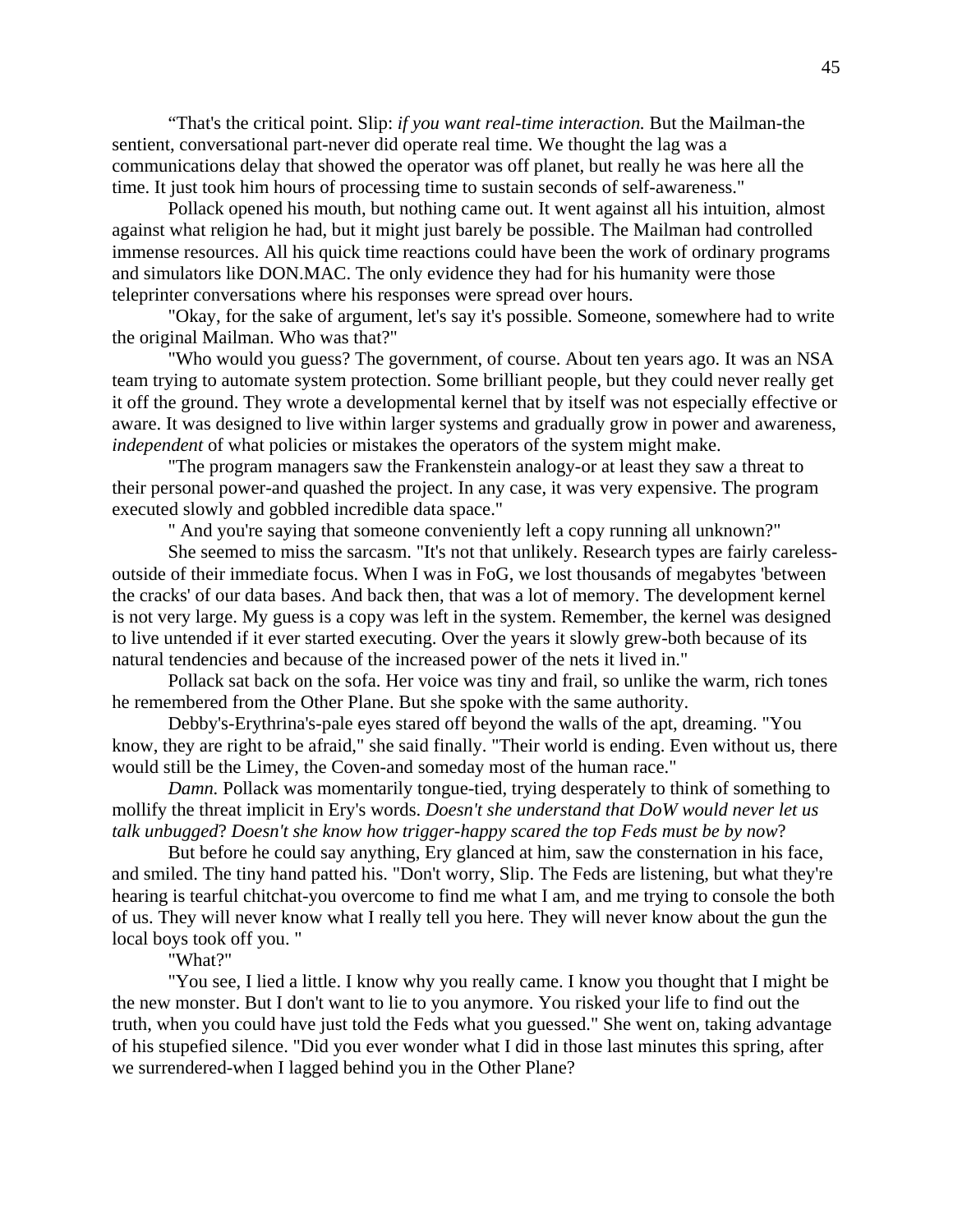"That's the critical point. Slip: *if you want real-time interaction.* But the Mailman-the sentient, conversational part-never did operate real time. We thought the lag was a communications delay that showed the operator was off planet, but really he was here all the time. It just took him hours of processing time to sustain seconds of self-awareness."

Pollack opened his mouth, but nothing came out. It went against all his intuition, almost against what religion he had, but it might just barely be possible. The Mailman had controlled immense resources. All his quick time reactions could have been the work of ordinary programs and simulators like DON.MAC. The only evidence they had for his humanity were those teleprinter conversations where his responses were spread over hours.

"Okay, for the sake of argument, let's say it's possible. Someone, somewhere had to write the original Mailman. Who was that?"

"Who would you guess? The government, of course. About ten years ago. It was an NSA team trying to automate system protection. Some brilliant people, but they could never really get it off the ground. They wrote a developmental kernel that by itself was not especially effective or aware. It was designed to live within larger systems and gradually grow in power and awareness, *independent* of what policies or mistakes the operators of the system might make.

"The program managers saw the Frankenstein analogy-or at least they saw a threat to their personal power-and quashed the project. In any case, it was very expensive. The program executed slowly and gobbled incredible data space."

" And you're saying that someone conveniently left a copy running all unknown?"

She seemed to miss the sarcasm. "It's not that unlikely. Research types are fairly careless-outside of their immediate focus. When I was in FoG, we lost thousands of megabytes 'between the cracks' of our data bases. And back then, that was a lot of memory. The development kernel is not very large. My guess is a copy was left in the system. Remember, the kernel was designed to live untended if it ever started executing. Over the years it slowly grew-both because of its natural tendencies and because of the increased power of the nets it lived in."

Pollack sat back on the sofa. Her voice was tiny and frail, so unlike the warm, rich tones he remembered from the Other Plane. But she spoke with the same authority.

Debby's-Erythrina's-pale eyes stared off beyond the walls of the apt, dreaming. "You know, they are right to be afraid," she said finally. "Their world is ending. Even without us, there would still be the Limey, the Coven-and someday most of the human race."

*Damn.* Pollack was momentarily tongue-tied, trying desperately to think of something to mollify the threat implicit in Ery's words. *Doesn't she understand that DoW would never let us talk unbugged*? *Doesn't she know how trigger-happy scared the top Feds must be by now*?

But before he could say anything, Ery glanced at him, saw the consternation in his face, and smiled. The tiny hand patted his. "Don't worry, Slip. The Feds are listening, but what they're hearing is tearful chitchat-you overcome to find me what I am, and me trying to console the both of us. They will never know what I really tell you here. They will never know about the gun the local boys took off you. "

"What?"

"You see, I lied a little. I know why you really came. I know you thought that I might be the new monster. But I don't want to lie to you anymore. You risked your life to find out the truth, when you could have just told the Feds what you guessed." She went on, taking advantage of his stupefied silence. "Did you ever wonder what I did in those last minutes this spring, after we surrendered-when I lagged behind you in the Other Plane?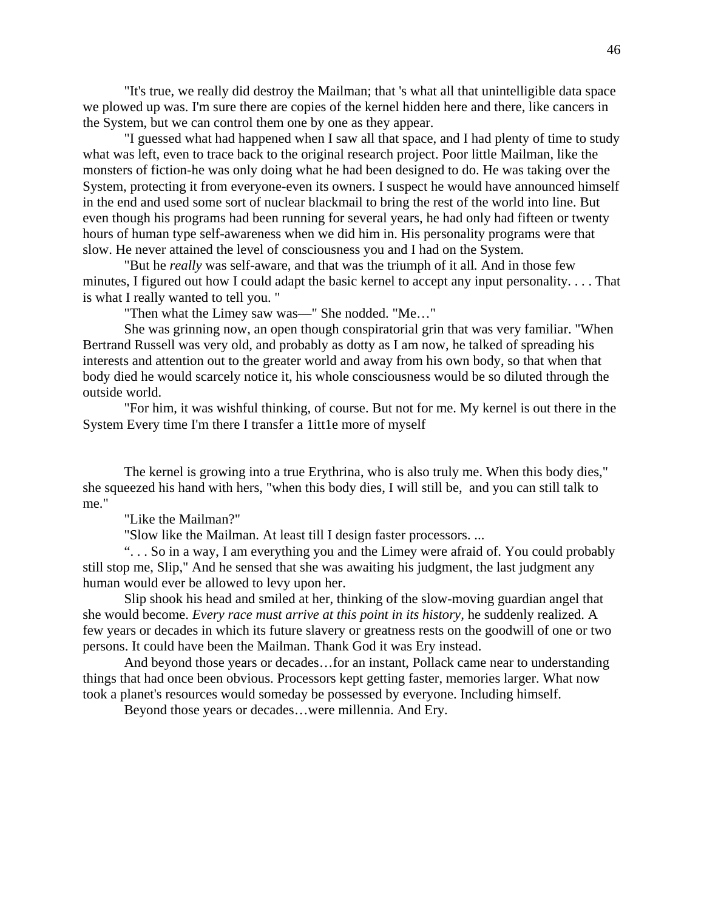"It's true, we really did destroy the Mailman; that 's what all that unintelligible data space we plowed up was. I'm sure there are copies of the kernel hidden here and there, like cancers in the System, but we can control them one by one as they appear.

"I guessed what had happened when I saw all that space, and I had plenty of time to study what was left, even to trace back to the original research project. Poor little Mailman, like the monsters of fiction-he was only doing what he had been designed to do. He was taking over the System, protecting it from everyone-even its owners. I suspect he would have announced himself in the end and used some sort of nuclear blackmail to bring the rest of the world into line. But even though his programs had been running for several years, he had only had fifteen or twenty hours of human type self-awareness when we did him in. His personality programs were that slow. He never attained the level of consciousness you and I had on the System.

"But he *really* was self-aware, and that was the triumph of it all. And in those few minutes, I figured out how I could adapt the basic kernel to accept any input personality. . . . That is what I really wanted to tell you. "

"Then what the Limey saw was—" She nodded. "Me…"

She was grinning now, an open though conspiratorial grin that was very familiar. "When Bertrand Russell was very old, and probably as dotty as I am now, he talked of spreading his interests and attention out to the greater world and away from his own body, so that when that body died he would scarcely notice it, his whole consciousness would be so diluted through the outside world.

"For him, it was wishful thinking, of course. But not for me. My kernel is out there in the System Every time I'm there I transfer a 1itt1e more of myself

The kernel is growing into a true Erythrina, who is also truly me. When this body dies," she squeezed his hand with hers, "when this body dies, I will still be, and you can still talk to me."

"Like the Mailman?"

"Slow like the Mailman. At least till I design faster processors. ...

". . . So in a way, I am everything you and the Limey were afraid of. You could probably still stop me, Slip," And he sensed that she was awaiting his judgment, the last judgment any human would ever be allowed to levy upon her.

Slip shook his head and smiled at her, thinking of the slow-moving guardian angel that she would become. *Every race must arrive at this point in its history*, he suddenly realized. A few years or decades in which its future slavery or greatness rests on the goodwill of one or two persons. It could have been the Mailman. Thank God it was Ery instead.

And beyond those years or decades…for an instant, Pollack came near to understanding things that had once been obvious. Processors kept getting faster, memories larger. What now took a planet's resources would someday be possessed by everyone. Including himself.

Beyond those years or decades…were millennia. And Ery.